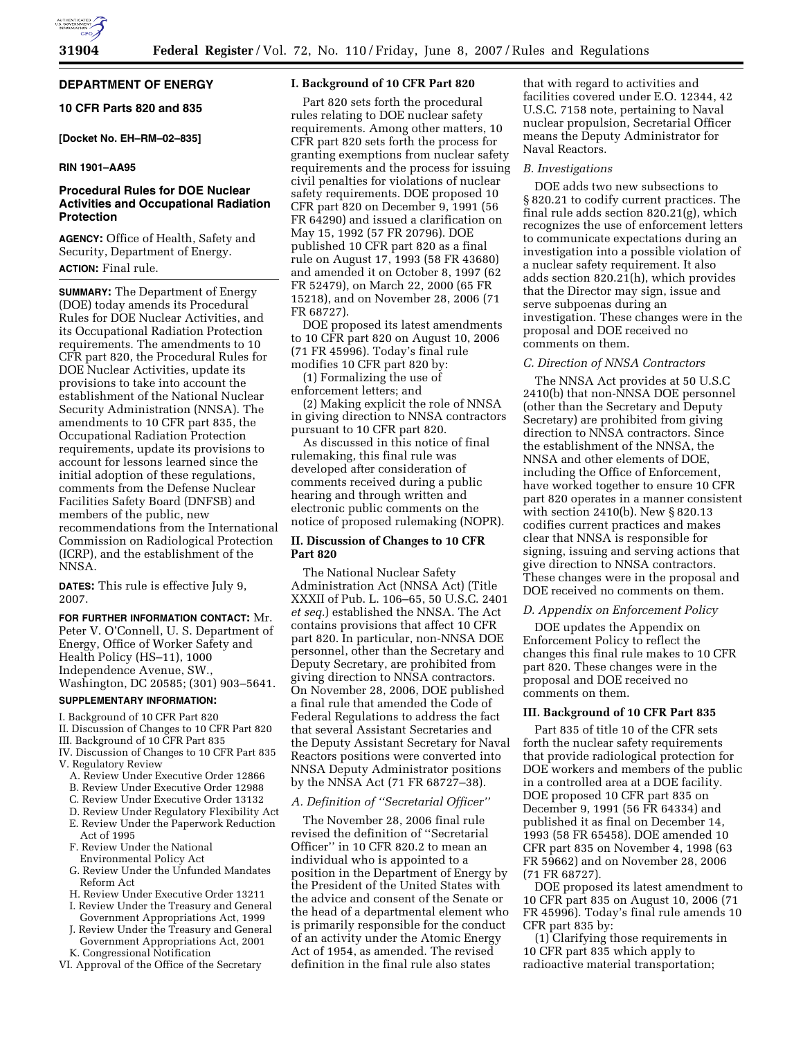**DEPARTMENT OF ENERGY**

**10 CFR Parts 820 and 835**

**[Docket No. EH–RM–02–835]**

**RIN 1901–AA95**

## Procedural Rules for DOE Nuclear Activities and Occupational Radiation Protection

**AGENCY:** Office of Health, Safety and Security, Department of Energy.

**ACTION:** Final rule.

**SUMMARY:** The Department of Energy (DOE) today amends its Procedural Rules for DOE Nuclear Activities, and its Occupational Radiation Protection requirements. The amendments to 10 CFR part 820, the Procedural Rules for DOE Nuclear Activities, update its provisions to take into account the establishment of the National Nuclear Security Administration (NNSA). The amendments to 10 CFR part 835, the Occupational Radiation Protection requirements, update its provisions to account for lessons learned since the initial adoption of these regulations, comments from the Defense Nuclear Facilities Safety Board (DNFSB) and members of the public, new recommendations from the International Commission on Radiological Protection (ICRP), and the establishment of the NNSA.

**DATES:** This rule is effective July 9, 2007.

**FOR FURTHER INFORMATION CONTACT:** Mr. Peter V. O'Connell, U. S. Department of Energy, Office of Worker Safety and Health Policy (HS–11), 1000 Independence Avenue, SW., Washington, DC 20585; (301) 903–5641.

**SUPPLEMENTARY INFORMATION:**

I. Background of 10 CFR Part 820
II. Discussion of Changes to 10 CFR Part 820
III. Background of 10 CFR Part 835
IV. Discussion of Changes to 10 CFR Part 835
V. Regulatory Review
  A. Review Under Executive Order 12866
  B. Review Under Executive Order 12988
  C. Review Under Executive Order 13132
  D. Review Under Regulatory Flexibility Act
  E. Review Under the Paperwork Reduction Act of 1995
  F. Review Under the National Environmental Policy Act
  G. Review Under the Unfunded Mandates Reform Act
  H. Review Under Executive Order 13211
  I. Review Under the Treasury and General Government Appropriations Act, 1999
  J. Review Under the Treasury and General Government Appropriations Act, 2001
  K. Congressional Notification
VI. Approval of the Office of the Secretary

### I. Background of 10 CFR Part 820

Part 820 sets forth the procedural rules relating to DOE nuclear safety requirements. Among other matters, 10 CFR part 820 sets forth the process for granting exemptions from nuclear safety requirements and the process for issuing civil penalties for violations of nuclear safety requirements. DOE proposed 10 CFR part 820 on December 9, 1991 (56 FR 64290) and issued a clarification on May 15, 1992 (57 FR 20796). DOE published 10 CFR part 820 as a final rule on August 17, 1993 (58 FR 43680) and amended it on October 8, 1997 (62 FR 52479), on March 22, 2000 (65 FR 15218), and on November 28, 2006 (71 FR 68727).

DOE proposed its latest amendments to 10 CFR part 820 on August 10, 2006 (71 FR 45996). Today's final rule modifies 10 CFR part 820 by:

(1) Formalizing the use of enforcement letters; and

(2) Making explicit the role of NNSA in giving direction to NNSA contractors pursuant to 10 CFR part 820.

As discussed in this notice of final rulemaking, this final rule was developed after consideration of comments received during a public hearing and through written and electronic public comments on the notice of proposed rulemaking (NOPR).

### II. Discussion of Changes to 10 CFR Part 820

The National Nuclear Safety Administration Act (NNSA Act) (Title XXXII of Pub. L. 106–65, 50 U.S.C. 2401 *et seq.*) established the NNSA. The Act contains provisions that affect 10 CFR part 820. In particular, non-NNSA DOE personnel, other than the Secretary and Deputy Secretary, are prohibited from giving direction to NNSA contractors. On November 28, 2006, DOE published a final rule that amended the Code of Federal Regulations to address the fact that several Assistant Secretaries and the Deputy Assistant Secretary for Naval Reactors positions were converted into NNSA Deputy Administrator positions by the NNSA Act (71 FR 68727–38).

*A. Definition of "Secretarial Officer"*

The November 28, 2006 final rule revised the definition of "Secretarial Officer" in 10 CFR 820.2 to mean an individual who is appointed to a position in the Department of Energy by the President of the United States with the advice and consent of the Senate or the head of a departmental element who is primarily responsible for the conduct of an activity under the Atomic Energy Act of 1954, as amended. The revised definition in the final rule also states that with regard to activities and facilities covered under E.O. 12344, 42 U.S.C. 7158 note, pertaining to Naval nuclear propulsion, Secretarial Officer means the Deputy Administrator for Naval Reactors.

*B. Investigations*

DOE adds two new subsections to § 820.21 to codify current practices. The final rule adds section 820.21(g), which recognizes the use of enforcement letters to communicate expectations during an investigation into a possible violation of a nuclear safety requirement. It also adds section 820.21(h), which provides that the Director may sign, issue and serve subpoenas during an investigation. These changes were in the proposal and DOE received no comments on them.

*C. Direction of NNSA Contractors*

The NNSA Act provides at 50 U.S.C 2410(b) that non-NNSA DOE personnel (other than the Secretary and Deputy Secretary) are prohibited from giving direction to NNSA contractors. Since the establishment of the NNSA, the NNSA and other elements of DOE, including the Office of Enforcement, have worked together to ensure 10 CFR part 820 operates in a manner consistent with section 2410(b). New § 820.13 codifies current practices and makes clear that NNSA is responsible for signing, issuing and serving actions that give direction to NNSA contractors. These changes were in the proposal and DOE received no comments on them.

*D. Appendix on Enforcement Policy*

DOE updates the Appendix on Enforcement Policy to reflect the changes this final rule makes to 10 CFR part 820. These changes were in the proposal and DOE received no comments on them.

### III. Background of 10 CFR Part 835

Part 835 of title 10 of the CFR sets forth the nuclear safety requirements that provide radiological protection for DOE workers and members of the public in a controlled area at a DOE facility. DOE proposed 10 CFR part 835 on December 9, 1991 (56 FR 64334) and published it as final on December 14, 1993 (58 FR 65458). DOE amended 10 CFR part 835 on November 4, 1998 (63 FR 59662) and on November 28, 2006 (71 FR 68727).

DOE proposed its latest amendment to 10 CFR part 835 on August 10, 2006 (71 FR 45996). Today's final rule amends 10 CFR part 835 by:

(1) Clarifying those requirements in 10 CFR part 835 which apply to radioactive material transportation;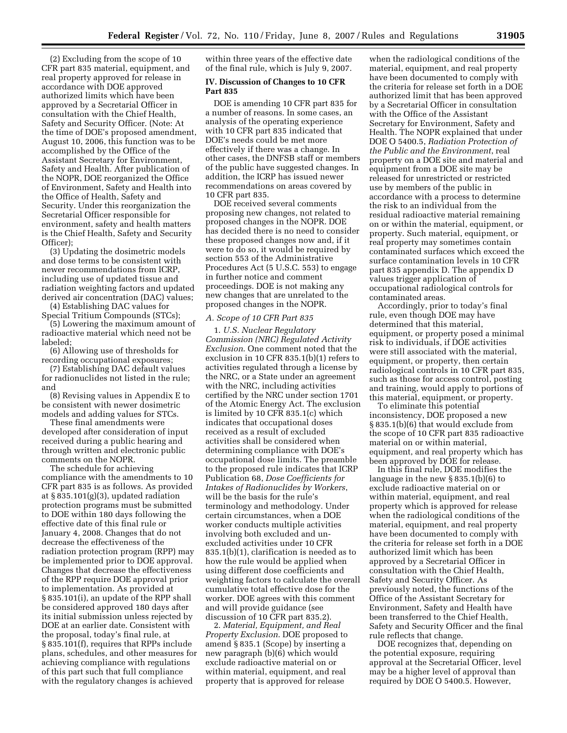(2) Excluding from the scope of 10 CFR part 835 material, equipment, and real property approved for release in accordance with DOE approved authorized limits which have been approved by a Secretarial Officer in consultation with the Chief Health, Safety and Security Officer. (Note: At the time of DOE's proposed amendment, August 10, 2006, this function was to be accomplished by the Office of the Assistant Secretary for Environment, Safety and Health. After publication of the NOPR, DOE reorganized the Office of Environment, Safety and Health into the Office of Health, Safety and Security. Under this reorganization the Secretarial Officer responsible for environment, safety and health matters is the Chief Health, Safety and Security Officer);

(3) Updating the dosimetric models and dose terms to be consistent with newer recommendations from ICRP, including use of updated tissue and radiation weighting factors and updated derived air concentration (DAC) values;

(4) Establishing DAC values for Special Tritium Compounds (STCs);

(5) Lowering the maximum amount of radioactive material which need not be labeled;

(6) Allowing use of thresholds for recording occupational exposures;

(7) Establishing DAC default values for radionuclides not listed in the rule; and

(8) Revising values in Appendix E to be consistent with newer dosimetric models and adding values for STCs.

These final amendments were developed after consideration of input received during a public hearing and through written and electronic public comments on the NOPR.

The schedule for achieving compliance with the amendments to 10 CFR part 835 is as follows. As provided at § 835.101(g)(3), updated radiation protection programs must be submitted to DOE within 180 days following the effective date of this final rule or January 4, 2008. Changes that do not decrease the effectiveness of the radiation protection program (RPP) may be implemented prior to DOE approval. Changes that decrease the effectiveness of the RPP require DOE approval prior to implementation. As provided at § 835.101(i), an update of the RPP shall be considered approved 180 days after its initial submission unless rejected by DOE at an earlier date. Consistent with the proposal, today's final rule, at § 835.101(f), requires that RPPs include plans, schedules, and other measures for achieving compliance with regulations of this part such that full compliance with the regulatory changes is achieved within three years of the effective date of the final rule, which is July 9, 2007.

## IV. Discussion of Changes to 10 CFR Part 835

DOE is amending 10 CFR part 835 for a number of reasons. In some cases, an analysis of the operating experience with 10 CFR part 835 indicated that DOE's needs could be met more effectively if there was a change. In other cases, the DNFSB staff or members of the public have suggested changes. In addition, the ICRP has issued newer recommendations on areas covered by 10 CFR part 835.

DOE received several comments proposing new changes, not related to proposed changes in the NOPR. DOE has decided there is no need to consider these proposed changes now and, if it were to do so, it would be required by section 553 of the Administrative Procedures Act (5 U.S.C. 553) to engage in further notice and comment proceedings. DOE is not making any new changes that are unrelated to the proposed changes in the NOPR.

### *A. Scope of 10 CFR Part 835*

1. *U.S. Nuclear Regulatory Commission (NRC) Regulated Activity Exclusion*. One comment noted that the exclusion in 10 CFR 835.1(b)(1) refers to activities regulated through a license by the NRC, or a State under an agreement with the NRC, including activities certified by the NRC under section 1701 of the Atomic Energy Act. The exclusion is limited by 10 CFR 835.1(c) which indicates that occupational doses received as a result of excluded activities shall be considered when determining compliance with DOE's occupational dose limits. The preamble to the proposed rule indicates that ICRP Publication 68, *Dose Coefficients for Intakes of Radionuclides by Workers*, will be the basis for the rule's terminology and methodology. Under certain circumstances, when a DOE worker conducts multiple activities involving both excluded and un-excluded activities under 10 CFR 835.1(b)(1), clarification is needed as to how the rule would be applied when using different dose coefficients and weighting factors to calculate the overall cumulative total effective dose for the worker. DOE agrees with this comment and will provide guidance (see discussion of 10 CFR part 835.2).

2. *Material, Equipment, and Real Property Exclusion*. DOE proposed to amend § 835.1 (Scope) by inserting a new paragraph (b)(6) which would exclude radioactive material on or within material, equipment, and real property that is approved for release when the radiological conditions of the material, equipment, and real property have been documented to comply with the criteria for release set forth in a DOE authorized limit that has been approved by a Secretarial Officer in consultation with the Office of the Assistant Secretary for Environment, Safety and Health. The NOPR explained that under DOE O 5400.5, *Radiation Protection of the Public and the Environment*, real property on a DOE site and material and equipment from a DOE site may be released for unrestricted or restricted use by members of the public in accordance with a process to determine the risk to an individual from the residual radioactive material remaining on or within the material, equipment, or property. Such material, equipment, or real property may sometimes contain contaminated surfaces which exceed the surface contamination levels in 10 CFR part 835 appendix D. The appendix D values trigger application of occupational radiological controls for contaminated areas.

Accordingly, prior to today's final rule, even though DOE may have determined that this material, equipment, or property posed a minimal risk to individuals, if DOE activities were still associated with the material, equipment, or property, then certain radiological controls in 10 CFR part 835, such as those for access control, posting and training, would apply to portions of this material, equipment, or property.

To eliminate this potential inconsistency, DOE proposed a new § 835.1(b)(6) that would exclude from the scope of 10 CFR part 835 radioactive material on or within material, equipment, and real property which has been approved by DOE for release.

In this final rule, DOE modifies the language in the new § 835.1(b)(6) to exclude radioactive material on or within material, equipment, and real property which is approved for release when the radiological conditions of the material, equipment, and real property have been documented to comply with the criteria for release set forth in a DOE authorized limit which has been approved by a Secretarial Officer in consultation with the Chief Health, Safety and Security Officer. As previously noted, the functions of the Office of the Assistant Secretary for Environment, Safety and Health have been transferred to the Chief Health, Safety and Security Officer and the final rule reflects that change.

DOE recognizes that, depending on the potential exposure, requiring approval at the Secretarial Officer, level may be a higher level of approval than required by DOE O 5400.5. However,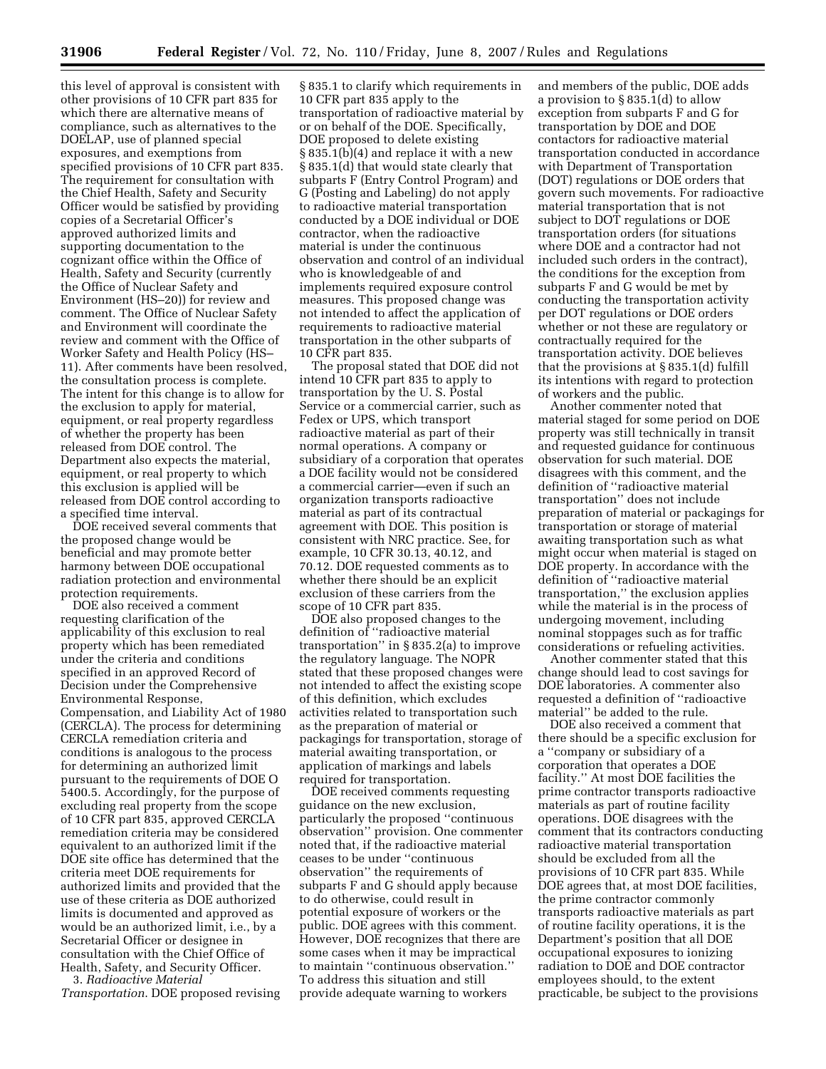this level of approval is consistent with other provisions of 10 CFR part 835 for which there are alternative means of compliance, such as alternatives to the DOELAP, use of planned special exposures, and exemptions from specified provisions of 10 CFR part 835. The requirement for consultation with the Chief Health, Safety and Security Officer would be satisfied by providing copies of a Secretarial Officer's approved authorized limits and supporting documentation to the cognizant office within the Office of Health, Safety and Security (currently the Office of Nuclear Safety and Environment (HS–20)) for review and comment. The Office of Nuclear Safety and Environment will coordinate the review and comment with the Office of Worker Safety and Health Policy (HS–11). After comments have been resolved, the consultation process is complete. The intent for this change is to allow for the exclusion to apply for material, equipment, or real property regardless of whether the property has been released from DOE control. The Department also expects the material, equipment, or real property to which this exclusion is applied will be released from DOE control according to a specified time interval.

DOE received several comments that the proposed change would be beneficial and may promote better harmony between DOE occupational radiation protection and environmental protection requirements.

DOE also received a comment requesting clarification of the applicability of this exclusion to real property which has been remediated under the criteria and conditions specified in an approved Record of Decision under the Comprehensive Environmental Response, Compensation, and Liability Act of 1980 (CERCLA). The process for determining CERCLA remediation criteria and conditions is analogous to the process for determining an authorized limit pursuant to the requirements of DOE O 5400.5. Accordingly, for the purpose of excluding real property from the scope of 10 CFR part 835, approved CERCLA remediation criteria may be considered equivalent to an authorized limit if the DOE site office has determined that the criteria meet DOE requirements for authorized limits and provided that the use of these criteria as DOE authorized limits is documented and approved as would be an authorized limit, i.e., by a Secretarial Officer or designee in consultation with the Chief Office of Health, Safety, and Security Officer.

3. *Radioactive Material Transportation.* DOE proposed revising § 835.1 to clarify which requirements in 10 CFR part 835 apply to the transportation of radioactive material by or on behalf of the DOE. Specifically, DOE proposed to delete existing § 835.1(b)(4) and replace it with a new § 835.1(d) that would state clearly that subparts F (Entry Control Program) and G (Posting and Labeling) do not apply to radioactive material transportation conducted by a DOE individual or DOE contractor, when the radioactive material is under the continuous observation and control of an individual who is knowledgeable of and implements required exposure control measures. This proposed change was not intended to affect the application of requirements to radioactive material transportation in the other subparts of 10 CFR part 835.

The proposal stated that DOE did not intend 10 CFR part 835 to apply to transportation by the U. S. Postal Service or a commercial carrier, such as Fedex or UPS, which transport radioactive material as part of their normal operations. A company or subsidiary of a corporation that operates a DOE facility would not be considered a commercial carrier—even if such an organization transports radioactive material as part of its contractual agreement with DOE. This position is consistent with NRC practice. See, for example, 10 CFR 30.13, 40.12, and 70.12. DOE requested comments as to whether there should be an explicit exclusion of these carriers from the scope of 10 CFR part 835.

DOE also proposed changes to the definition of ''radioactive material transportation'' in § 835.2(a) to improve the regulatory language. The NOPR stated that these proposed changes were not intended to affect the existing scope of this definition, which excludes activities related to transportation such as the preparation of material or packagings for transportation, storage of material awaiting transportation, or application of markings and labels required for transportation.

DOE received comments requesting guidance on the new exclusion, particularly the proposed ''continuous observation'' provision. One commenter noted that, if the radioactive material ceases to be under ''continuous observation'' the requirements of subparts F and G should apply because to do otherwise, could result in potential exposure of workers or the public. DOE agrees with this comment. However, DOE recognizes that there are some cases when it may be impractical to maintain ''continuous observation.'' To address this situation and still provide adequate warning to workers and members of the public, DOE adds a provision to § 835.1(d) to allow exception from subparts F and G for transportation by DOE and DOE contactors for radioactive material transportation conducted in accordance with Department of Transportation (DOT) regulations or DOE orders that govern such movements. For radioactive material transportation that is not subject to DOT regulations or DOE transportation orders (for situations where DOE and a contractor had not included such orders in the contract), the conditions for the exception from subparts F and G would be met by conducting the transportation activity per DOT regulations or DOE orders whether or not these are regulatory or contractually required for the transportation activity. DOE believes that the provisions at § 835.1(d) fulfill its intentions with regard to protection of workers and the public.

Another commenter noted that material staged for some period on DOE property was still technically in transit and requested guidance for continuous observation for such material. DOE disagrees with this comment, and the definition of ''radioactive material transportation'' does not include preparation of material or packagings for transportation or storage of material awaiting transportation such as what might occur when material is staged on DOE property. In accordance with the definition of ''radioactive material transportation,'' the exclusion applies while the material is in the process of undergoing movement, including nominal stoppages such as for traffic considerations or refueling activities.

Another commenter stated that this change should lead to cost savings for DOE laboratories. A commenter also requested a definition of ''radioactive material'' be added to the rule.

DOE also received a comment that there should be a specific exclusion for a ''company or subsidiary of a corporation that operates a DOE facility.'' At most DOE facilities the prime contractor transports radioactive materials as part of routine facility operations. DOE disagrees with the comment that its contractors conducting radioactive material transportation should be excluded from all the provisions of 10 CFR part 835. While DOE agrees that, at most DOE facilities, the prime contractor commonly transports radioactive materials as part of routine facility operations, it is the Department's position that all DOE occupational exposures to ionizing radiation to DOE and DOE contractor employees should, to the extent practicable, be subject to the provisions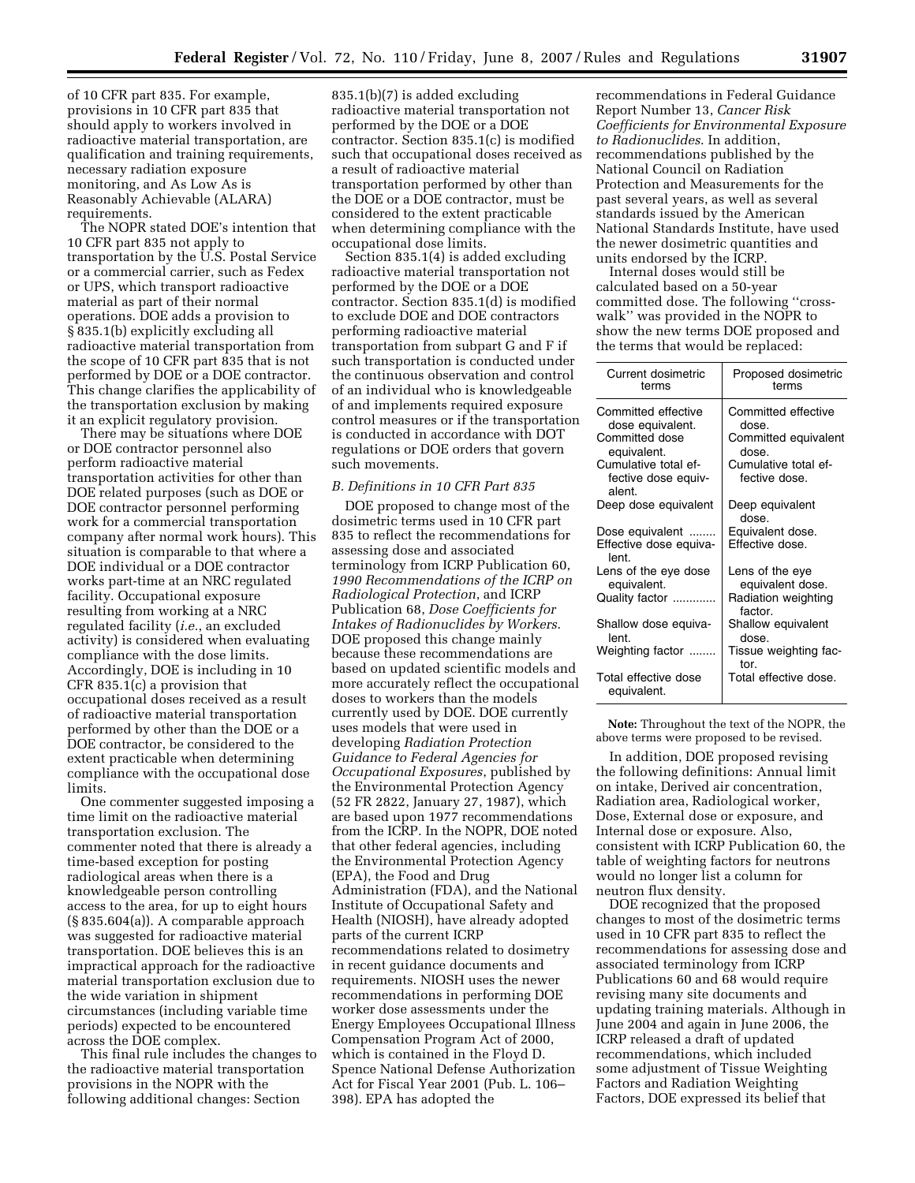of 10 CFR part 835. For example, provisions in 10 CFR part 835 that should apply to workers involved in radioactive material transportation, are qualification and training requirements, necessary radiation exposure monitoring, and As Low As is Reasonably Achievable (ALARA) requirements.

The NOPR stated DOE's intention that 10 CFR part 835 not apply to transportation by the U.S. Postal Service or a commercial carrier, such as Fedex or UPS, which transport radioactive material as part of their normal operations. DOE adds a provision to § 835.1(b) explicitly excluding all radioactive material transportation from the scope of 10 CFR part 835 that is not performed by DOE or a DOE contractor. This change clarifies the applicability of the transportation exclusion by making it an explicit regulatory provision.

There may be situations where DOE or DOE contractor personnel also perform radioactive material transportation activities for other than DOE related purposes (such as DOE or DOE contractor personnel performing work for a commercial transportation company after normal work hours). This situation is comparable to that where a DOE individual or a DOE contractor works part-time at an NRC regulated facility. Occupational exposure resulting from working at a NRC regulated facility (*i.e.*, an excluded activity) is considered when evaluating compliance with the dose limits. Accordingly, DOE is including in 10 CFR 835.1(c) a provision that occupational doses received as a result of radioactive material transportation performed by other than the DOE or a DOE contractor, be considered to the extent practicable when determining compliance with the occupational dose limits.

One commenter suggested imposing a time limit on the radioactive material transportation exclusion. The commenter noted that there is already a time-based exception for posting radiological areas when there is a knowledgeable person controlling access to the area, for up to eight hours (§ 835.604(a)). A comparable approach was suggested for radioactive material transportation. DOE believes this is an impractical approach for the radioactive material transportation exclusion due to the wide variation in shipment circumstances (including variable time periods) expected to be encountered across the DOE complex.

This final rule includes the changes to the radioactive material transportation provisions in the NOPR with the following additional changes: Section 835.1(b)(7) is added excluding radioactive material transportation not performed by the DOE or a DOE contractor. Section 835.1(c) is modified such that occupational doses received as a result of radioactive material transportation performed by other than the DOE or a DOE contractor, must be considered to the extent practicable when determining compliance with the occupational dose limits.

Section 835.1(4) is added excluding radioactive material transportation not performed by the DOE or a DOE contractor. Section 835.1(d) is modified to exclude DOE and DOE contractors performing radioactive material transportation from subpart G and F if such transportation is conducted under the continuous observation and control of an individual who is knowledgeable of and implements required exposure control measures or if the transportation is conducted in accordance with DOT regulations or DOE orders that govern such movements.

### *B. Definitions in 10 CFR Part 835*

DOE proposed to change most of the dosimetric terms used in 10 CFR part 835 to reflect the recommendations for assessing dose and associated terminology from ICRP Publication 60, *1990 Recommendations of the ICRP on Radiological Protection*, and ICRP Publication 68, *Dose Coefficients for Intakes of Radionuclides by Workers*. DOE proposed this change mainly because these recommendations are based on updated scientific models and more accurately reflect the occupational doses to workers than the models currently used by DOE. DOE currently uses models that were used in developing *Radiation Protection Guidance to Federal Agencies for Occupational Exposures*, published by the Environmental Protection Agency (52 FR 2822, January 27, 1987), which are based upon 1977 recommendations from the ICRP. In the NOPR, DOE noted that other federal agencies, including the Environmental Protection Agency (EPA), the Food and Drug Administration (FDA), and the National Institute of Occupational Safety and Health (NIOSH), have already adopted parts of the current ICRP recommendations related to dosimetry in recent guidance documents and requirements. NIOSH uses the newer recommendations in performing DOE worker dose assessments under the Energy Employees Occupational Illness Compensation Program Act of 2000, which is contained in the Floyd D. Spence National Defense Authorization Act for Fiscal Year 2001 (Pub. L. 106–398). EPA has adopted the recommendations in Federal Guidance Report Number 13, *Cancer Risk Coefficients for Environmental Exposure to Radionuclides*. In addition, recommendations published by the National Council on Radiation Protection and Measurements for the past several years, as well as several standards issued by the American National Standards Institute, have used the newer dosimetric quantities and units endorsed by the ICRP.

Internal doses would still be calculated based on a 50-year committed dose. The following "cross-walk" was provided in the NOPR to show the new terms DOE proposed and the terms that would be replaced:

| Current dosimetric terms | Proposed dosimetric terms |
|---|---|
| Committed effective dose equivalent. | Committed effective dose. |
| Committed dose equivalent. | Committed equivalent dose. |
| Cumulative total effective dose equivalent. | Cumulative total effective dose. |
| Deep dose equivalent | Deep equivalent dose. |
| Dose equivalent | Equivalent dose. |
| Effective dose equivalent. | Effective dose. |
| Lens of the eye dose equivalent. | Lens of the eye equivalent dose. |
| Quality factor | Radiation weighting factor. |
| Shallow dose equivalent. | Shallow equivalent dose. |
| Weighting factor | Tissue weighting factor. |
| Total effective dose equivalent. | Total effective dose. |

**Note:** Throughout the text of the NOPR, the above terms were proposed to be revised.

In addition, DOE proposed revising the following definitions: Annual limit on intake, Derived air concentration, Radiation area, Radiological worker, Dose, External dose or exposure, and Internal dose or exposure. Also, consistent with ICRP Publication 60, the table of weighting factors for neutrons would no longer list a column for neutron flux density.

DOE recognized that the proposed changes to most of the dosimetric terms used in 10 CFR part 835 to reflect the recommendations for assessing dose and associated terminology from ICRP Publications 60 and 68 would require revising many site documents and updating training materials. Although in June 2004 and again in June 2006, the ICRP released a draft of updated recommendations, which included some adjustment of Tissue Weighting Factors and Radiation Weighting Factors, DOE expressed its belief that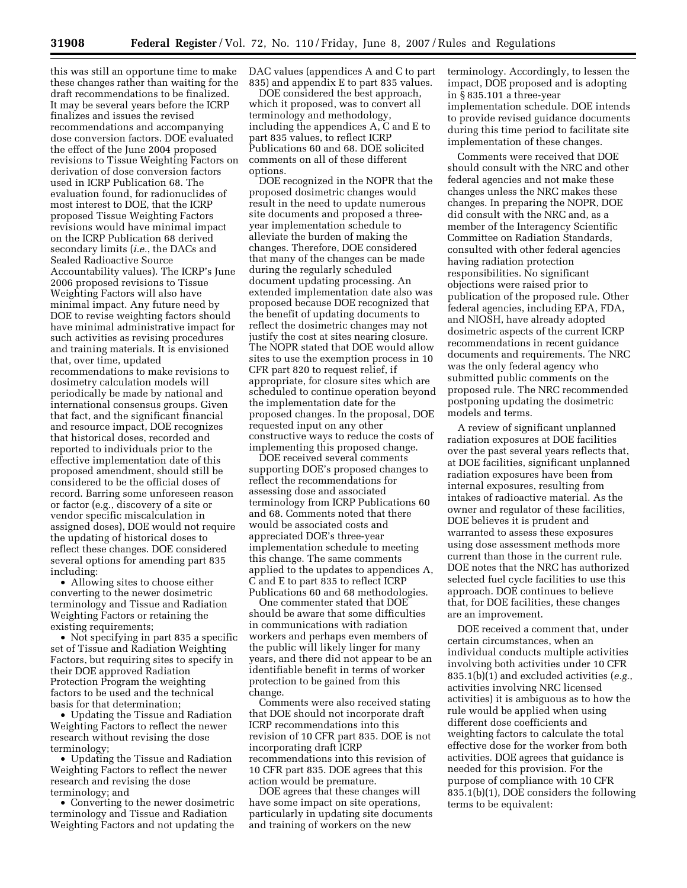this was still an opportune time to make these changes rather than waiting for the draft recommendations to be finalized. It may be several years before the ICRP finalizes and issues the revised recommendations and accompanying dose conversion factors. DOE evaluated the effect of the June 2004 proposed revisions to Tissue Weighting Factors on derivation of dose conversion factors used in ICRP Publication 68. The evaluation found, for radionuclides of most interest to DOE, that the ICRP proposed Tissue Weighting Factors revisions would have minimal impact on the ICRP Publication 68 derived secondary limits (*i.e.*, the DACs and Sealed Radioactive Source Accountability values). The ICRP's June 2006 proposed revisions to Tissue Weighting Factors will also have minimal impact. Any future need by DOE to revise weighting factors should have minimal administrative impact for such activities as revising procedures and training materials. It is envisioned that, over time, updated recommendations to make revisions to dosimetry calculation models will periodically be made by national and international consensus groups. Given that fact, and the significant financial and resource impact, DOE recognizes that historical doses, recorded and reported to individuals prior to the effective implementation date of this proposed amendment, should still be considered to be the official doses of record. Barring some unforeseen reason or factor (e.g., discovery of a site or vendor specific miscalculation in assigned doses), DOE would not require the updating of historical doses to reflect these changes. DOE considered several options for amending part 835 including:

- Allowing sites to choose either converting to the newer dosimetric terminology and Tissue and Radiation Weighting Factors or retaining the existing requirements;
- Not specifying in part 835 a specific set of Tissue and Radiation Weighting Factors, but requiring sites to specify in their DOE approved Radiation Protection Program the weighting factors to be used and the technical basis for that determination;
- Updating the Tissue and Radiation Weighting Factors to reflect the newer research without revising the dose terminology;
- Updating the Tissue and Radiation Weighting Factors to reflect the newer research and revising the dose terminology; and
- Converting to the newer dosimetric terminology and Tissue and Radiation Weighting Factors and not updating the DAC values (appendices A and C to part 835) and appendix E to part 835 values.

DOE considered the best approach, which it proposed, was to convert all terminology and methodology, including the appendices A, C and E to part 835 values, to reflect ICRP Publications 60 and 68. DOE solicited comments on all of these different options.

DOE recognized in the NOPR that the proposed dosimetric changes would result in the need to update numerous site documents and proposed a three-year implementation schedule to alleviate the burden of making the changes. Therefore, DOE considered that many of the changes can be made during the regularly scheduled document updating processing. An extended implementation date also was proposed because DOE recognized that the benefit of updating documents to reflect the dosimetric changes may not justify the cost at sites nearing closure. The NOPR stated that DOE would allow sites to use the exemption process in 10 CFR part 820 to request relief, if appropriate, for closure sites which are scheduled to continue operation beyond the implementation date for the proposed changes. In the proposal, DOE requested input on any other constructive ways to reduce the costs of implementing this proposed change.

DOE received several comments supporting DOE's proposed changes to reflect the recommendations for assessing dose and associated terminology from ICRP Publications 60 and 68. Comments noted that there would be associated costs and appreciated DOE's three-year implementation schedule to meeting this change. The same comments applied to the updates to appendices A, C and E to part 835 to reflect ICRP Publications 60 and 68 methodologies.

One commenter stated that DOE should be aware that some difficulties in communications with radiation workers and perhaps even members of the public will likely linger for many years, and there did not appear to be an identifiable benefit in terms of worker protection to be gained from this change.

Comments were also received stating that DOE should not incorporate draft ICRP recommendations into this revision of 10 CFR part 835. DOE is not incorporating draft ICRP recommendations into this revision of 10 CFR part 835. DOE agrees that this action would be premature.

DOE agrees that these changes will have some impact on site operations, particularly in updating site documents and training of workers on the new terminology. Accordingly, to lessen the impact, DOE proposed and is adopting in § 835.101 a three-year implementation schedule. DOE intends to provide revised guidance documents during this time period to facilitate site implementation of these changes.

Comments were received that DOE should consult with the NRC and other federal agencies and not make these changes unless the NRC makes these changes. In preparing the NOPR, DOE did consult with the NRC and, as a member of the Interagency Scientific Committee on Radiation Standards, consulted with other federal agencies having radiation protection responsibilities. No significant objections were raised prior to publication of the proposed rule. Other federal agencies, including EPA, FDA, and NIOSH, have already adopted dosimetric aspects of the current ICRP recommendations in recent guidance documents and requirements. The NRC was the only federal agency who submitted public comments on the proposed rule. The NRC recommended postponing updating the dosimetric models and terms.

A review of significant unplanned radiation exposures at DOE facilities over the past several years reflects that, at DOE facilities, significant unplanned radiation exposures have been from internal exposures, resulting from intakes of radioactive material. As the owner and regulator of these facilities, DOE believes it is prudent and warranted to assess these exposures using dose assessment methods more current than those in the current rule. DOE notes that the NRC has authorized selected fuel cycle facilities to use this approach. DOE continues to believe that, for DOE facilities, these changes are an improvement.

DOE received a comment that, under certain circumstances, when an individual conducts multiple activities involving both activities under 10 CFR 835.1(b)(1) and excluded activities (*e.g.*, activities involving NRC licensed activities) it is ambiguous as to how the rule would be applied when using different dose coefficients and weighting factors to calculate the total effective dose for the worker from both activities. DOE agrees that guidance is needed for this provision. For the purpose of compliance with 10 CFR 835.1(b)(1), DOE considers the following terms to be equivalent: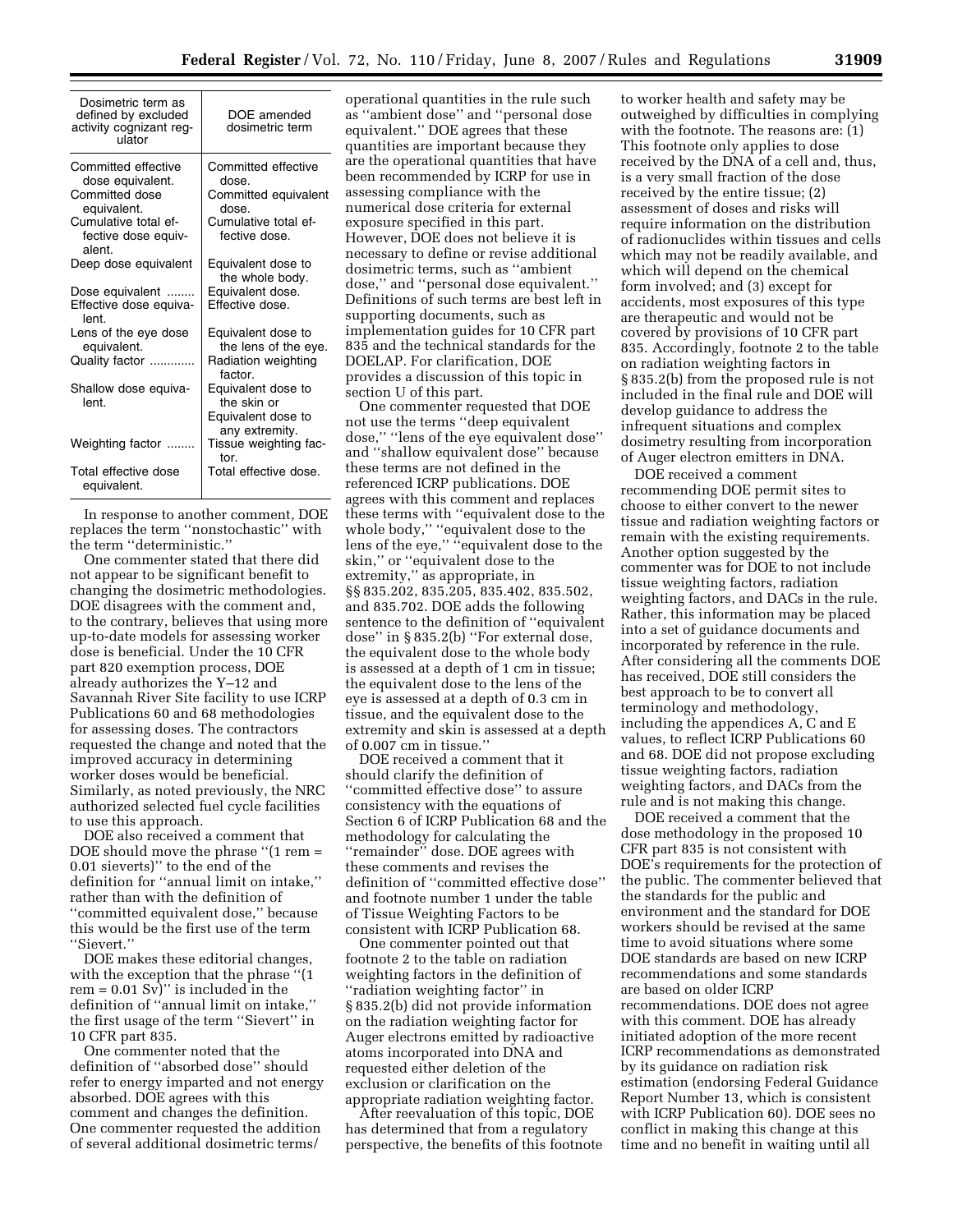| Dosimetric term as defined by excluded activity cognizant regulator | DOE amended dosimetric term |
| --- | --- |
| Committed effective dose equivalent. | Committed effective dose. |
| Committed dose equivalent. | Committed equivalent dose. |
| Cumulative total effective dose equivalent. | Cumulative total effective dose. |
| Deep dose equivalent | Equivalent dose to the whole body. |
| Dose equivalent ........ | Equivalent dose. |
| Effective dose equivalent. | Effective dose. |
| Lens of the eye dose equivalent. | Equivalent dose to the lens of the eye. |
| Quality factor ............. | Radiation weighting factor. |
| Shallow dose equivalent. | Equivalent dose to the skin or Equivalent dose to any extremity. |
| Weighting factor ........ | Tissue weighting factor. |
| Total effective dose equivalent. | Total effective dose. |

In response to another comment, DOE replaces the term ''nonstochastic'' with the term ''deterministic.''

One commenter stated that there did not appear to be significant benefit to changing the dosimetric methodologies. DOE disagrees with the comment and, to the contrary, believes that using more up-to-date models for assessing worker dose is beneficial. Under the 10 CFR part 820 exemption process, DOE already authorizes the Y–12 and Savannah River Site facility to use ICRP Publications 60 and 68 methodologies for assessing doses. The contractors requested the change and noted that the improved accuracy in determining worker doses would be beneficial. Similarly, as noted previously, the NRC authorized selected fuel cycle facilities to use this approach.

DOE also received a comment that DOE should move the phrase ''(1 rem = 0.01 sieverts)'' to the end of the definition for ''annual limit on intake,'' rather than with the definition of ''committed equivalent dose,'' because this would be the first use of the term ''Sievert.''

DOE makes these editorial changes, with the exception that the phrase ''(1 rem = 0.01 Sv)'' is included in the definition of ''annual limit on intake,'' the first usage of the term ''Sievert'' in 10 CFR part 835.

One commenter noted that the definition of ''absorbed dose'' should refer to energy imparted and not energy absorbed. DOE agrees with this comment and changes the definition. One commenter requested the addition of several additional dosimetric terms/operational quantities in the rule such as ''ambient dose'' and ''personal dose equivalent.'' DOE agrees that these quantities are important because they are the operational quantities that have been recommended by ICRP for use in assessing compliance with the numerical dose criteria for external exposure specified in this part. However, DOE does not believe it is necessary to define or revise additional dosimetric terms, such as ''ambient dose,'' and ''personal dose equivalent.'' Definitions of such terms are best left in supporting documents, such as implementation guides for 10 CFR part 835 and the technical standards for the DOELAP. For clarification, DOE provides a discussion of this topic in section U of this part.

One commenter requested that DOE not use the terms ''deep equivalent dose,'' ''lens of the eye equivalent dose'' and ''shallow equivalent dose'' because these terms are not defined in the referenced ICRP publications. DOE agrees with this comment and replaces these terms with ''equivalent dose to the whole body,'' ''equivalent dose to the lens of the eye,'' ''equivalent dose to the skin,'' or ''equivalent dose to the extremity,'' as appropriate, in §§ 835.202, 835.205, 835.402, 835.502, and 835.702. DOE adds the following sentence to the definition of ''equivalent dose'' in § 835.2(b) ''For external dose, the equivalent dose to the whole body is assessed at a depth of 1 cm in tissue; the equivalent dose to the lens of the eye is assessed at a depth of 0.3 cm in tissue, and the equivalent dose to the extremity and skin is assessed at a depth of 0.007 cm in tissue.''

DOE received a comment that it should clarify the definition of ''committed effective dose'' to assure consistency with the equations of Section 6 of ICRP Publication 68 and the methodology for calculating the ''remainder'' dose. DOE agrees with these comments and revises the definition of ''committed effective dose'' and footnote number 1 under the table of Tissue Weighting Factors to be consistent with ICRP Publication 68.

One commenter pointed out that footnote 2 to the table on radiation weighting factors in the definition of ''radiation weighting factor'' in § 835.2(b) did not provide information on the radiation weighting factor for Auger electrons emitted by radioactive atoms incorporated into DNA and requested either deletion of the exclusion or clarification on the appropriate radiation weighting factor.

After reevaluation of this topic, DOE has determined that from a regulatory perspective, the benefits of this footnote to worker health and safety may be outweighed by difficulties in complying with the footnote. The reasons are: (1) This footnote only applies to dose received by the DNA of a cell and, thus, is a very small fraction of the dose received by the entire tissue; (2) assessment of doses and risks will require information on the distribution of radionuclides within tissues and cells which may not be readily available, and which will depend on the chemical form involved; and (3) except for accidents, most exposures of this type are therapeutic and would not be covered by provisions of 10 CFR part 835. Accordingly, footnote 2 to the table on radiation weighting factors in § 835.2(b) from the proposed rule is not included in the final rule and DOE will develop guidance to address the infrequent situations and complex dosimetry resulting from incorporation of Auger electron emitters in DNA.

DOE received a comment recommending DOE permit sites to choose to either convert to the newer tissue and radiation weighting factors or remain with the existing requirements. Another option suggested by the commenter was for DOE to not include tissue weighting factors, radiation weighting factors, and DACs in the rule. Rather, this information may be placed into a set of guidance documents and incorporated by reference in the rule. After considering all the comments DOE has received, DOE still considers the best approach to be to convert all terminology and methodology, including the appendices A, C and E values, to reflect ICRP Publications 60 and 68. DOE did not propose excluding tissue weighting factors, radiation weighting factors, and DACs from the rule and is not making this change.

DOE received a comment that the dose methodology in the proposed 10 CFR part 835 is not consistent with DOE's requirements for the protection of the public. The commenter believed that the standards for the public and environment and the standard for DOE workers should be revised at the same time to avoid situations where some DOE standards are based on new ICRP recommendations and some standards are based on older ICRP recommendations. DOE does not agree with this comment. DOE has already initiated adoption of the more recent ICRP recommendations as demonstrated by its guidance on radiation risk estimation (endorsing Federal Guidance Report Number 13, which is consistent with ICRP Publication 60). DOE sees no conflict in making this change at this time and no benefit in waiting until all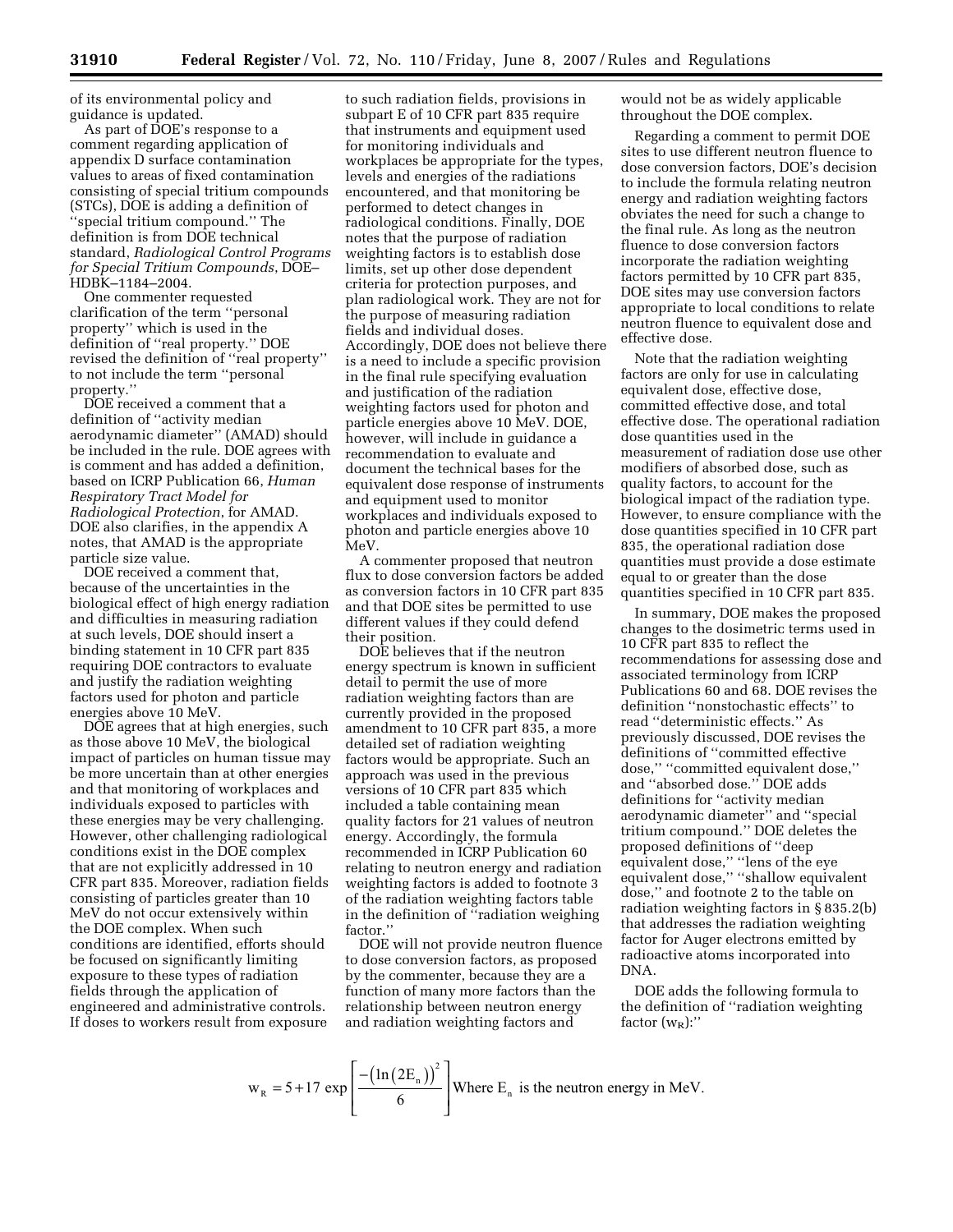of its environmental policy and guidance is updated.

As part of DOE's response to a comment regarding application of appendix D surface contamination values to areas of fixed contamination consisting of special tritium compounds (STCs), DOE is adding a definition of ''special tritium compound.'' The definition is from DOE technical standard, *Radiological Control Programs for Special Tritium Compounds*, DOE–HDBK–1184–2004.

One commenter requested clarification of the term ''personal property'' which is used in the definition of ''real property.'' DOE revised the definition of ''real property'' to not include the term ''personal property.''

DOE received a comment that a definition of ''activity median aerodynamic diameter'' (AMAD) should be included in the rule. DOE agrees with is comment and has added a definition, based on ICRP Publication 66, *Human Respiratory Tract Model for Radiological Protection*, for AMAD. DOE also clarifies, in the appendix A notes, that AMAD is the appropriate particle size value.

DOE received a comment that, because of the uncertainties in the biological effect of high energy radiation and difficulties in measuring radiation at such levels, DOE should insert a binding statement in 10 CFR part 835 requiring DOE contractors to evaluate and justify the radiation weighting factors used for photon and particle energies above 10 MeV.

DOE agrees that at high energies, such as those above 10 MeV, the biological impact of particles on human tissue may be more uncertain than at other energies and that monitoring of workplaces and individuals exposed to particles with these energies may be very challenging. However, other challenging radiological conditions exist in the DOE complex that are not explicitly addressed in 10 CFR part 835. Moreover, radiation fields consisting of particles greater than 10 MeV do not occur extensively within the DOE complex. When such conditions are identified, efforts should be focused on significantly limiting exposure to these types of radiation fields through the application of engineered and administrative controls. If doses to workers result from exposure to such radiation fields, provisions in subpart E of 10 CFR part 835 require that instruments and equipment used for monitoring individuals and workplaces be appropriate for the types, levels and energies of the radiations encountered, and that monitoring be performed to detect changes in radiological conditions. Finally, DOE notes that the purpose of radiation weighting factors is to establish dose limits, set up other dose dependent criteria for protection purposes, and plan radiological work. They are not for the purpose of measuring radiation fields and individual doses. Accordingly, DOE does not believe there is a need to include a specific provision in the final rule specifying evaluation and justification of the radiation weighting factors used for photon and particle energies above 10 MeV. DOE, however, will include in guidance a recommendation to evaluate and document the technical bases for the equivalent dose response of instruments and equipment used to monitor workplaces and individuals exposed to photon and particle energies above 10 MeV.

A commenter proposed that neutron flux to dose conversion factors be added as conversion factors in 10 CFR part 835 and that DOE sites be permitted to use different values if they could defend their position.

DOE believes that if the neutron energy spectrum is known in sufficient detail to permit the use of more radiation weighting factors than are currently provided in the proposed amendment to 10 CFR part 835, a more detailed set of radiation weighting factors would be appropriate. Such an approach was used in the previous versions of 10 CFR part 835 which included a table containing mean quality factors for 21 values of neutron energy. Accordingly, the formula recommended in ICRP Publication 60 relating to neutron energy and radiation weighting factors is added to footnote 3 of the radiation weighting factors table in the definition of ''radiation weighing factor.''

DOE will not provide neutron fluence to dose conversion factors, as proposed by the commenter, because they are a function of many more factors than the relationship between neutron energy and radiation weighting factors and would not be as widely applicable throughout the DOE complex.

Regarding a comment to permit DOE sites to use different neutron fluence to dose conversion factors, DOE's decision to include the formula relating neutron energy and radiation weighting factors obviates the need for such a change to the final rule. As long as the neutron fluence to dose conversion factors incorporate the radiation weighting factors permitted by 10 CFR part 835, DOE sites may use conversion factors appropriate to local conditions to relate neutron fluence to equivalent dose and effective dose.

Note that the radiation weighting factors are only for use in calculating equivalent dose, effective dose, committed effective dose, and total effective dose. The operational radiation dose quantities used in the measurement of radiation dose use other modifiers of absorbed dose, such as quality factors, to account for the biological impact of the radiation type. However, to ensure compliance with the dose quantities specified in 10 CFR part 835, the operational radiation dose quantities must provide a dose estimate equal to or greater than the dose quantities specified in 10 CFR part 835.

In summary, DOE makes the proposed changes to the dosimetric terms used in 10 CFR part 835 to reflect the recommendations for assessing dose and associated terminology from ICRP Publications 60 and 68. DOE revises the definition ''nonstochastic effects'' to read ''deterministic effects.'' As previously discussed, DOE revises the definitions of ''committed effective dose,'' ''committed equivalent dose,'' and ''absorbed dose.'' DOE adds definitions for ''activity median aerodynamic diameter'' and ''special tritium compound.'' DOE deletes the proposed definitions of ''deep equivalent dose,'' ''lens of the eye equivalent dose,'' ''shallow equivalent dose,'' and footnote 2 to the table on radiation weighting factors in § 835.2(b) that addresses the radiation weighting factor for Auger electrons emitted by radioactive atoms incorporated into DNA.

DOE adds the following formula to the definition of ''radiation weighting factor ($w_R$):''

$$w_R = 5 + 17 \exp\left[\frac{-\left(\ln\left(2E_n\right)\right)^2}{6}\right] \text{Where } E_n \text{ is the neutron energy in MeV.}$$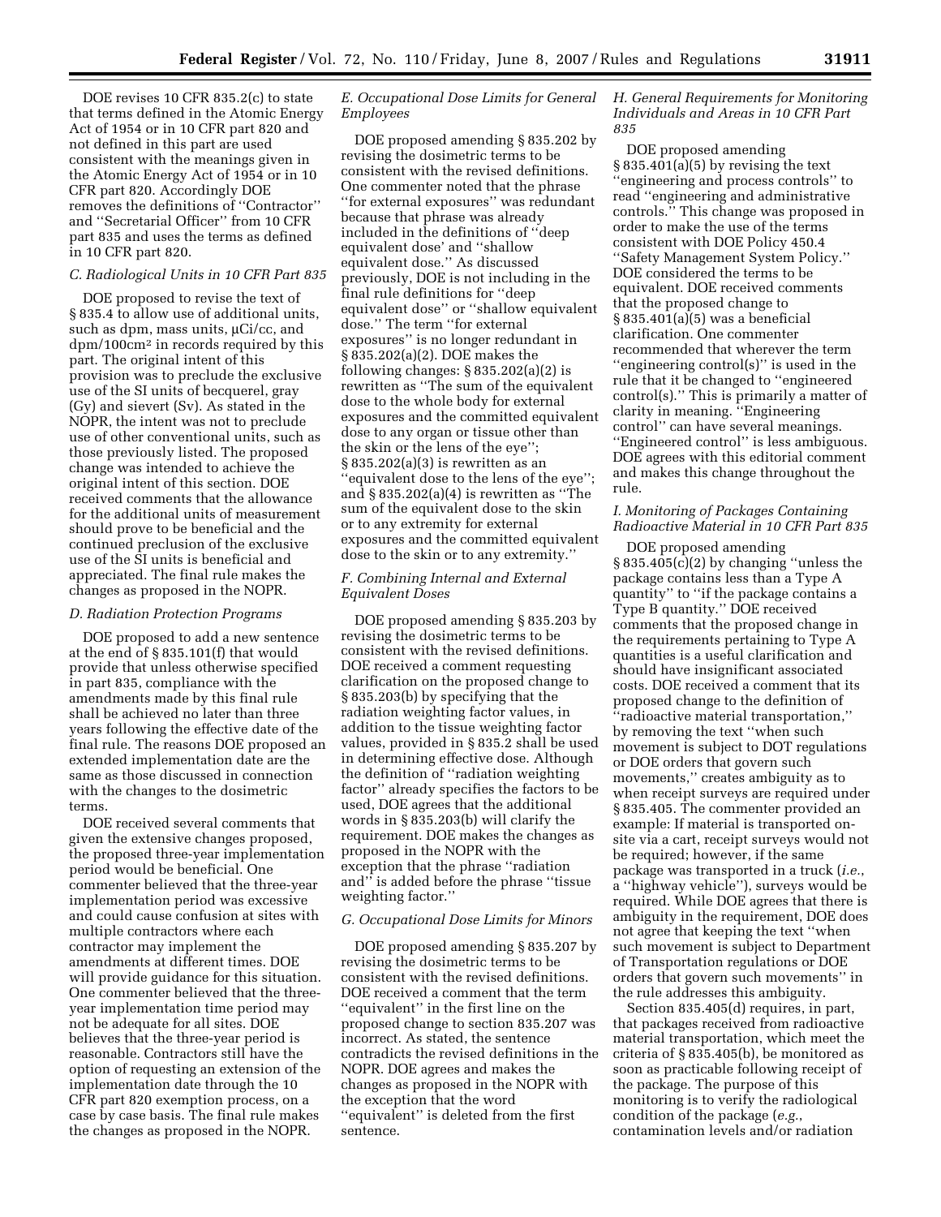DOE revises 10 CFR 835.2(c) to state that terms defined in the Atomic Energy Act of 1954 or in 10 CFR part 820 and not defined in this part are used consistent with the meanings given in the Atomic Energy Act of 1954 or in 10 CFR part 820. Accordingly DOE removes the definitions of ''Contractor'' and ''Secretarial Officer'' from 10 CFR part 835 and uses the terms as defined in 10 CFR part 820.

### C. Radiological Units in 10 CFR Part 835

DOE proposed to revise the text of § 835.4 to allow use of additional units, such as dpm, mass units, μCi/cc, and dpm/100cm$^2$ in records required by this part. The original intent of this provision was to preclude the exclusive use of the SI units of becquerel, gray (Gy) and sievert (Sv). As stated in the NOPR, the intent was not to preclude use of other conventional units, such as those previously listed. The proposed change was intended to achieve the original intent of this section. DOE received comments that the allowance for the additional units of measurement should prove to be beneficial and the continued preclusion of the exclusive use of the SI units is beneficial and appreciated. The final rule makes the changes as proposed in the NOPR.

### D. Radiation Protection Programs

DOE proposed to add a new sentence at the end of § 835.101(f) that would provide that unless otherwise specified in part 835, compliance with the amendments made by this final rule shall be achieved no later than three years following the effective date of the final rule. The reasons DOE proposed an extended implementation date are the same as those discussed in connection with the changes to the dosimetric terms.

DOE received several comments that given the extensive changes proposed, the proposed three-year implementation period would be beneficial. One commenter believed that the three-year implementation period was excessive and could cause confusion at sites with multiple contractors where each contractor may implement the amendments at different times. DOE will provide guidance for this situation. One commenter believed that the three-year implementation time period may not be adequate for all sites. DOE believes that the three-year period is reasonable. Contractors still have the option of requesting an extension of the implementation date through the 10 CFR part 820 exemption process, on a case by case basis. The final rule makes the changes as proposed in the NOPR.

### E. Occupational Dose Limits for General Employees

DOE proposed amending § 835.202 by revising the dosimetric terms to be consistent with the revised definitions. One commenter noted that the phrase ''for external exposures'' was redundant because that phrase was already included in the definitions of ''deep equivalent dose' and ''shallow equivalent dose.'' As discussed previously, DOE is not including in the final rule definitions for ''deep equivalent dose'' or ''shallow equivalent dose.'' The term ''for external exposures'' is no longer redundant in § 835.202(a)(2). DOE makes the following changes: § 835.202(a)(2) is rewritten as ''The sum of the equivalent dose to the whole body for external exposures and the committed equivalent dose to any organ or tissue other than the skin or the lens of the eye''; § 835.202(a)(3) is rewritten as an ''equivalent dose to the lens of the eye''; and § 835.202(a)(4) is rewritten as ''The sum of the equivalent dose to the skin or to any extremity for external exposures and the committed equivalent dose to the skin or to any extremity.''

### F. Combining Internal and External Equivalent Doses

DOE proposed amending § 835.203 by revising the dosimetric terms to be consistent with the revised definitions. DOE received a comment requesting clarification on the proposed change to § 835.203(b) by specifying that the radiation weighting factor values, in addition to the tissue weighting factor values, provided in § 835.2 shall be used in determining effective dose. Although the definition of ''radiation weighting factor'' already specifies the factors to be used, DOE agrees that the additional words in § 835.203(b) will clarify the requirement. DOE makes the changes as proposed in the NOPR with the exception that the phrase ''radiation and'' is added before the phrase ''tissue weighting factor.''

### G. Occupational Dose Limits for Minors

DOE proposed amending § 835.207 by revising the dosimetric terms to be consistent with the revised definitions. DOE received a comment that the term ''equivalent'' in the first line on the proposed change to section 835.207 was incorrect. As stated, the sentence contradicts the revised definitions in the NOPR. DOE agrees and makes the changes as proposed in the NOPR with the exception that the word ''equivalent'' is deleted from the first sentence.

### H. General Requirements for Monitoring Individuals and Areas in 10 CFR Part 835

DOE proposed amending § 835.401(a)(5) by revising the text ''engineering and process controls'' to read ''engineering and administrative controls.'' This change was proposed in order to make the use of the terms consistent with DOE Policy 450.4 ''Safety Management System Policy.'' DOE considered the terms to be equivalent. DOE received comments that the proposed change to § 835.401(a)(5) was a beneficial clarification. One commenter recommended that wherever the term ''engineering control(s)'' is used in the rule that it be changed to ''engineered control(s).'' This is primarily a matter of clarity in meaning. ''Engineering control'' can have several meanings. ''Engineered control'' is less ambiguous. DOE agrees with this editorial comment and makes this change throughout the rule.

### I. Monitoring of Packages Containing Radioactive Material in 10 CFR Part 835

DOE proposed amending § 835.405(c)(2) by changing ''unless the package contains less than a Type A quantity'' to ''if the package contains a Type B quantity.'' DOE received comments that the proposed change in the requirements pertaining to Type A quantities is a useful clarification and should have insignificant associated costs. DOE received a comment that its proposed change to the definition of ''radioactive material transportation,'' by removing the text ''when such movement is subject to DOT regulations or DOE orders that govern such movements,'' creates ambiguity as to when receipt surveys are required under § 835.405. The commenter provided an example: If material is transported on-site via a cart, receipt surveys would not be required; however, if the same package was transported in a truck (*i.e.*, a ''highway vehicle''), surveys would be required. While DOE agrees that there is ambiguity in the requirement, DOE does not agree that keeping the text ''when such movement is subject to Department of Transportation regulations or DOE orders that govern such movements'' in the rule addresses this ambiguity.

Section 835.405(d) requires, in part, that packages received from radioactive material transportation, which meet the criteria of § 835.405(b), be monitored as soon as practicable following receipt of the package. The purpose of this monitoring is to verify the radiological condition of the package (*e.g.*, contamination levels and/or radiation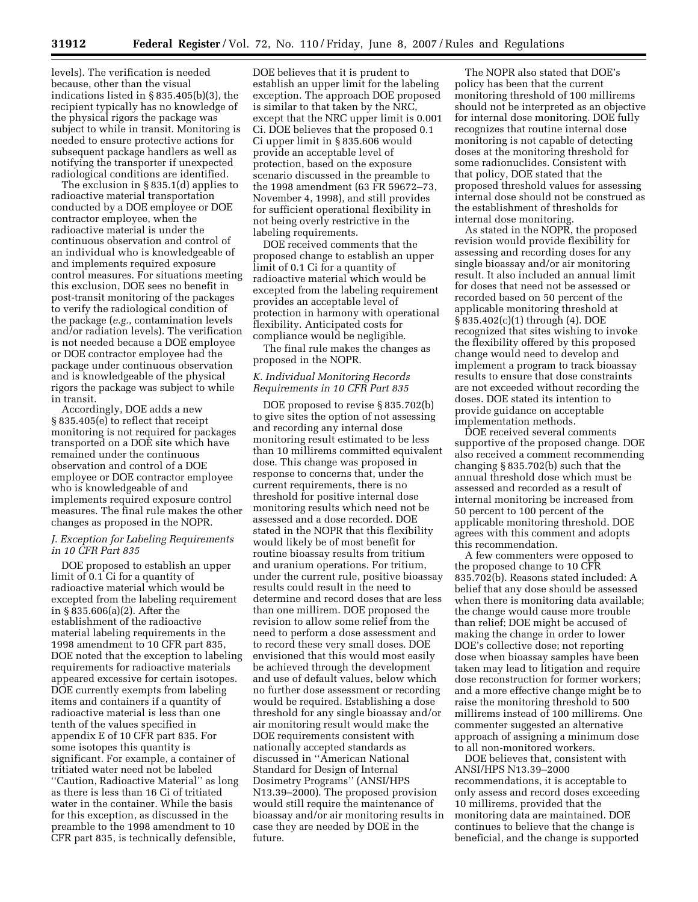levels). The verification is needed because, other than the visual indications listed in § 835.405(b)(3), the recipient typically has no knowledge of the physical rigors the package was subject to while in transit. Monitoring is needed to ensure protective actions for subsequent package handlers as well as notifying the transporter if unexpected radiological conditions are identified.

The exclusion in § 835.1(d) applies to radioactive material transportation conducted by a DOE employee or DOE contractor employee, when the radioactive material is under the continuous observation and control of an individual who is knowledgeable of and implements required exposure control measures. For situations meeting this exclusion, DOE sees no benefit in post-transit monitoring of the packages to verify the radiological condition of the package (*e.g.*, contamination levels and/or radiation levels). The verification is not needed because a DOE employee or DOE contractor employee had the package under continuous observation and is knowledgeable of the physical rigors the package was subject to while in transit.

Accordingly, DOE adds a new § 835.405(e) to reflect that receipt monitoring is not required for packages transported on a DOE site which have remained under the continuous observation and control of a DOE employee or DOE contractor employee who is knowledgeable of and implements required exposure control measures. The final rule makes the other changes as proposed in the NOPR.

### *J. Exception for Labeling Requirements in 10 CFR Part 835*

DOE proposed to establish an upper limit of 0.1 Ci for a quantity of radioactive material which would be excepted from the labeling requirement in § 835.606(a)(2). After the establishment of the radioactive material labeling requirements in the 1998 amendment to 10 CFR part 835, DOE noted that the exception to labeling requirements for radioactive materials appeared excessive for certain isotopes. DOE currently exempts from labeling items and containers if a quantity of radioactive material is less than one tenth of the values specified in appendix E of 10 CFR part 835. For some isotopes this quantity is significant. For example, a container of tritiated water need not be labeled ''Caution, Radioactive Material'' as long as there is less than 16 Ci of tritiated water in the container. While the basis for this exception, as discussed in the preamble to the 1998 amendment to 10 CFR part 835, is technically defensible, DOE believes that it is prudent to establish an upper limit for the labeling exception. The approach DOE proposed is similar to that taken by the NRC, except that the NRC upper limit is 0.001 Ci. DOE believes that the proposed 0.1 Ci upper limit in § 835.606 would provide an acceptable level of protection, based on the exposure scenario discussed in the preamble to the 1998 amendment (63 FR 59672–73, November 4, 1998), and still provides for sufficient operational flexibility in not being overly restrictive in the labeling requirements.

DOE received comments that the proposed change to establish an upper limit of 0.1 Ci for a quantity of radioactive material which would be excepted from the labeling requirement provides an acceptable level of protection in harmony with operational flexibility. Anticipated costs for compliance would be negligible.

The final rule makes the changes as proposed in the NOPR.

### *K. Individual Monitoring Records Requirements in 10 CFR Part 835*

DOE proposed to revise § 835.702(b) to give sites the option of not assessing and recording any internal dose monitoring result estimated to be less than 10 millirems committed equivalent dose. This change was proposed in response to concerns that, under the current requirements, there is no threshold for positive internal dose monitoring results which need not be assessed and a dose recorded. DOE stated in the NOPR that this flexibility would likely be of most benefit for routine bioassay results from tritium and uranium operations. For tritium, under the current rule, positive bioassay results could result in the need to determine and record doses that are less than one millirem. DOE proposed the revision to allow some relief from the need to perform a dose assessment and to record these very small doses. DOE envisioned that this would most easily be achieved through the development and use of default values, below which no further dose assessment or recording would be required. Establishing a dose threshold for any single bioassay and/or air monitoring result would make the DOE requirements consistent with nationally accepted standards as discussed in ''American National Standard for Design of Internal Dosimetry Programs'' (ANSI/HPS N13.39–2000). The proposed provision would still require the maintenance of bioassay and/or air monitoring results in case they are needed by DOE in the future.

The NOPR also stated that DOE's policy has been that the current monitoring threshold of 100 millirems should not be interpreted as an objective for internal dose monitoring. DOE fully recognizes that routine internal dose monitoring is not capable of detecting doses at the monitoring threshold for some radionuclides. Consistent with that policy, DOE stated that the proposed threshold values for assessing internal dose should not be construed as the establishment of thresholds for internal dose monitoring.

As stated in the NOPR, the proposed revision would provide flexibility for assessing and recording doses for any single bioassay and/or air monitoring result. It also included an annual limit for doses that need not be assessed or recorded based on 50 percent of the applicable monitoring threshold at § 835.402(c)(1) through (4). DOE recognized that sites wishing to invoke the flexibility offered by this proposed change would need to develop and implement a program to track bioassay results to ensure that dose constraints are not exceeded without recording the doses. DOE stated its intention to provide guidance on acceptable implementation methods.

DOE received several comments supportive of the proposed change. DOE also received a comment recommending changing § 835.702(b) such that the annual threshold dose which must be assessed and recorded as a result of internal monitoring be increased from 50 percent to 100 percent of the applicable monitoring threshold. DOE agrees with this comment and adopts this recommendation.

A few commenters were opposed to the proposed change to 10 CFR 835.702(b). Reasons stated included: A belief that any dose should be assessed when there is monitoring data available; the change would cause more trouble than relief; DOE might be accused of making the change in order to lower DOE's collective dose; not reporting dose when bioassay samples have been taken may lead to litigation and require dose reconstruction for former workers; and a more effective change might be to raise the monitoring threshold to 500 millirems instead of 100 millirems. One commenter suggested an alternative approach of assigning a minimum dose to all non-monitored workers.

DOE believes that, consistent with ANSI/HPS N13.39–2000 recommendations, it is acceptable to only assess and record doses exceeding 10 millirems, provided that the monitoring data are maintained. DOE continues to believe that the change is beneficial, and the change is supported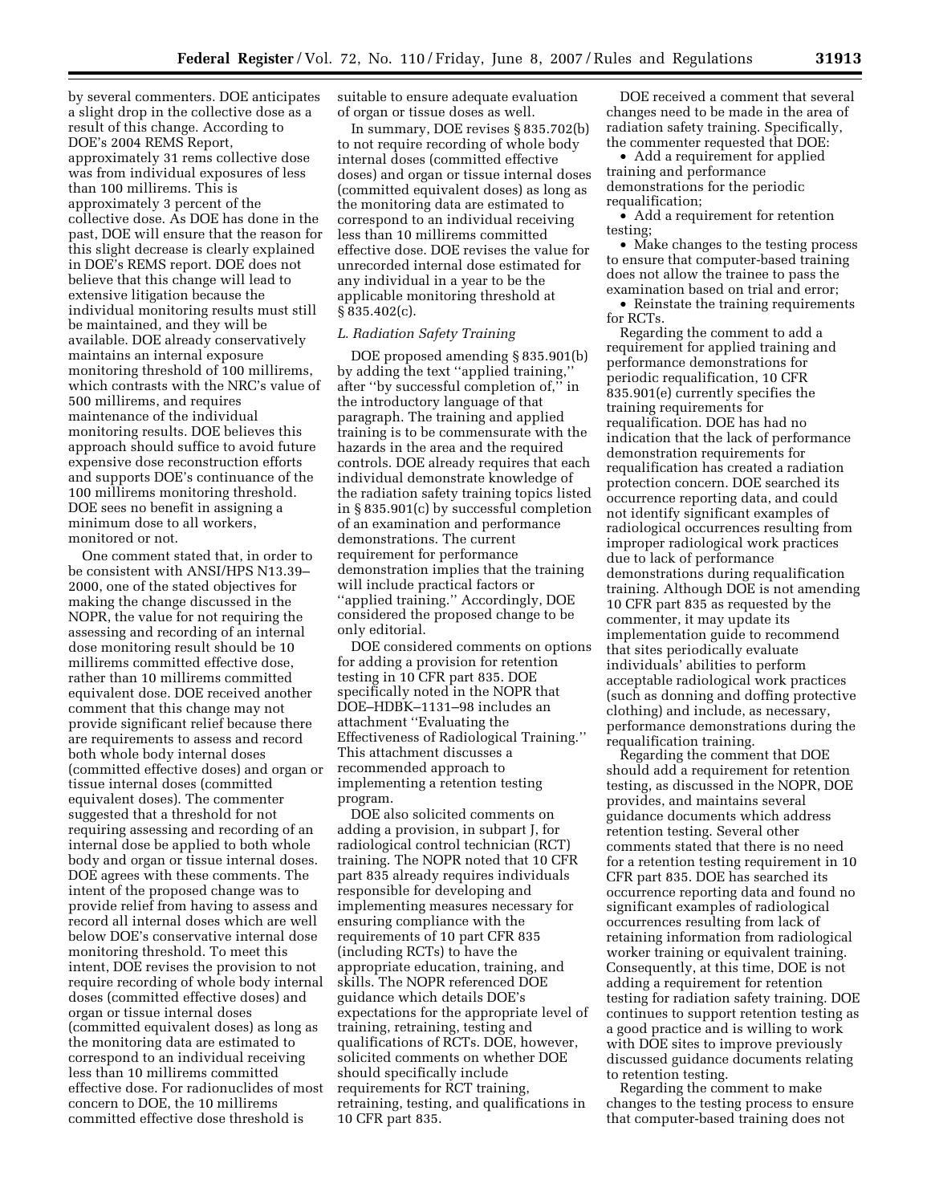by several commenters. DOE anticipates a slight drop in the collective dose as a result of this change. According to DOE's 2004 REMS Report, approximately 31 rems collective dose was from individual exposures of less than 100 millirems. This is approximately 3 percent of the collective dose. As DOE has done in the past, DOE will ensure that the reason for this slight decrease is clearly explained in DOE's REMS report. DOE does not believe that this change will lead to extensive litigation because the individual monitoring results must still be maintained, and they will be available. DOE already conservatively maintains an internal exposure monitoring threshold of 100 millirems, which contrasts with the NRC's value of 500 millirems, and requires maintenance of the individual monitoring results. DOE believes this approach should suffice to avoid future expensive dose reconstruction efforts and supports DOE's continuance of the 100 millirems monitoring threshold. DOE sees no benefit in assigning a minimum dose to all workers, monitored or not.

One comment stated that, in order to be consistent with ANSI/HPS N13.39–2000, one of the stated objectives for making the change discussed in the NOPR, the value for not requiring the assessing and recording of an internal dose monitoring result should be 10 millirems committed effective dose, rather than 10 millirems committed equivalent dose. DOE received another comment that this change may not provide significant relief because there are requirements to assess and record both whole body internal doses (committed effective doses) and organ or tissue internal doses (committed equivalent doses). The commenter suggested that a threshold for not requiring assessing and recording of an internal dose be applied to both whole body and organ or tissue internal doses. DOE agrees with these comments. The intent of the proposed change was to provide relief from having to assess and record all internal doses which are well below DOE's conservative internal dose monitoring threshold. To meet this intent, DOE revises the provision to not require recording of whole body internal doses (committed effective doses) and organ or tissue internal doses (committed equivalent doses) as long as the monitoring data are estimated to correspond to an individual receiving less than 10 millirems committed effective dose. For radionuclides of most concern to DOE, the 10 millirems committed effective dose threshold is suitable to ensure adequate evaluation of organ or tissue doses as well.

In summary, DOE revises § 835.702(b) to not require recording of whole body internal doses (committed effective doses) and organ or tissue internal doses (committed equivalent doses) as long as the monitoring data are estimated to correspond to an individual receiving less than 10 millirems committed effective dose. DOE revises the value for unrecorded internal dose estimated for any individual in a year to be the applicable monitoring threshold at § 835.402(c).

### *L. Radiation Safety Training*

DOE proposed amending § 835.901(b) by adding the text ''applied training,'' after ''by successful completion of,'' in the introductory language of that paragraph. The training and applied training is to be commensurate with the hazards in the area and the required controls. DOE already requires that each individual demonstrate knowledge of the radiation safety training topics listed in § 835.901(c) by successful completion of an examination and performance demonstrations. The current requirement for performance demonstration implies that the training will include practical factors or ''applied training.'' Accordingly, DOE considered the proposed change to be only editorial.

DOE considered comments on options for adding a provision for retention testing in 10 CFR part 835. DOE specifically noted in the NOPR that DOE–HDBK–1131–98 includes an attachment ''Evaluating the Effectiveness of Radiological Training.'' This attachment discusses a recommended approach to implementing a retention testing program.

DOE also solicited comments on adding a provision, in subpart J, for radiological control technician (RCT) training. The NOPR noted that 10 CFR part 835 already requires individuals responsible for developing and implementing measures necessary for ensuring compliance with the requirements of 10 part CFR 835 (including RCTs) to have the appropriate education, training, and skills. The NOPR referenced DOE guidance which details DOE's expectations for the appropriate level of training, retraining, testing and qualifications of RCTs. DOE, however, solicited comments on whether DOE should specifically include requirements for RCT training, retraining, testing, and qualifications in 10 CFR part 835.

DOE received a comment that several changes need to be made in the area of radiation safety training. Specifically, the commenter requested that DOE:

- Add a requirement for applied training and performance demonstrations for the periodic requalification;
- Add a requirement for retention testing;
- Make changes to the testing process to ensure that computer-based training does not allow the trainee to pass the examination based on trial and error;
- Reinstate the training requirements for RCTs.

Regarding the comment to add a requirement for applied training and performance demonstrations for periodic requalification, 10 CFR 835.901(e) currently specifies the training requirements for requalification. DOE has had no indication that the lack of performance demonstration requirements for requalification has created a radiation protection concern. DOE searched its occurrence reporting data, and could not identify significant examples of radiological occurrences resulting from improper radiological work practices due to lack of performance demonstrations during requalification training. Although DOE is not amending 10 CFR part 835 as requested by the commenter, it may update its implementation guide to recommend that sites periodically evaluate individuals' abilities to perform acceptable radiological work practices (such as donning and doffing protective clothing) and include, as necessary, performance demonstrations during the requalification training.

Regarding the comment that DOE should add a requirement for retention testing, as discussed in the NOPR, DOE provides, and maintains several guidance documents which address retention testing. Several other comments stated that there is no need for a retention testing requirement in 10 CFR part 835. DOE has searched its occurrence reporting data and found no significant examples of radiological occurrences resulting from lack of retaining information from radiological worker training or equivalent training. Consequently, at this time, DOE is not adding a requirement for retention testing for radiation safety training. DOE continues to support retention testing as a good practice and is willing to work with DOE sites to improve previously discussed guidance documents relating to retention testing.

Regarding the comment to make changes to the testing process to ensure that computer-based training does not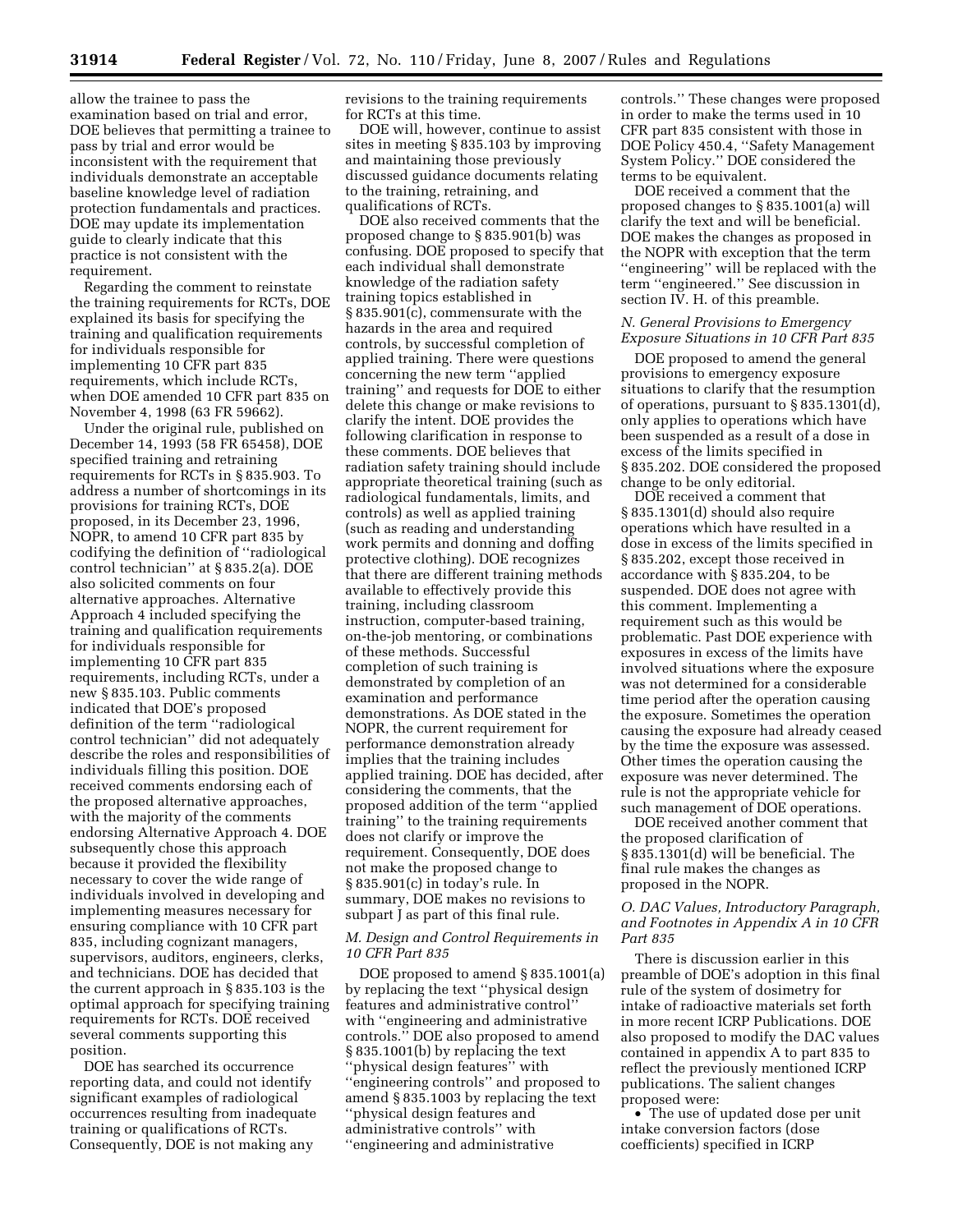allow the trainee to pass the examination based on trial and error, DOE believes that permitting a trainee to pass by trial and error would be inconsistent with the requirement that individuals demonstrate an acceptable baseline knowledge level of radiation protection fundamentals and practices. DOE may update its implementation guide to clearly indicate that this practice is not consistent with the requirement.

Regarding the comment to reinstate the training requirements for RCTs, DOE explained its basis for specifying the training and qualification requirements for individuals responsible for implementing 10 CFR part 835 requirements, which include RCTs, when DOE amended 10 CFR part 835 on November 4, 1998 (63 FR 59662).

Under the original rule, published on December 14, 1993 (58 FR 65458), DOE specified training and retraining requirements for RCTs in § 835.903. To address a number of shortcomings in its provisions for training RCTs, DOE proposed, in its December 23, 1996, NOPR, to amend 10 CFR part 835 by codifying the definition of ''radiological control technician'' at § 835.2(a). DOE also solicited comments on four alternative approaches. Alternative Approach 4 included specifying the training and qualification requirements for individuals responsible for implementing 10 CFR part 835 requirements, including RCTs, under a new § 835.103. Public comments indicated that DOE's proposed definition of the term ''radiological control technician'' did not adequately describe the roles and responsibilities of individuals filling this position. DOE received comments endorsing each of the proposed alternative approaches, with the majority of the comments endorsing Alternative Approach 4. DOE subsequently chose this approach because it provided the flexibility necessary to cover the wide range of individuals involved in developing and implementing measures necessary for ensuring compliance with 10 CFR part 835, including cognizant managers, supervisors, auditors, engineers, clerks, and technicians. DOE has decided that the current approach in § 835.103 is the optimal approach for specifying training requirements for RCTs. DOE received several comments supporting this position.

DOE has searched its occurrence reporting data, and could not identify significant examples of radiological occurrences resulting from inadequate training or qualifications of RCTs. Consequently, DOE is not making any revisions to the training requirements for RCTs at this time.

DOE will, however, continue to assist sites in meeting § 835.103 by improving and maintaining those previously discussed guidance documents relating to the training, retraining, and qualifications of RCTs.

DOE also received comments that the proposed change to § 835.901(b) was confusing. DOE proposed to specify that each individual shall demonstrate knowledge of the radiation safety training topics established in § 835.901(c), commensurate with the hazards in the area and required controls, by successful completion of applied training. There were questions concerning the new term ''applied training'' and requests for DOE to either delete this change or make revisions to clarify the intent. DOE provides the following clarification in response to these comments. DOE believes that radiation safety training should include appropriate theoretical training (such as radiological fundamentals, limits, and controls) as well as applied training (such as reading and understanding work permits and donning and doffing protective clothing). DOE recognizes that there are different training methods available to effectively provide this training, including classroom instruction, computer-based training, on-the-job mentoring, or combinations of these methods. Successful completion of such training is demonstrated by completion of an examination and performance demonstrations. As DOE stated in the NOPR, the current requirement for performance demonstration already implies that the training includes applied training. DOE has decided, after considering the comments, that the proposed addition of the term ''applied training'' to the training requirements does not clarify or improve the requirement. Consequently, DOE does not make the proposed change to § 835.901(c) in today's rule. In summary, DOE makes no revisions to subpart J as part of this final rule.

### *M. Design and Control Requirements in 10 CFR Part 835*

DOE proposed to amend § 835.1001(a) by replacing the text ''physical design features and administrative control'' with ''engineering and administrative controls.'' DOE also proposed to amend § 835.1001(b) by replacing the text ''physical design features'' with ''engineering controls'' and proposed to amend § 835.1003 by replacing the text ''physical design features and administrative controls'' with ''engineering and administrative controls.'' These changes were proposed in order to make the terms used in 10 CFR part 835 consistent with those in DOE Policy 450.4, ''Safety Management System Policy.'' DOE considered the terms to be equivalent.

DOE received a comment that the proposed changes to § 835.1001(a) will clarify the text and will be beneficial. DOE makes the changes as proposed in the NOPR with exception that the term ''engineering'' will be replaced with the term ''engineered.'' See discussion in section IV. H. of this preamble.

### *N. General Provisions to Emergency Exposure Situations in 10 CFR Part 835*

DOE proposed to amend the general provisions to emergency exposure situations to clarify that the resumption of operations, pursuant to § 835.1301(d), only applies to operations which have been suspended as a result of a dose in excess of the limits specified in § 835.202. DOE considered the proposed change to be only editorial.

DOE received a comment that § 835.1301(d) should also require operations which have resulted in a dose in excess of the limits specified in § 835.202, except those received in accordance with § 835.204, to be suspended. DOE does not agree with this comment. Implementing a requirement such as this would be problematic. Past DOE experience with exposures in excess of the limits have involved situations where the exposure was not determined for a considerable time period after the operation causing the exposure. Sometimes the operation causing the exposure had already ceased by the time the exposure was assessed. Other times the operation causing the exposure was never determined. The rule is not the appropriate vehicle for such management of DOE operations.

DOE received another comment that the proposed clarification of § 835.1301(d) will be beneficial. The final rule makes the changes as proposed in the NOPR.

### *O. DAC Values, Introductory Paragraph, and Footnotes in Appendix A in 10 CFR Part 835*

There is discussion earlier in this preamble of DOE's adoption in this final rule of the system of dosimetry for intake of radioactive materials set forth in more recent ICRP Publications. DOE also proposed to modify the DAC values contained in appendix A to part 835 to reflect the previously mentioned ICRP publications. The salient changes proposed were:

- The use of updated dose per unit intake conversion factors (dose coefficients) specified in ICRP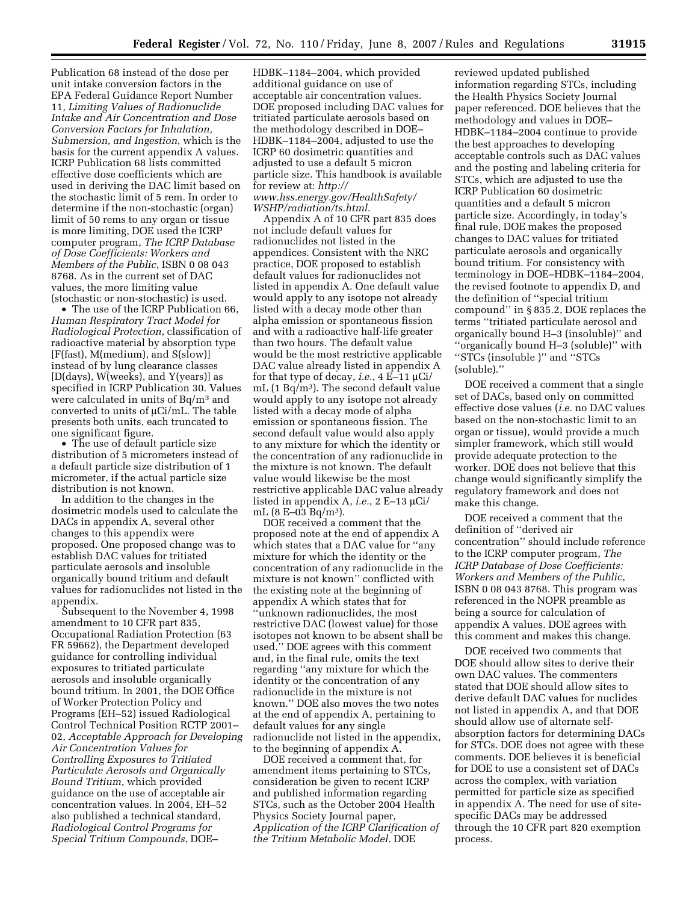Publication 68 instead of the dose per unit intake conversion factors in the EPA Federal Guidance Report Number 11, *Limiting Values of Radionuclide Intake and Air Concentration and Dose Conversion Factors for Inhalation, Submersion, and Ingestion*, which is the basis for the current appendix A values. ICRP Publication 68 lists committed effective dose coefficients which are used in deriving the DAC limit based on the stochastic limit of 5 rem. In order to determine if the non-stochastic (organ) limit of 50 rems to any organ or tissue is more limiting, DOE used the ICRP computer program, *The ICRP Database of Dose Coefficients: Workers and Members of the Public*, ISBN 0 08 043 8768. As in the current set of DAC values, the more limiting value (stochastic or non-stochastic) is used.

- The use of the ICRP Publication 66, *Human Respiratory Tract Model for Radiological Protection*, classification of radioactive material by absorption type [F(fast), M(medium), and S(slow)] instead of by lung clearance classes [D(days), W(weeks), and Y(years)] as specified in ICRP Publication 30. Values were calculated in units of Bq/m$^3$ and converted to units of µCi/mL. The table presents both units, each truncated to one significant figure.
- The use of default particle size distribution of 5 micrometers instead of a default particle size distribution of 1 micrometer, if the actual particle size distribution is not known.

In addition to the changes in the dosimetric models used to calculate the DACs in appendix A, several other changes to this appendix were proposed. One proposed change was to establish DAC values for tritiated particulate aerosols and insoluble organically bound tritium and default values for radionuclides not listed in the appendix.

Subsequent to the November 4, 1998 amendment to 10 CFR part 835, Occupational Radiation Protection (63 FR 59662), the Department developed guidance for controlling individual exposures to tritiated particulate aerosols and insoluble organically bound tritium. In 2001, the DOE Office of Worker Protection Policy and Programs (EH–52) issued Radiological Control Technical Position RCTP 2001–02, *Acceptable Approach for Developing Air Concentration Values for Controlling Exposures to Tritiated Particulate Aerosols and Organically Bound Tritium*, which provided guidance on the use of acceptable air concentration values. In 2004, EH–52 also published a technical standard, *Radiological Control Programs for Special Tritium Compounds*, DOE–HDBK–1184–2004, which provided additional guidance on use of acceptable air concentration values. DOE proposed including DAC values for tritiated particulate aerosols based on the methodology described in DOE–HDBK–1184–2004, adjusted to use the ICRP 60 dosimetric quantities and adjusted to use a default 5 micron particle size. This handbook is available for review at: *http://www.hss.energy.gov/HealthSafety/WSHP/radiation/ts.html.*

Appendix A of 10 CFR part 835 does not include default values for radionuclides not listed in the appendices. Consistent with the NRC practice, DOE proposed to establish default values for radionuclides not listed in appendix A. One default value would apply to any isotope not already listed with a decay mode other than alpha emission or spontaneous fission and with a radioactive half-life greater than two hours. The default value would be the most restrictive applicable DAC value already listed in appendix A for that type of decay, *i.e.*, 4 E–11 µCi/mL (1 Bq/m$^3$). The second default value would apply to any isotope not already listed with a decay mode of alpha emission or spontaneous fission. The second default value would also apply to any mixture for which the identity or the concentration of any radionuclide in the mixture is not known. The default value would likewise be the most restrictive applicable DAC value already listed in appendix A, *i.e.*, 2 E–13 µCi/mL (8 E–03 Bq/m$^3$).

DOE received a comment that the proposed note at the end of appendix A which states that a DAC value for ''any mixture for which the identity or the concentration of any radionuclide in the mixture is not known'' conflicted with the existing note at the beginning of appendix A which states that for ''unknown radionuclides, the most restrictive DAC (lowest value) for those isotopes not known to be absent shall be used.'' DOE agrees with this comment and, in the final rule, omits the text regarding ''any mixture for which the identity or the concentration of any radionuclide in the mixture is not known.'' DOE also moves the two notes at the end of appendix A, pertaining to default values for any single radionuclide not listed in the appendix, to the beginning of appendix A.

DOE received a comment that, for amendment items pertaining to STCs, consideration be given to recent ICRP and published information regarding STCs, such as the October 2004 Health Physics Society Journal paper, *Application of the ICRP Clarification of the Tritium Metabolic Model.* DOE reviewed updated published information regarding STCs, including the Health Physics Society Journal paper referenced. DOE believes that the methodology and values in DOE–HDBK–1184–2004 continue to provide the best approaches to developing acceptable controls such as DAC values and the posting and labeling criteria for STCs, which are adjusted to use the ICRP Publication 60 dosimetric quantities and a default 5 micron particle size. Accordingly, in today's final rule, DOE makes the proposed changes to DAC values for tritiated particulate aerosols and organically bound tritium. For consistency with terminology in DOE–HDBK–1184–2004, the revised footnote to appendix D, and the definition of ''special tritium compound'' in § 835.2, DOE replaces the terms ''tritiated particulate aerosol and organically bound H–3 (insoluble)'' and ''organically bound H–3 (soluble)'' with ''STCs (insoluble )'' and ''STCs (soluble).''

DOE received a comment that a single set of DACs, based only on committed effective dose values (*i.e.* no DAC values based on the non-stochastic limit to an organ or tissue), would provide a much simpler framework, which still would provide adequate protection to the worker. DOE does not believe that this change would significantly simplify the regulatory framework and does not make this change.

DOE received a comment that the definition of ''derived air concentration'' should include reference to the ICRP computer program, *The ICRP Database of Dose Coefficients: Workers and Members of the Public*, ISBN 0 08 043 8768. This program was referenced in the NOPR preamble as being a source for calculation of appendix A values. DOE agrees with this comment and makes this change.

DOE received two comments that DOE should allow sites to derive their own DAC values. The commenters stated that DOE should allow sites to derive default DAC values for nuclides not listed in appendix A, and that DOE should allow use of alternate self-absorption factors for determining DACs for STCs. DOE does not agree with these comments. DOE believes it is beneficial for DOE to use a consistent set of DACs across the complex, with variation permitted for particle size as specified in appendix A. The need for use of site-specific DACs may be addressed through the 10 CFR part 820 exemption process.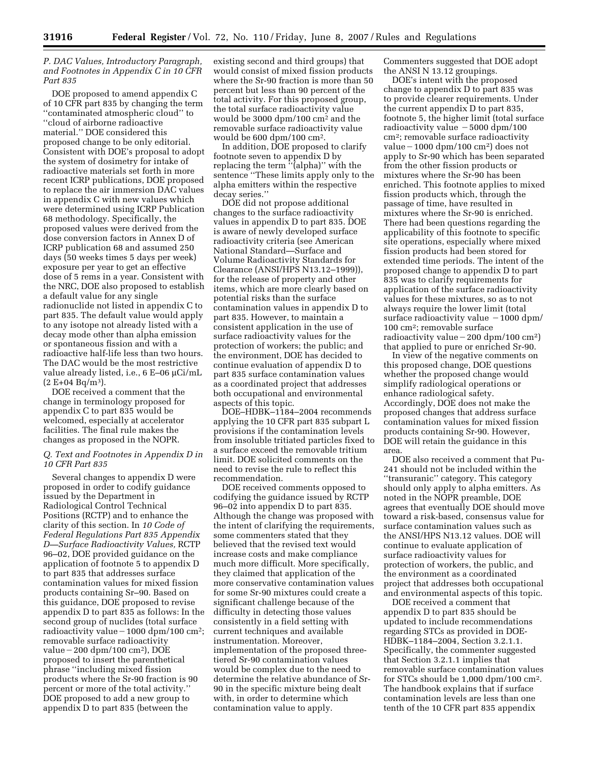### P. DAC Values, Introductory Paragraph, and Footnotes in Appendix C in 10 CFR Part 835

DOE proposed to amend appendix C of 10 CFR part 835 by changing the term ''contaminated atmospheric cloud'' to ''cloud of airborne radioactive material.'' DOE considered this proposed change to be only editorial. Consistent with DOE's proposal to adopt the system of dosimetry for intake of radioactive materials set forth in more recent ICRP publications, DOE proposed to replace the air immersion DAC values in appendix C with new values which were determined using ICRP Publication 68 methodology. Specifically, the proposed values were derived from the dose conversion factors in Annex D of ICRP publication 68 and assumed 250 days (50 weeks times 5 days per week) exposure per year to get an effective dose of 5 rems in a year. Consistent with the NRC, DOE also proposed to establish a default value for any single radionuclide not listed in appendix C to part 835. The default value would apply to any isotope not already listed with a decay mode other than alpha emission or spontaneous fission and with a radioactive half-life less than two hours. The DAC would be the most restrictive value already listed, i.e., 6 E–06 μCi/mL (2 E+04 Bq/m$^3$).

DOE received a comment that the change in terminology proposed for appendix C to part 835 would be welcomed, especially at accelerator facilities. The final rule makes the changes as proposed in the NOPR.

### Q. Text and Footnotes in Appendix D in 10 CFR Part 835

Several changes to appendix D were proposed in order to codify guidance issued by the Department in Radiological Control Technical Positions (RCTP) and to enhance the clarity of this section. In *10 Code of Federal Regulations Part 835 Appendix D—Surface Radioactivity Values,* RCTP 96–02, DOE provided guidance on the application of footnote 5 to appendix D to part 835 that addresses surface contamination values for mixed fission products containing Sr–90. Based on this guidance, DOE proposed to revise appendix D to part 835 as follows: In the second group of nuclides (total surface radioactivity value – 1000 dpm/100 cm$^2$; removable surface radioactivity value – 200 dpm/100 cm$^2$), DOE proposed to insert the parenthetical phrase ''including mixed fission products where the Sr-90 fraction is 90 percent or more of the total activity.'' DOE proposed to add a new group to appendix D to part 835 (between the existing second and third groups) that would consist of mixed fission products where the Sr-90 fraction is more than 50 percent but less than 90 percent of the total activity. For this proposed group, the total surface radioactivity value would be 3000 dpm/100 cm$^2$ and the removable surface radioactivity value would be 600 dpm/100 cm$^2$.

In addition, DOE proposed to clarify footnote seven to appendix D by replacing the term ''(alpha)'' with the sentence ''These limits apply only to the alpha emitters within the respective decay series.''

DOE did not propose additional changes to the surface radioactivity values in appendix D to part 835. DOE is aware of newly developed surface radioactivity criteria (see American National Standard—Surface and Volume Radioactivity Standards for Clearance (ANSI/HPS N13.12–1999)), for the release of property and other items, which are more clearly based on potential risks than the surface contamination values in appendix D to part 835. However, to maintain a consistent application in the use of surface radioactivity values for the protection of workers; the public; and the environment, DOE has decided to continue evaluation of appendix D to part 835 surface contamination values as a coordinated project that addresses both occupational and environmental aspects of this topic.

DOE–HDBK–1184–2004 recommends applying the 10 CFR part 835 subpart L provisions if the contamination levels from insoluble tritiated particles fixed to a surface exceed the removable tritium limit. DOE solicited comments on the need to revise the rule to reflect this recommendation.

DOE received comments opposed to codifying the guidance issued by RCTP 96–02 into appendix D to part 835. Although the change was proposed with the intent of clarifying the requirements, some commenters stated that they believed that the revised text would increase costs and make compliance much more difficult. More specifically, they claimed that application of the more conservative contamination values for some Sr-90 mixtures could create a significant challenge because of the difficulty in detecting those values consistently in a field setting with current techniques and available instrumentation. Moreover, implementation of the proposed three-tiered Sr-90 contamination values would be complex due to the need to determine the relative abundance of Sr-90 in the specific mixture being dealt with, in order to determine which contamination value to apply. Commenters suggested that DOE adopt the ANSI N 13.12 groupings.

DOE's intent with the proposed change to appendix D to part 835 was to provide clearer requirements. Under the current appendix D to part 835, footnote 5, the higher limit (total surface radioactivity value – 5000 dpm/100 cm$^2$; removable surface radioactivity value – 1000 dpm/100 cm$^2$) does not apply to Sr-90 which has been separated from the other fission products or mixtures where the Sr-90 has been enriched. This footnote applies to mixed fission products which, through the passage of time, have resulted in mixtures where the Sr-90 is enriched. There had been questions regarding the applicability of this footnote to specific site operations, especially where mixed fission products had been stored for extended time periods. The intent of the proposed change to appendix D to part 835 was to clarify requirements for application of the surface radioactivity values for these mixtures, so as to not always require the lower limit (total surface radioactivity value – 1000 dpm/100 cm$^2$; removable surface radioactivity value – 200 dpm/100 cm$^2$) that applied to pure or enriched Sr-90.

In view of the negative comments on this proposed change, DOE questions whether the proposed change would simplify radiological operations or enhance radiological safety. Accordingly, DOE does not make the proposed changes that address surface contamination values for mixed fission products containing Sr-90. However, DOE will retain the guidance in this area.

DOE also received a comment that Pu-241 should not be included within the ''transuranic'' category. This category should only apply to alpha emitters. As noted in the NOPR preamble, DOE agrees that eventually DOE should move toward a risk-based, consensus value for surface contamination values such as the ANSI/HPS N13.12 values. DOE will continue to evaluate application of surface radioactivity values for protection of workers, the public, and the environment as a coordinated project that addresses both occupational and environmental aspects of this topic.

DOE received a comment that appendix D to part 835 should be updated to include recommendations regarding STCs as provided in DOE-HDBK–1184–2004, Section 3.2.1.1. Specifically, the commenter suggested that Section 3.2.1.1 implies that removable surface contamination values for STCs should be 1,000 dpm/100 cm$^2$. The handbook explains that if surface contamination levels are less than one tenth of the 10 CFR part 835 appendix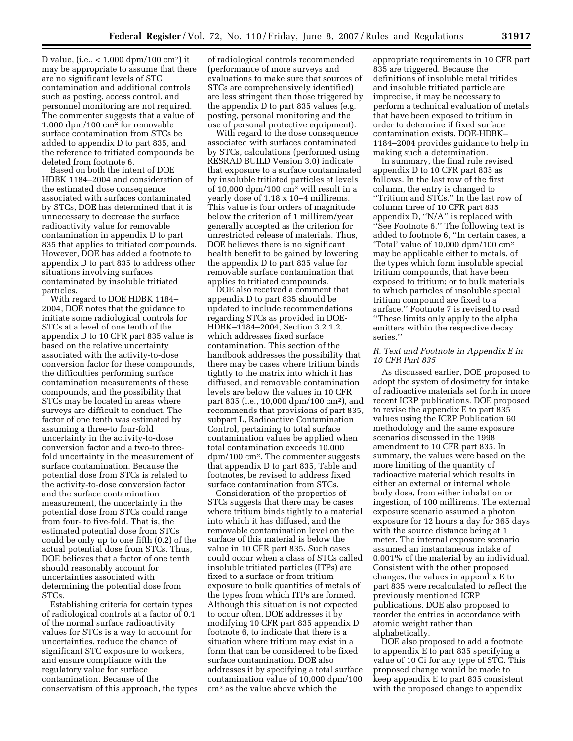D value, (i.e., < 1,000 dpm/100 cm[2]) it may be appropriate to assume that there are no significant levels of STC contamination and additional controls such as posting, access control, and personnel monitoring are not required. The commenter suggests that a value of 1,000 dpm/100 cm[2] for removable surface contamination from STCs be added to appendix D to part 835, and the reference to tritiated compounds be deleted from footnote 6.

Based on both the intent of DOE HDBK 1184–2004 and consideration of the estimated dose consequence associated with surfaces contaminated by STCs, DOE has determined that it is unnecessary to decrease the surface radioactivity value for removable contamination in appendix D to part 835 that applies to tritiated compounds. However, DOE has added a footnote to appendix D to part 835 to address other situations involving surfaces contaminated by insoluble tritiated particles.

With regard to DOE HDBK 1184–2004, DOE notes that the guidance to initiate some radiological controls for STCs at a level of one tenth of the appendix D to 10 CFR part 835 value is based on the relative uncertainty associated with the activity-to-dose conversion factor for these compounds, the difficulties performing surface contamination measurements of these compounds, and the possibility that STCs may be located in areas where surveys are difficult to conduct. The factor of one tenth was estimated by assuming a three-to four-fold uncertainty in the activity-to-dose conversion factor and a two-to three-fold uncertainty in the measurement of surface contamination. Because the potential dose from STCs is related to the activity-to-dose conversion factor and the surface contamination measurement, the uncertainty in the potential dose from STCs could range from four- to five-fold. That is, the estimated potential dose from STCs could be only up to one fifth (0.2) of the actual potential dose from STCs. Thus, DOE believes that a factor of one tenth should reasonably account for uncertainties associated with determining the potential dose from STCs.

Establishing criteria for certain types of radiological controls at a factor of 0.1 of the normal surface radioactivity values for STCs is a way to account for uncertainties, reduce the chance of significant STC exposure to workers, and ensure compliance with the regulatory value for surface contamination. Because of the conservatism of this approach, the types of radiological controls recommended (performance of more surveys and evaluations to make sure that sources of STCs are comprehensively identified) are less stringent than those triggered by the appendix D to part 835 values (e.g. posting, personal monitoring and the use of personal protective equipment).

With regard to the dose consequence associated with surfaces contaminated by STCs, calculations (performed using RESRAD BUILD Version 3.0) indicate that exposure to a surface contaminated by insoluble tritiated particles at levels of 10,000 dpm/100 cm[2] will result in a yearly dose of 1.18 x 10–4 millirems. This value is four orders of magnitude below the criterion of 1 millirem/year generally accepted as the criterion for unrestricted release of materials. Thus, DOE believes there is no significant health benefit to be gained by lowering the appendix D to part 835 value for removable surface contamination that applies to tritiated compounds.

DOE also received a comment that appendix D to part 835 should be updated to include recommendations regarding STCs as provided in DOE-HDBK–1184–2004, Section 3.2.1.2. which addresses fixed surface contamination. This section of the handbook addresses the possibility that there may be cases where tritium binds tightly to the matrix into which it has diffused, and removable contamination levels are below the values in 10 CFR part 835 (i.e., 10,000 dpm/100 cm[2]), and recommends that provisions of part 835, subpart L, Radioactive Contamination Control, pertaining to total surface contamination values be applied when total contamination exceeds 10,000 dpm/100 cm[2]. The commenter suggests that appendix D to part 835, Table and footnotes, be revised to address fixed surface contamination from STCs.

Consideration of the properties of STCs suggests that there may be cases where tritium binds tightly to a material into which it has diffused, and the removable contamination level on the surface of this material is below the value in 10 CFR part 835. Such cases could occur when a class of STCs called insoluble tritiated particles (ITPs) are fixed to a surface or from tritium exposure to bulk quantities of metals of the types from which ITPs are formed. Although this situation is not expected to occur often, DOE addresses it by modifying 10 CFR part 835 appendix D footnote 6, to indicate that there is a situation where tritium may exist in a form that can be considered to be fixed surface contamination. DOE also addresses it by specifying a total surface contamination value of 10,000 dpm/100 cm[2] as the value above which the appropriate requirements in 10 CFR part 835 are triggered. Because the definitions of insoluble metal tritides and insoluble tritiated particle are imprecise, it may be necessary to perform a technical evaluation of metals that have been exposed to tritium in order to determine if fixed surface contamination exists. DOE-HDBK–1184–2004 provides guidance to help in making such a determination.

In summary, the final rule revised appendix D to 10 CFR part 835 as follows. In the last row of the first column, the entry is changed to ''Tritium and STCs.'' In the last row of column three of 10 CFR part 835 appendix D, ''N/A'' is replaced with ''See Footnote 6.'' The following text is added to footnote 6, ''In certain cases, a 'Total' value of 10,000 dpm/100 cm[2] may be applicable either to metals, of the types which form insoluble special tritium compounds, that have been exposed to tritium; or to bulk materials to which particles of insoluble special tritium compound are fixed to a surface.'' Footnote 7 is revised to read ''These limits only apply to the alpha emitters within the respective decay series.''

### *R. Text and Footnote in Appendix E in 10 CFR Part 835*

As discussed earlier, DOE proposed to adopt the system of dosimetry for intake of radioactive materials set forth in more recent ICRP publications. DOE proposed to revise the appendix E to part 835 values using the ICRP Publication 60 methodology and the same exposure scenarios discussed in the 1998 amendment to 10 CFR part 835. In summary, the values were based on the more limiting of the quantity of radioactive material which results in either an external or internal whole body dose, from either inhalation or ingestion, of 100 millirems. The external exposure scenario assumed a photon exposure for 12 hours a day for 365 days with the source distance being at 1 meter. The internal exposure scenario assumed an instantaneous intake of 0.001% of the material by an individual. Consistent with the other proposed changes, the values in appendix E to part 835 were recalculated to reflect the previously mentioned ICRP publications. DOE also proposed to reorder the entries in accordance with atomic weight rather than alphabetically.

DOE also proposed to add a footnote to appendix E to part 835 specifying a value of 10 Ci for any type of STC. This proposed change would be made to keep appendix E to part 835 consistent with the proposed change to appendix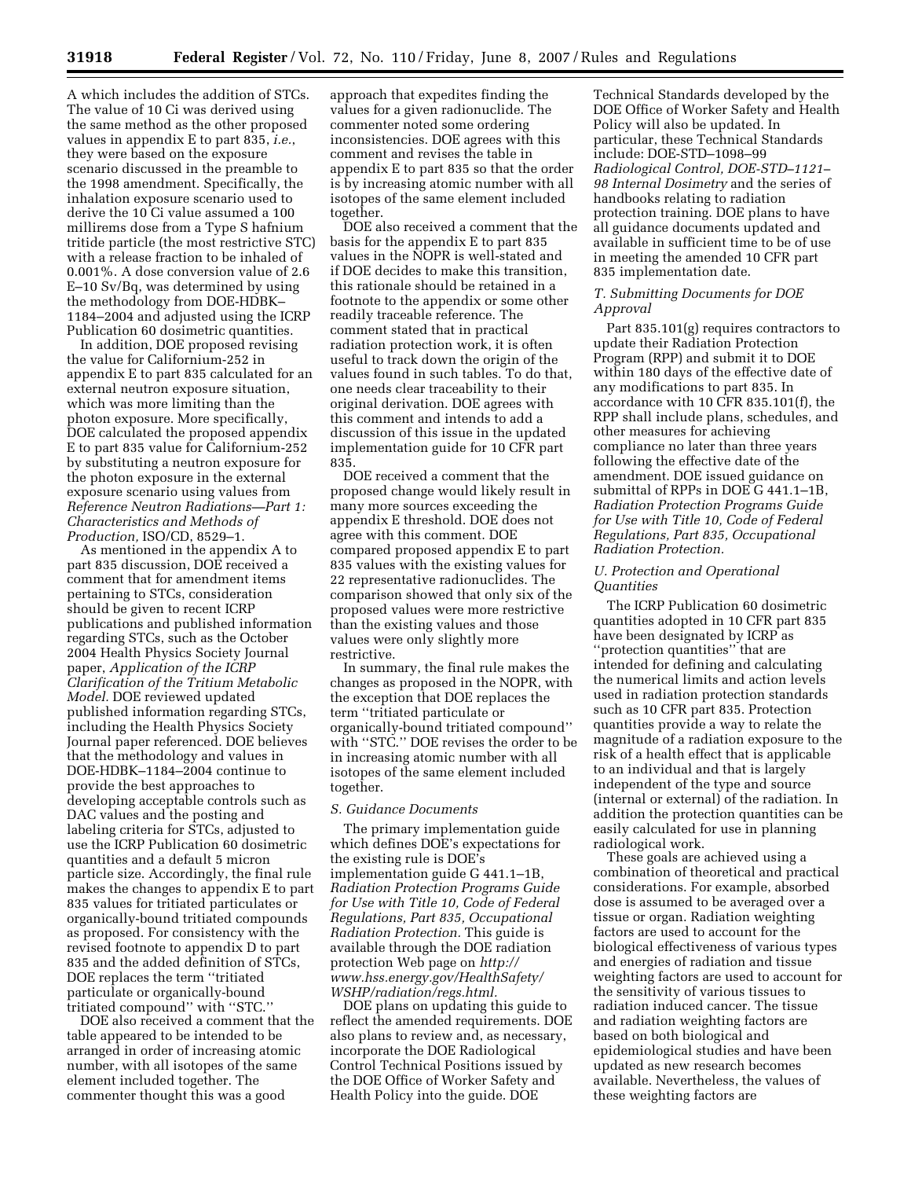A which includes the addition of STCs. The value of 10 Ci was derived using the same method as the other proposed values in appendix E to part 835, *i.e.*, they were based on the exposure scenario discussed in the preamble to the 1998 amendment. Specifically, the inhalation exposure scenario used to derive the 10 Ci value assumed a 100 millirems dose from a Type S hafnium tritide particle (the most restrictive STC) with a release fraction to be inhaled of 0.001%. A dose conversion value of 2.6 E–10 Sv/Bq, was determined by using the methodology from DOE-HDBK–1184–2004 and adjusted using the ICRP Publication 60 dosimetric quantities.

In addition, DOE proposed revising the value for Californium-252 in appendix E to part 835 calculated for an external neutron exposure situation, which was more limiting than the photon exposure. More specifically, DOE calculated the proposed appendix E to part 835 value for Californium-252 by substituting a neutron exposure for the photon exposure in the external exposure scenario using values from *Reference Neutron Radiations—Part 1: Characteristics and Methods of Production,* ISO/CD, 8529–1.

As mentioned in the appendix A to part 835 discussion, DOE received a comment that for amendment items pertaining to STCs, consideration should be given to recent ICRP publications and published information regarding STCs, such as the October 2004 Health Physics Society Journal paper, *Application of the ICRP Clarification of the Tritium Metabolic Model.* DOE reviewed updated published information regarding STCs, including the Health Physics Society Journal paper referenced. DOE believes that the methodology and values in DOE-HDBK–1184–2004 continue to provide the best approaches to developing acceptable controls such as DAC values and the posting and labeling criteria for STCs, adjusted to use the ICRP Publication 60 dosimetric quantities and a default 5 micron particle size. Accordingly, the final rule makes the changes to appendix E to part 835 values for tritiated particulates or organically-bound tritiated compounds as proposed. For consistency with the revised footnote to appendix D to part 835 and the added definition of STCs, DOE replaces the term ''tritiated particulate or organically-bound tritiated compound'' with ''STC.''

DOE also received a comment that the table appeared to be intended to be arranged in order of increasing atomic number, with all isotopes of the same element included together. The commenter thought this was a good approach that expedites finding the values for a given radionuclide. The commenter noted some ordering inconsistencies. DOE agrees with this comment and revises the table in appendix E to part 835 so that the order is by increasing atomic number with all isotopes of the same element included together.

DOE also received a comment that the basis for the appendix E to part 835 values in the NOPR is well-stated and if DOE decides to make this transition, this rationale should be retained in a footnote to the appendix or some other readily traceable reference. The comment stated that in practical radiation protection work, it is often useful to track down the origin of the values found in such tables. To do that, one needs clear traceability to their original derivation. DOE agrees with this comment and intends to add a discussion of this issue in the updated implementation guide for 10 CFR part 835.

DOE received a comment that the proposed change would likely result in many more sources exceeding the appendix E threshold. DOE does not agree with this comment. DOE compared proposed appendix E to part 835 values with the existing values for 22 representative radionuclides. The comparison showed that only six of the proposed values were more restrictive than the existing values and those values were only slightly more restrictive.

In summary, the final rule makes the changes as proposed in the NOPR, with the exception that DOE replaces the term ''tritiated particulate or organically-bound tritiated compound'' with ''STC.'' DOE revises the order to be in increasing atomic number with all isotopes of the same element included together.

### *S. Guidance Documents*

The primary implementation guide which defines DOE's expectations for the existing rule is DOE's implementation guide G 441.1–1B, *Radiation Protection Programs Guide for Use with Title 10, Code of Federal Regulations, Part 835, Occupational Radiation Protection.* This guide is available through the DOE radiation protection Web page on *http://www.hss.energy.gov/HealthSafety/WSHP/radiation/regs.html.*

DOE plans on updating this guide to reflect the amended requirements. DOE also plans to review and, as necessary, incorporate the DOE Radiological Control Technical Positions issued by the DOE Office of Worker Safety and Health Policy into the guide. DOE Technical Standards developed by the DOE Office of Worker Safety and Health Policy will also be updated. In particular, these Technical Standards include: DOE-STD–1098–99 *Radiological Control, DOE-STD–1121–98 Internal Dosimetry* and the series of handbooks relating to radiation protection training. DOE plans to have all guidance documents updated and available in sufficient time to be of use in meeting the amended 10 CFR part 835 implementation date.

### *T. Submitting Documents for DOE Approval*

Part 835.101(g) requires contractors to update their Radiation Protection Program (RPP) and submit it to DOE within 180 days of the effective date of any modifications to part 835. In accordance with 10 CFR 835.101(f), the RPP shall include plans, schedules, and other measures for achieving compliance no later than three years following the effective date of the amendment. DOE issued guidance on submittal of RPPs in DOE G 441.1–1B, *Radiation Protection Programs Guide for Use with Title 10, Code of Federal Regulations, Part 835, Occupational Radiation Protection.*

### *U. Protection and Operational Quantities*

The ICRP Publication 60 dosimetric quantities adopted in 10 CFR part 835 have been designated by ICRP as ''protection quantities'' that are intended for defining and calculating the numerical limits and action levels used in radiation protection standards such as 10 CFR part 835. Protection quantities provide a way to relate the magnitude of a radiation exposure to the risk of a health effect that is applicable to an individual and that is largely independent of the type and source (internal or external) of the radiation. In addition the protection quantities can be easily calculated for use in planning radiological work.

These goals are achieved using a combination of theoretical and practical considerations. For example, absorbed dose is assumed to be averaged over a tissue or organ. Radiation weighting factors are used to account for the biological effectiveness of various types and energies of radiation and tissue weighting factors are used to account for the sensitivity of various tissues to radiation induced cancer. The tissue and radiation weighting factors are based on both biological and epidemiological studies and have been updated as new research becomes available. Nevertheless, the values of these weighting factors are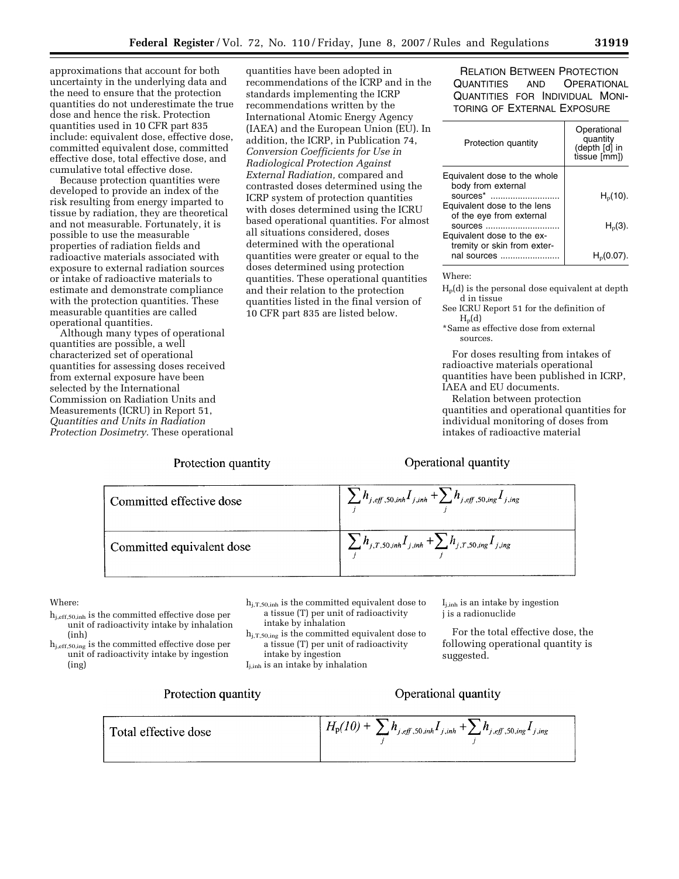approximations that account for both uncertainty in the underlying data and the need to ensure that the protection quantities do not underestimate the true dose and hence the risk. Protection quantities used in 10 CFR part 835 include: equivalent dose, effective dose, committed equivalent dose, committed effective dose, total effective dose, and cumulative total effective dose.

Because protection quantities were developed to provide an index of the risk resulting from energy imparted to tissue by radiation, they are theoretical and not measurable. Fortunately, it is possible to use the measurable properties of radiation fields and radioactive materials associated with exposure to external radiation sources or intake of radioactive materials to estimate and demonstrate compliance with the protection quantities. These measurable quantities are called operational quantities.

Although many types of operational quantities are possible, a well characterized set of operational quantities for assessing doses received from external exposure have been selected by the International Commission on Radiation Units and Measurements (ICRU) in Report 51, *Quantities and Units in Radiation Protection Dosimetry.* These operational quantities have been adopted in recommendations of the ICRP and in the standards implementing the ICRP recommendations written by the International Atomic Energy Agency (IAEA) and the European Union (EU). In addition, the ICRP, in Publication 74, *Conversion Coefficients for Use in Radiological Protection Against External Radiation,* compared and contrasted doses determined using the ICRP system of protection quantities with doses determined using the ICRU based operational quantities. For almost all situations considered, doses determined with the operational quantities were greater or equal to the doses determined using protection quantities. These operational quantities and their relation to the protection quantities listed in the final version of 10 CFR part 835 are listed below.

RELATION BETWEEN PROTECTION QUANTITIES AND OPERATIONAL QUANTITIES FOR INDIVIDUAL MONITORING OF EXTERNAL EXPOSURE

| Protection quantity | Operational quantity (depth [d] in tissue [mm]) |
|---|---|
| Equivalent dose to the whole body from external sources* | $H_p(10)$. |
| Equivalent dose to the lens of the eye from external sources | $H_p(3)$. |
| Equivalent dose to the extremity or skin from external sources | $H_p(0.07)$. |

Where:

$H_p(d)$ is the personal dose equivalent at depth d in tissue

See ICRU Report 51 for the definition of $H_p(d)$

*Same as effective dose from external sources.

For doses resulting from intakes of radioactive materials operational quantities have been published in ICRP, IAEA and EU documents.

Relation between protection quantities and operational quantities for individual monitoring of doses from intakes of radioactive material

| Protection quantity | Operational quantity |
|---|---|
| Committed effective dose | $\sum_j h_{j,eff,50,inh} I_{j,inh} + \sum_j h_{j,eff,50,ing} I_{j,ing}$ |
| Committed equivalent dose | $\sum_j h_{j,T,50,inh} I_{j,inh} + \sum_j h_{j,T,50,ing} I_{j,ing}$ |

Where:

$h_{j,eff,50,inh}$ is the committed effective dose per unit of radioactivity intake by inhalation (inh)

$h_{j,eff,50,ing}$ is the committed effective dose per unit of radioactivity intake by ingestion (ing)

$h_{j,T,50,inh}$ is the committed equivalent dose to a tissue (T) per unit of radioactivity intake by inhalation

$h_{j,T,50,ing}$ is the committed equivalent dose to a tissue (T) per unit of radioactivity intake by ingestion

$I_{j,inh}$ is an intake by inhalation

$I_{j,inh}$ is an intake by ingestion

j is a radionuclide

For the total effective dose, the following operational quantity is suggested.

| Protection quantity | Operational quantity |
|---|---|
| Total effective dose | $H_p(10) + \sum_j h_{j,eff,50,inh} I_{j,inh} + \sum_j h_{j,eff,50,ing} I_{j,ing}$ |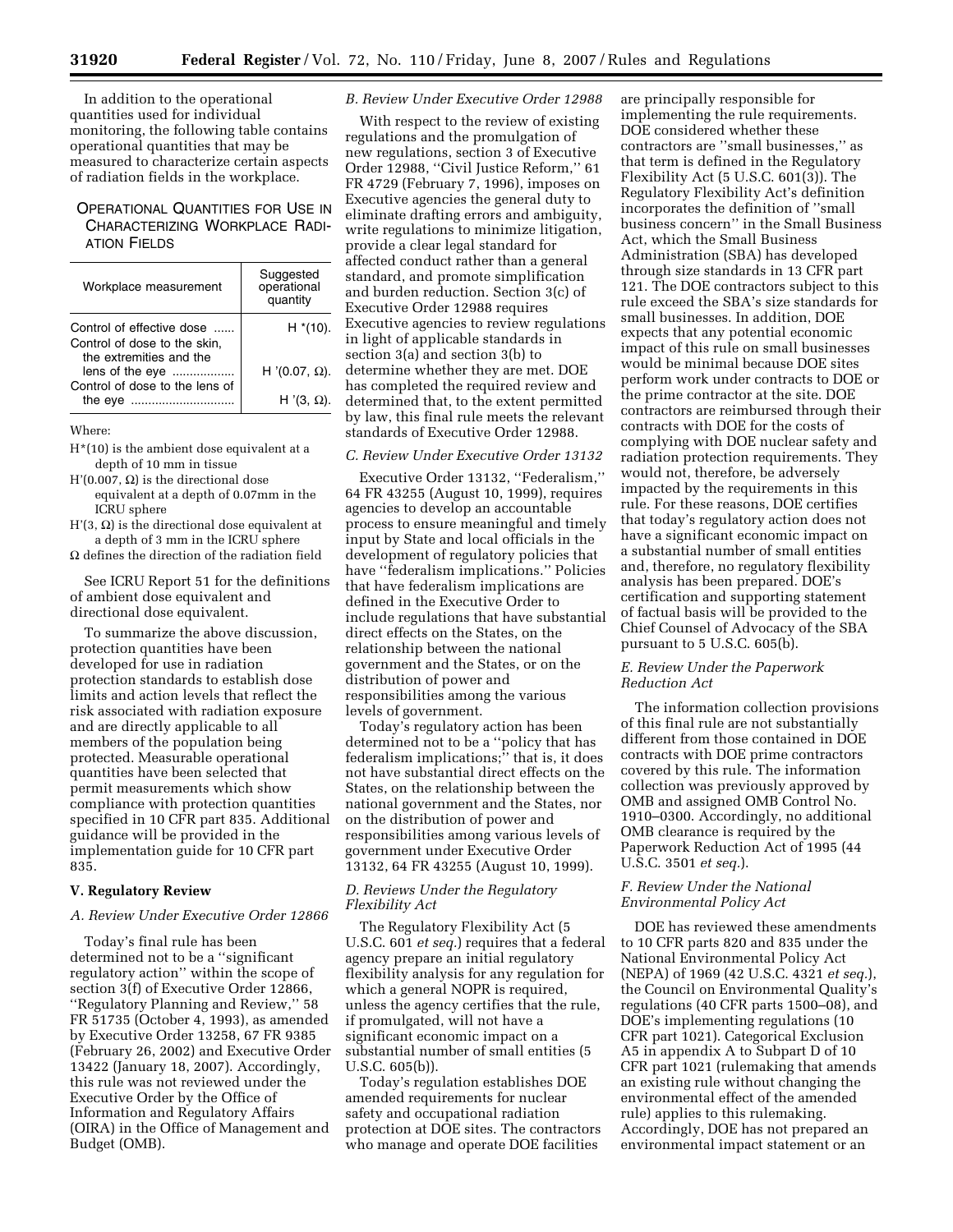In addition to the operational quantities used for individual monitoring, the following table contains operational quantities that may be measured to characterize certain aspects of radiation fields in the workplace.

OPERATIONAL QUANTITIES FOR USE IN CHARACTERIZING WORKPLACE RADIATION FIELDS

| Workplace measurement | Suggested operational quantity |
| --- | --- |
| Control of effective dose ...... | H *(10). |
| Control of dose to the skin, the extremities and the lens of the eye .................. | H '(0.07, Ω). |
| Control of dose to the lens of the eye .............................. | H '(3, Ω). |

Where:

H*(10) is the ambient dose equivalent at a depth of 10 mm in tissue

H'(0.007, Ω) is the directional dose equivalent at a depth of 0.07mm in the ICRU sphere

H'(3, Ω) is the directional dose equivalent at a depth of 3 mm in the ICRU sphere

Ω defines the direction of the radiation field

See ICRU Report 51 for the definitions of ambient dose equivalent and directional dose equivalent.

To summarize the above discussion, protection quantities have been developed for use in radiation protection standards to establish dose limits and action levels that reflect the risk associated with radiation exposure and are directly applicable to all members of the population being protected. Measurable operational quantities have been selected that permit measurements which show compliance with protection quantities specified in 10 CFR part 835. Additional guidance will be provided in the implementation guide for 10 CFR part 835.

## V. Regulatory Review

### A. Review Under Executive Order 12866

Today's final rule has been determined not to be a ''significant regulatory action'' within the scope of section 3(f) of Executive Order 12866, ''Regulatory Planning and Review,'' 58 FR 51735 (October 4, 1993), as amended by Executive Order 13258, 67 FR 9385 (February 26, 2002) and Executive Order 13422 (January 18, 2007). Accordingly, this rule was not reviewed under the Executive Order by the Office of Information and Regulatory Affairs (OIRA) in the Office of Management and Budget (OMB).

### B. Review Under Executive Order 12988

With respect to the review of existing regulations and the promulgation of new regulations, section 3 of Executive Order 12988, ''Civil Justice Reform,'' 61 FR 4729 (February 7, 1996), imposes on Executive agencies the general duty to eliminate drafting errors and ambiguity, write regulations to minimize litigation, provide a clear legal standard for affected conduct rather than a general standard, and promote simplification and burden reduction. Section 3(c) of Executive Order 12988 requires Executive agencies to review regulations in light of applicable standards in section 3(a) and section 3(b) to determine whether they are met. DOE has completed the required review and determined that, to the extent permitted by law, this final rule meets the relevant standards of Executive Order 12988.

### C. Review Under Executive Order 13132

Executive Order 13132, ''Federalism,'' 64 FR 43255 (August 10, 1999), requires agencies to develop an accountable process to ensure meaningful and timely input by State and local officials in the development of regulatory policies that have ''federalism implications.'' Policies that have federalism implications are defined in the Executive Order to include regulations that have substantial direct effects on the States, on the relationship between the national government and the States, or on the distribution of power and responsibilities among the various levels of government.

Today's regulatory action has been determined not to be a ''policy that has federalism implications;'' that is, it does not have substantial direct effects on the States, on the relationship between the national government and the States, nor on the distribution of power and responsibilities among various levels of government under Executive Order 13132, 64 FR 43255 (August 10, 1999).

### D. Reviews Under the Regulatory Flexibility Act

The Regulatory Flexibility Act (5 U.S.C. 601 *et seq.*) requires that a federal agency prepare an initial regulatory flexibility analysis for any regulation for which a general NOPR is required, unless the agency certifies that the rule, if promulgated, will not have a significant economic impact on a substantial number of small entities (5 U.S.C. 605(b)).

Today's regulation establishes DOE amended requirements for nuclear safety and occupational radiation protection at DOE sites. The contractors who manage and operate DOE facilities are principally responsible for implementing the rule requirements. DOE considered whether these contractors are ''small businesses,'' as that term is defined in the Regulatory Flexibility Act (5 U.S.C. 601(3)). The Regulatory Flexibility Act's definition incorporates the definition of ''small business concern'' in the Small Business Act, which the Small Business Administration (SBA) has developed through size standards in 13 CFR part 121. The DOE contractors subject to this rule exceed the SBA's size standards for small businesses. In addition, DOE expects that any potential economic impact of this rule on small businesses would be minimal because DOE sites perform work under contracts to DOE or the prime contractor at the site. DOE contractors are reimbursed through their contracts with DOE for the costs of complying with DOE nuclear safety and radiation protection requirements. They would not, therefore, be adversely impacted by the requirements in this rule. For these reasons, DOE certifies that today's regulatory action does not have a significant economic impact on a substantial number of small entities and, therefore, no regulatory flexibility analysis has been prepared. DOE's certification and supporting statement of factual basis will be provided to the Chief Counsel of Advocacy of the SBA pursuant to 5 U.S.C. 605(b).

### E. Review Under the Paperwork Reduction Act

The information collection provisions of this final rule are not substantially different from those contained in DOE contracts with DOE prime contractors covered by this rule. The information collection was previously approved by OMB and assigned OMB Control No. 1910–0300. Accordingly, no additional OMB clearance is required by the Paperwork Reduction Act of 1995 (44 U.S.C. 3501 *et seq.*).

### F. Review Under the National Environmental Policy Act

DOE has reviewed these amendments to 10 CFR parts 820 and 835 under the National Environmental Policy Act (NEPA) of 1969 (42 U.S.C. 4321 *et seq.*), the Council on Environmental Quality's regulations (40 CFR parts 1500–08), and DOE's implementing regulations (10 CFR part 1021). Categorical Exclusion A5 in appendix A to Subpart D of 10 CFR part 1021 (rulemaking that amends an existing rule without changing the environmental effect of the amended rule) applies to this rulemaking. Accordingly, DOE has not prepared an environmental impact statement or an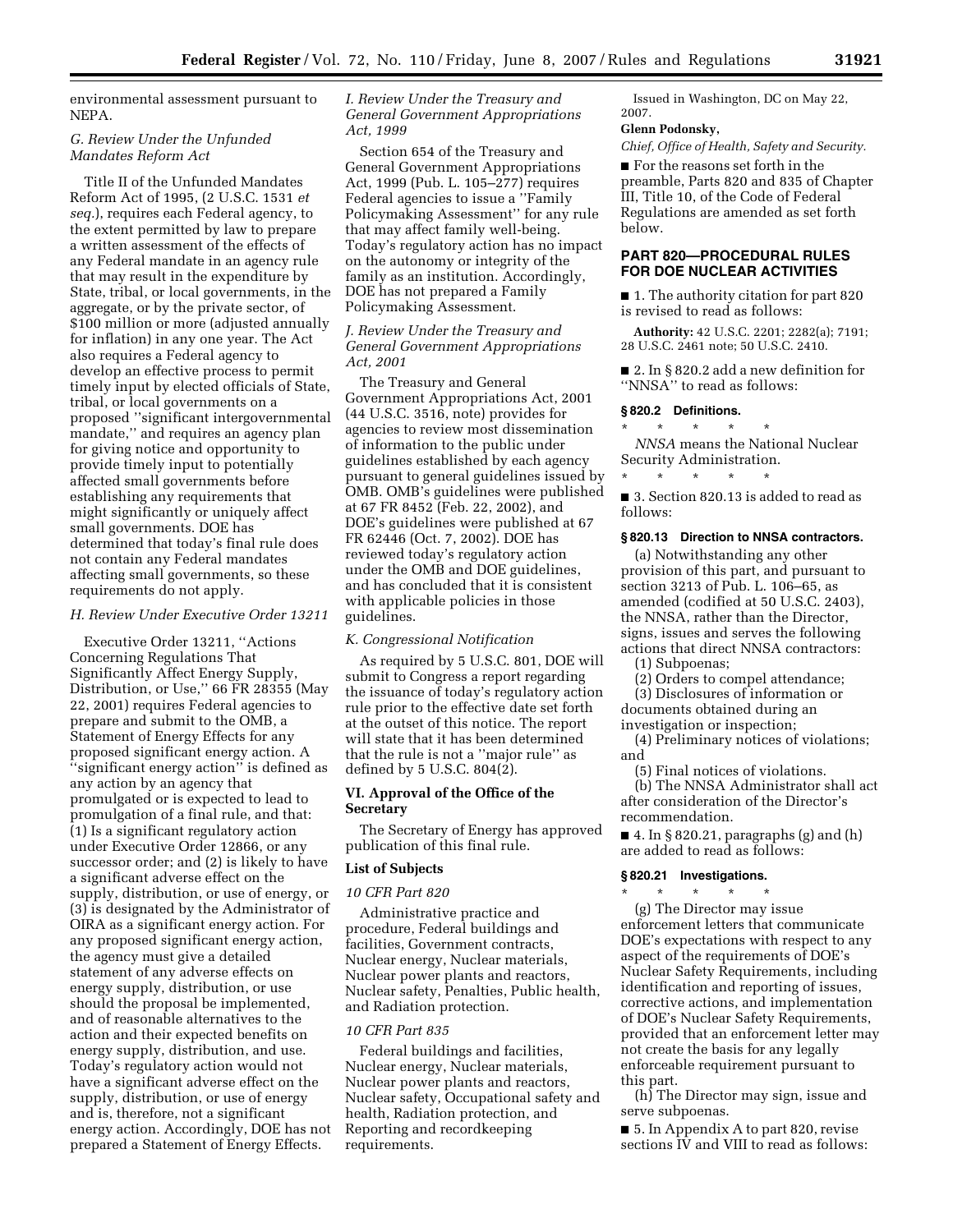environmental assessment pursuant to NEPA.

### G. Review Under the Unfunded Mandates Reform Act

Title II of the Unfunded Mandates Reform Act of 1995, (2 U.S.C. 1531 *et seq.*), requires each Federal agency, to the extent permitted by law to prepare a written assessment of the effects of any Federal mandate in an agency rule that may result in the expenditure by State, tribal, or local governments, in the aggregate, or by the private sector, of $100 million or more (adjusted annually for inflation) in any one year. The Act also requires a Federal agency to develop an effective process to permit timely input by elected officials of State, tribal, or local governments on a proposed ''significant intergovernmental mandate,'' and requires an agency plan for giving notice and opportunity to provide timely input to potentially affected small governments before establishing any requirements that might significantly or uniquely affect small governments. DOE has determined that today's final rule does not contain any Federal mandates affecting small governments, so these requirements do not apply.

### H. Review Under Executive Order 13211

Executive Order 13211, ''Actions Concerning Regulations That Significantly Affect Energy Supply, Distribution, or Use,'' 66 FR 28355 (May 22, 2001) requires Federal agencies to prepare and submit to the OMB, a Statement of Energy Effects for any proposed significant energy action. A ''significant energy action'' is defined as any action by an agency that promulgated or is expected to lead to promulgation of a final rule, and that: (1) Is a significant regulatory action under Executive Order 12866, or any successor order; and (2) is likely to have a significant adverse effect on the supply, distribution, or use of energy, or (3) is designated by the Administrator of OIRA as a significant energy action. For any proposed significant energy action, the agency must give a detailed statement of any adverse effects on energy supply, distribution, or use should the proposal be implemented, and of reasonable alternatives to the action and their expected benefits on energy supply, distribution, and use. Today's regulatory action would not have a significant adverse effect on the supply, distribution, or use of energy and is, therefore, not a significant energy action. Accordingly, DOE has not prepared a Statement of Energy Effects.

### I. Review Under the Treasury and General Government Appropriations Act, 1999

Section 654 of the Treasury and General Government Appropriations Act, 1999 (Pub. L. 105–277) requires Federal agencies to issue a ''Family Policymaking Assessment'' for any rule that may affect family well-being. Today's regulatory action has no impact on the autonomy or integrity of the family as an institution. Accordingly, DOE has not prepared a Family Policymaking Assessment.

### J. Review Under the Treasury and General Government Appropriations Act, 2001

The Treasury and General Government Appropriations Act, 2001 (44 U.S.C. 3516, note) provides for agencies to review most dissemination of information to the public under guidelines established by each agency pursuant to general guidelines issued by OMB. OMB's guidelines were published at 67 FR 8452 (Feb. 22, 2002), and DOE's guidelines were published at 67 FR 62446 (Oct. 7, 2002). DOE has reviewed today's regulatory action under the OMB and DOE guidelines, and has concluded that it is consistent with applicable policies in those guidelines.

### K. Congressional Notification

As required by 5 U.S.C. 801, DOE will submit to Congress a report regarding the issuance of today's regulatory action rule prior to the effective date set forth at the outset of this notice. The report will state that it has been determined that the rule is not a ''major rule'' as defined by 5 U.S.C. 804(2).

## VI. Approval of the Office of the Secretary

The Secretary of Energy has approved publication of this final rule.

## List of Subjects

### 10 CFR Part 820

Administrative practice and procedure, Federal buildings and facilities, Government contracts, Nuclear energy, Nuclear materials, Nuclear power plants and reactors, Nuclear safety, Penalties, Public health, and Radiation protection.

### 10 CFR Part 835

Federal buildings and facilities, Nuclear energy, Nuclear materials, Nuclear power plants and reactors, Nuclear safety, Occupational safety and health, Radiation protection, and Reporting and recordkeeping requirements.

Issued in Washington, DC on May 22, 2007.

**Glenn Podonsky,**

*Chief, Office of Health, Safety and Security.*

■ For the reasons set forth in the preamble, Parts 820 and 835 of Chapter III, Title 10, of the Code of Federal Regulations are amended as set forth below.

## PART 820—PROCEDURAL RULES FOR DOE NUCLEAR ACTIVITIES

■ 1. The authority citation for part 820 is revised to read as follows:

**Authority:** 42 U.S.C. 2201; 2282(a); 7191; 28 U.S.C. 2461 note; 50 U.S.C. 2410.

■ 2. In § 820.2 add a new definition for ''NNSA'' to read as follows:

**§ 820.2 Definitions.**

\* \* \* \* \*

*NNSA* means the National Nuclear Security Administration.

\* \* \* \* \*

■ 3. Section 820.13 is added to read as follows:

**§ 820.13 Direction to NNSA contractors.**

(a) Notwithstanding any other provision of this part, and pursuant to section 3213 of Pub. L. 106–65, as amended (codified at 50 U.S.C. 2403), the NNSA, rather than the Director, signs, issues and serves the following actions that direct NNSA contractors:

(1) Subpoenas;

(2) Orders to compel attendance;

(3) Disclosures of information or documents obtained during an investigation or inspection;

(4) Preliminary notices of violations; and

(5) Final notices of violations.

(b) The NNSA Administrator shall act after consideration of the Director's recommendation.

■ 4. In § 820.21, paragraphs (g) and (h) are added to read as follows:

**§ 820.21 Investigations.**

\* \* \* \* \*

(g) The Director may issue enforcement letters that communicate DOE's expectations with respect to any aspect of the requirements of DOE's Nuclear Safety Requirements, including identification and reporting of issues, corrective actions, and implementation of DOE's Nuclear Safety Requirements, provided that an enforcement letter may not create the basis for any legally enforceable requirement pursuant to this part.

(h) The Director may sign, issue and serve subpoenas.

■ 5. In Appendix A to part 820, revise sections IV and VIII to read as follows: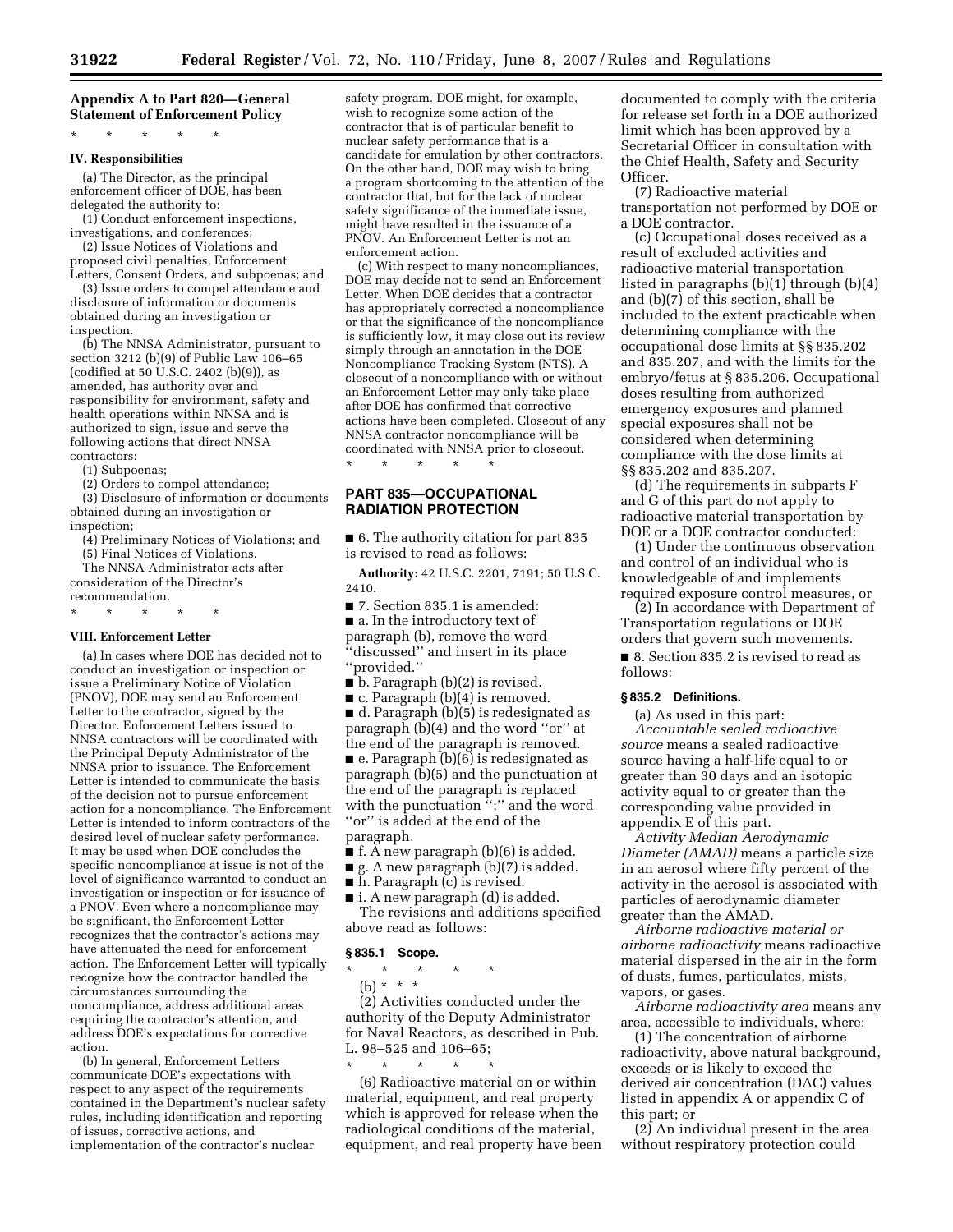## Appendix A to Part 820—General Statement of Enforcement Policy

\* \* \* \* \*

### IV. Responsibilities

(a) The Director, as the principal enforcement officer of DOE, has been delegated the authority to:

(1) Conduct enforcement inspections, investigations, and conferences;

(2) Issue Notices of Violations and proposed civil penalties, Enforcement Letters, Consent Orders, and subpoenas; and

(3) Issue orders to compel attendance and disclosure of information or documents obtained during an investigation or inspection.

(b) The NNSA Administrator, pursuant to section 3212 (b)(9) of Public Law 106–65 (codified at 50 U.S.C. 2402 (b)(9)), as amended, has authority over and responsibility for environment, safety and health operations within NNSA and is authorized to sign, issue and serve the following actions that direct NNSA contractors:

(1) Subpoenas;

(2) Orders to compel attendance;

(3) Disclosure of information or documents obtained during an investigation or inspection;

(4) Preliminary Notices of Violations; and

(5) Final Notices of Violations.

The NNSA Administrator acts after consideration of the Director's recommendation.

\* \* \* \* \*

### VIII. Enforcement Letter

(a) In cases where DOE has decided not to conduct an investigation or inspection or issue a Preliminary Notice of Violation (PNOV), DOE may send an Enforcement Letter to the contractor, signed by the Director. Enforcement Letters issued to NNSA contractors will be coordinated with the Principal Deputy Administrator of the NNSA prior to issuance. The Enforcement Letter is intended to communicate the basis of the decision not to pursue enforcement action for a noncompliance. The Enforcement Letter is intended to inform contractors of the desired level of nuclear safety performance. It may be used when DOE concludes the specific noncompliance at issue is not of the level of significance warranted to conduct an investigation or inspection or for issuance of a PNOV. Even where a noncompliance may be significant, the Enforcement Letter recognizes that the contractor's actions may have attenuated the need for enforcement action. The Enforcement Letter will typically recognize how the contractor handled the circumstances surrounding the noncompliance, address additional areas requiring the contractor's attention, and address DOE's expectations for corrective action.

(b) In general, Enforcement Letters communicate DOE's expectations with respect to any aspect of the requirements contained in the Department's nuclear safety rules, including identification and reporting of issues, corrective actions, and implementation of the contractor's nuclear safety program. DOE might, for example, wish to recognize some action of the contractor that is of particular benefit to nuclear safety performance that is a candidate for emulation by other contractors. On the other hand, DOE may wish to bring a program shortcoming to the attention of the contractor that, but for the lack of nuclear safety significance of the immediate issue, might have resulted in the issuance of a PNOV. An Enforcement Letter is not an enforcement action.

(c) With respect to many noncompliances, DOE may decide not to send an Enforcement Letter. When DOE decides that a contractor has appropriately corrected a noncompliance or that the significance of the noncompliance is sufficiently low, it may close out its review simply through an annotation in the DOE Noncompliance Tracking System (NTS). A closeout of a noncompliance with or without an Enforcement Letter may only take place after DOE has confirmed that corrective actions have been completed. Closeout of any NNSA contractor noncompliance will be coordinated with NNSA prior to closeout.

\* \* \* \* \*

## PART 835—OCCUPATIONAL RADIATION PROTECTION

■ 6. The authority citation for part 835 is revised to read as follows:

**Authority:** 42 U.S.C. 2201, 7191; 50 U.S.C. 2410.

■ 7. Section 835.1 is amended:

■ a. In the introductory text of paragraph (b), remove the word ''discussed'' and insert in its place ''provided.''

■ b. Paragraph (b)(2) is revised.

■ c. Paragraph (b)(4) is removed.

■ d. Paragraph (b)(5) is redesignated as paragraph (b)(4) and the word ''or'' at the end of the paragraph is removed.

■ e. Paragraph (b)(6) is redesignated as paragraph (b)(5) and the punctuation at the end of the paragraph is replaced with the punctuation '';'' and the word ''or'' is added at the end of the paragraph.

■ f. A new paragraph (b)(6) is added.

■ g. A new paragraph (b)(7) is added.

■ h. Paragraph (c) is revised.

■ i. A new paragraph (d) is added.

The revisions and additions specified above read as follows:

### § 835.1 Scope.

\* \* \* \* \*

(b) \* \* \*

(2) Activities conducted under the authority of the Deputy Administrator for Naval Reactors, as described in Pub. L. 98–525 and 106–65;

\* \* \* \* \*

(6) Radioactive material on or within material, equipment, and real property which is approved for release when the radiological conditions of the material, equipment, and real property have been documented to comply with the criteria for release set forth in a DOE authorized limit which has been approved by a Secretarial Officer in consultation with the Chief Health, Safety and Security Officer.

(7) Radioactive material transportation not performed by DOE or a DOE contractor.

(c) Occupational doses received as a result of excluded activities and radioactive material transportation listed in paragraphs (b)(1) through (b)(4) and (b)(7) of this section, shall be included to the extent practicable when determining compliance with the occupational dose limits at §§ 835.202 and 835.207, and with the limits for the embryo/fetus at § 835.206. Occupational doses resulting from authorized emergency exposures and planned special exposures shall not be considered when determining compliance with the dose limits at §§ 835.202 and 835.207.

(d) The requirements in subparts F and G of this part do not apply to radioactive material transportation by DOE or a DOE contractor conducted:

(1) Under the continuous observation and control of an individual who is knowledgeable of and implements required exposure control measures, or

(2) In accordance with Department of Transportation regulations or DOE orders that govern such movements.

■ 8. Section 835.2 is revised to read as follows:

### § 835.2 Definitions.

(a) As used in this part:

*Accountable sealed radioactive source* means a sealed radioactive source having a half-life equal to or greater than 30 days and an isotopic activity equal to or greater than the corresponding value provided in appendix E of this part.

*Activity Median Aerodynamic Diameter (AMAD)* means a particle size in an aerosol where fifty percent of the activity in the aerosol is associated with particles of aerodynamic diameter greater than the AMAD.

*Airborne radioactive material or airborne radioactivity* means radioactive material dispersed in the air in the form of dusts, fumes, particulates, mists, vapors, or gases.

*Airborne radioactivity area* means any area, accessible to individuals, where:

(1) The concentration of airborne radioactivity, above natural background, exceeds or is likely to exceed the derived air concentration (DAC) values listed in appendix A or appendix C of this part; or

(2) An individual present in the area without respiratory protection could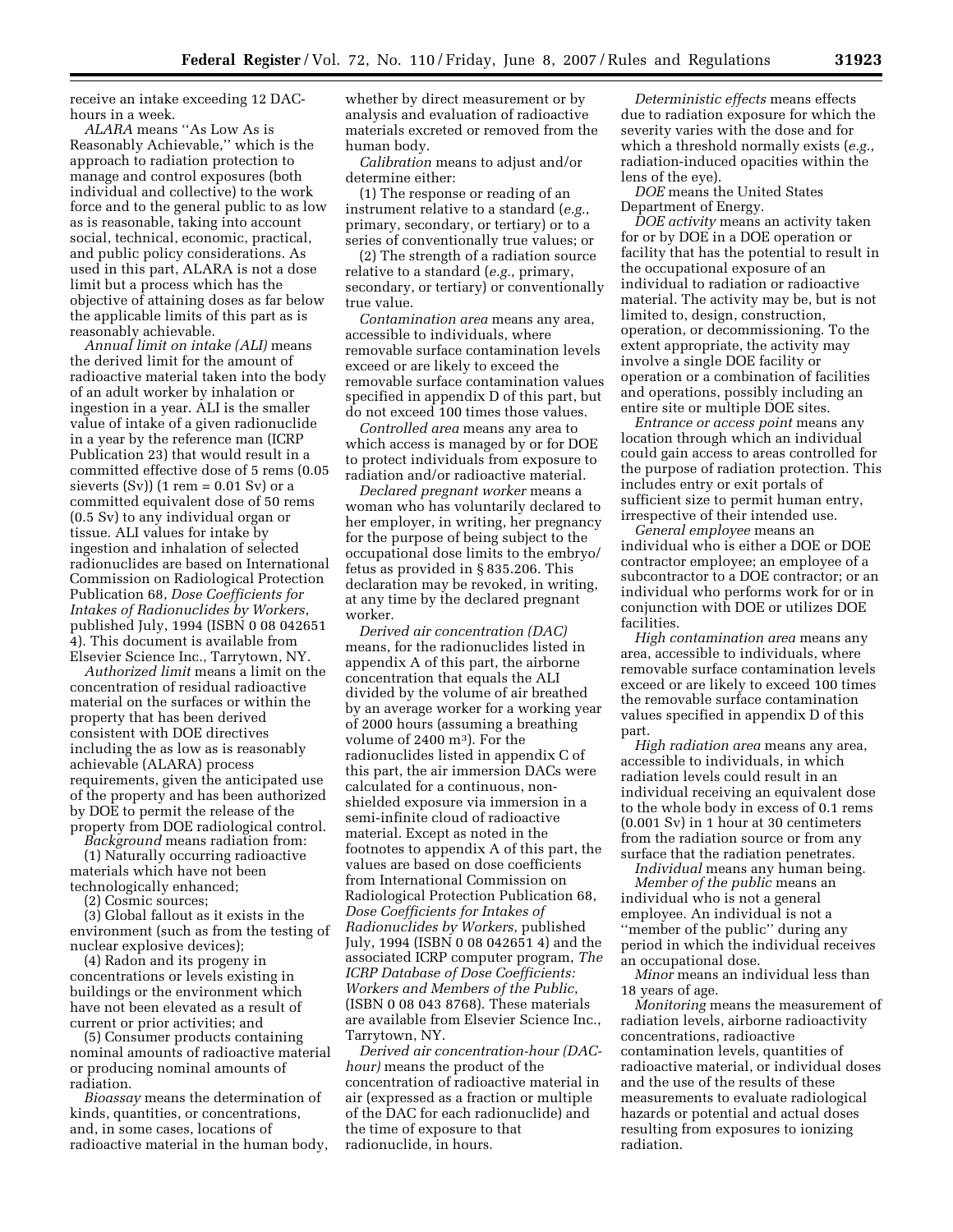receive an intake exceeding 12 DAC-hours in a week.

*ALARA* means ''As Low As is Reasonably Achievable,'' which is the approach to radiation protection to manage and control exposures (both individual and collective) to the work force and to the general public to as low as is reasonable, taking into account social, technical, economic, practical, and public policy considerations. As used in this part, ALARA is not a dose limit but a process which has the objective of attaining doses as far below the applicable limits of this part as is reasonably achievable.

*Annual limit on intake (ALI)* means the derived limit for the amount of radioactive material taken into the body of an adult worker by inhalation or ingestion in a year. ALI is the smaller value of intake of a given radionuclide in a year by the reference man (ICRP Publication 23) that would result in a committed effective dose of 5 rems (0.05 sieverts (Sv)) (1 rem = 0.01 Sv) or a committed equivalent dose of 50 rems (0.5 Sv) to any individual organ or tissue. ALI values for intake by ingestion and inhalation of selected radionuclides are based on International Commission on Radiological Protection Publication 68, *Dose Coefficients for Intakes of Radionuclides by Workers*, published July, 1994 (ISBN 0 08 042651 4). This document is available from Elsevier Science Inc., Tarrytown, NY.

*Authorized limit* means a limit on the concentration of residual radioactive material on the surfaces or within the property that has been derived consistent with DOE directives including the as low as is reasonably achievable (ALARA) process requirements, given the anticipated use of the property and has been authorized by DOE to permit the release of the property from DOE radiological control.

*Background* means radiation from:

(1) Naturally occurring radioactive materials which have not been technologically enhanced;

(2) Cosmic sources;

(3) Global fallout as it exists in the environment (such as from the testing of nuclear explosive devices);

(4) Radon and its progeny in concentrations or levels existing in buildings or the environment which have not been elevated as a result of current or prior activities; and

(5) Consumer products containing nominal amounts of radioactive material or producing nominal amounts of radiation.

*Bioassay* means the determination of kinds, quantities, or concentrations, and, in some cases, locations of radioactive material in the human body, whether by direct measurement or by analysis and evaluation of radioactive materials excreted or removed from the human body.

*Calibration* means to adjust and/or determine either:

(1) The response or reading of an instrument relative to a standard (*e.g.*, primary, secondary, or tertiary) or to a series of conventionally true values; or

(2) The strength of a radiation source relative to a standard (*e.g.*, primary, secondary, or tertiary) or conventionally true value.

*Contamination area* means any area, accessible to individuals, where removable surface contamination levels exceed or are likely to exceed the removable surface contamination values specified in appendix D of this part, but do not exceed 100 times those values.

*Controlled area* means any area to which access is managed by or for DOE to protect individuals from exposure to radiation and/or radioactive material.

*Declared pregnant worker* means a woman who has voluntarily declared to her employer, in writing, her pregnancy for the purpose of being subject to the occupational dose limits to the embryo/fetus as provided in § 835.206. This declaration may be revoked, in writing, at any time by the declared pregnant worker.

*Derived air concentration (DAC)* means, for the radionuclides listed in appendix A of this part, the airborne concentration that equals the ALI divided by the volume of air breathed by an average worker for a working year of 2000 hours (assuming a breathing volume of 2400 $m^3$). For the radionuclides listed in appendix C of this part, the air immersion DACs were calculated for a continuous, non-shielded exposure via immersion in a semi-infinite cloud of radioactive material. Except as noted in the footnotes to appendix A of this part, the values are based on dose coefficients from International Commission on Radiological Protection Publication 68, *Dose Coefficients for Intakes of Radionuclides by Workers*, published July, 1994 (ISBN 0 08 042651 4) and the associated ICRP computer program, *The ICRP Database of Dose Coefficients: Workers and Members of the Public*, (ISBN 0 08 043 8768). These materials are available from Elsevier Science Inc., Tarrytown, NY.

*Derived air concentration-hour (DAC-hour)* means the product of the concentration of radioactive material in air (expressed as a fraction or multiple of the DAC for each radionuclide) and the time of exposure to that radionuclide, in hours.

*Deterministic effects* means effects due to radiation exposure for which the severity varies with the dose and for which a threshold normally exists (*e.g.*, radiation-induced opacities within the lens of the eye).

*DOE* means the United States Department of Energy.

*DOE activity* means an activity taken for or by DOE in a DOE operation or facility that has the potential to result in the occupational exposure of an individual to radiation or radioactive material. The activity may be, but is not limited to, design, construction, operation, or decommissioning. To the extent appropriate, the activity may involve a single DOE facility or operation or a combination of facilities and operations, possibly including an entire site or multiple DOE sites.

*Entrance or access point* means any location through which an individual could gain access to areas controlled for the purpose of radiation protection. This includes entry or exit portals of sufficient size to permit human entry, irrespective of their intended use.

*General employee* means an individual who is either a DOE or DOE contractor employee; an employee of a subcontractor to a DOE contractor; or an individual who performs work for or in conjunction with DOE or utilizes DOE facilities.

*High contamination area* means any area, accessible to individuals, where removable surface contamination levels exceed or are likely to exceed 100 times the removable surface contamination values specified in appendix D of this part.

*High radiation area* means any area, accessible to individuals, in which radiation levels could result in an individual receiving an equivalent dose to the whole body in excess of 0.1 rems (0.001 Sv) in 1 hour at 30 centimeters from the radiation source or from any surface that the radiation penetrates.

*Individual* means any human being.

*Member of the public* means an individual who is not a general employee. An individual is not a ''member of the public'' during any period in which the individual receives an occupational dose.

*Minor* means an individual less than 18 years of age.

*Monitoring* means the measurement of radiation levels, airborne radioactivity concentrations, radioactive contamination levels, quantities of radioactive material, or individual doses and the use of the results of these measurements to evaluate radiological hazards or potential and actual doses resulting from exposures to ionizing radiation.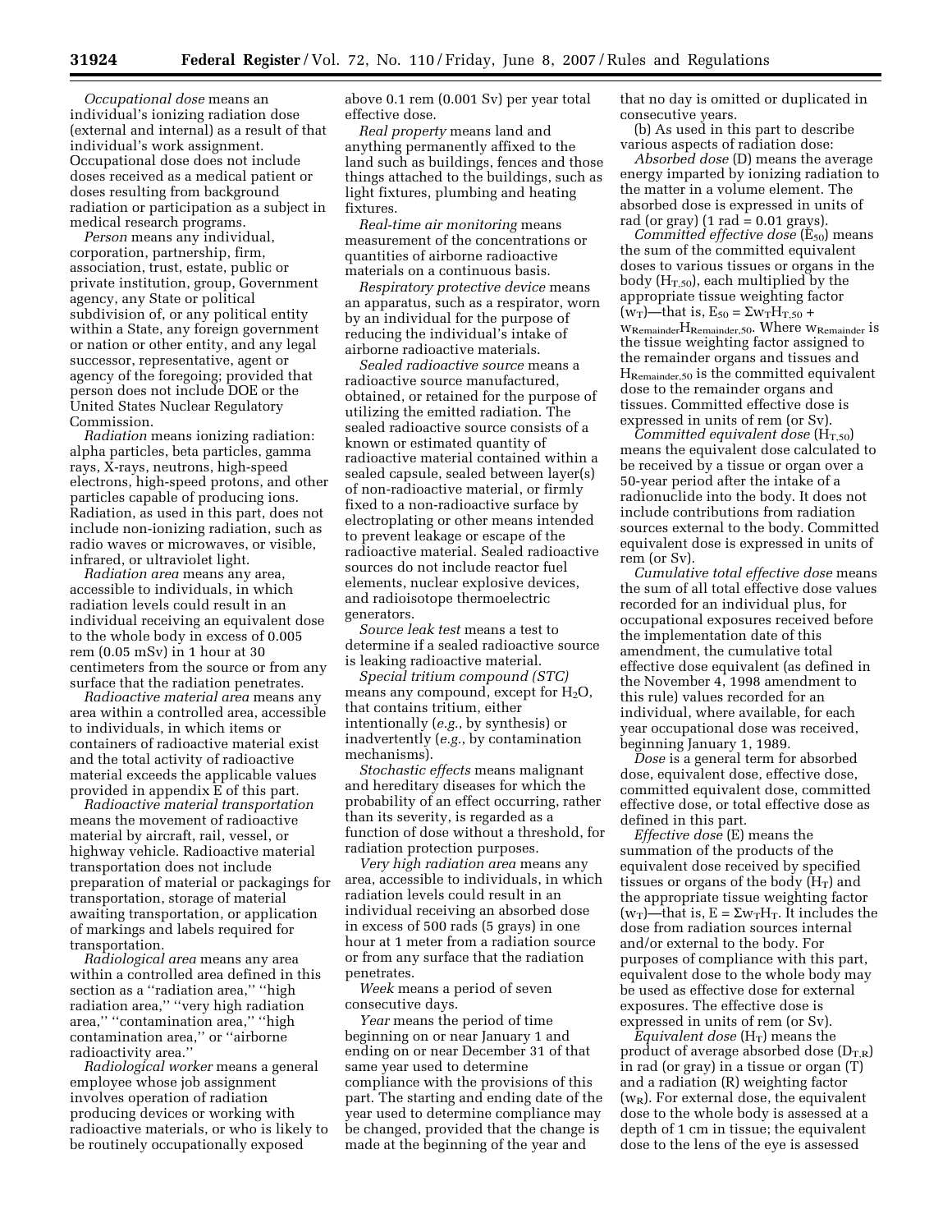*Occupational dose* means an individual's ionizing radiation dose (external and internal) as a result of that individual's work assignment. Occupational dose does not include doses received as a medical patient or doses resulting from background radiation or participation as a subject in medical research programs.

*Person* means any individual, corporation, partnership, firm, association, trust, estate, public or private institution, group, Government agency, any State or political subdivision of, or any political entity within a State, any foreign government or nation or other entity, and any legal successor, representative, agent or agency of the foregoing; provided that person does not include DOE or the United States Nuclear Regulatory Commission.

*Radiation* means ionizing radiation: alpha particles, beta particles, gamma rays, X-rays, neutrons, high-speed electrons, high-speed protons, and other particles capable of producing ions. Radiation, as used in this part, does not include non-ionizing radiation, such as radio waves or microwaves, or visible, infrared, or ultraviolet light.

*Radiation area* means any area, accessible to individuals, in which radiation levels could result in an individual receiving an equivalent dose to the whole body in excess of 0.005 rem (0.05 mSv) in 1 hour at 30 centimeters from the source or from any surface that the radiation penetrates.

*Radioactive material area* means any area within a controlled area, accessible to individuals, in which items or containers of radioactive material exist and the total activity of radioactive material exceeds the applicable values provided in appendix E of this part.

*Radioactive material transportation* means the movement of radioactive material by aircraft, rail, vessel, or highway vehicle. Radioactive material transportation does not include preparation of material or packagings for transportation, storage of material awaiting transportation, or application of markings and labels required for transportation.

*Radiological area* means any area within a controlled area defined in this section as a ''radiation area,'' ''high radiation area,'' ''very high radiation area,'' ''contamination area,'' ''high contamination area,'' or ''airborne radioactivity area.''

*Radiological worker* means a general employee whose job assignment involves operation of radiation producing devices or working with radioactive materials, or who is likely to be routinely occupationally exposed above 0.1 rem (0.001 Sv) per year total effective dose.

*Real property* means land and anything permanently affixed to the land such as buildings, fences and those things attached to the buildings, such as light fixtures, plumbing and heating fixtures.

*Real-time air monitoring* means measurement of the concentrations or quantities of airborne radioactive materials on a continuous basis.

*Respiratory protective device* means an apparatus, such as a respirator, worn by an individual for the purpose of reducing the individual's intake of airborne radioactive materials.

*Sealed radioactive source* means a radioactive source manufactured, obtained, or retained for the purpose of utilizing the emitted radiation. The sealed radioactive source consists of a known or estimated quantity of radioactive material contained within a sealed capsule, sealed between layer(s) of non-radioactive material, or firmly fixed to a non-radioactive surface by electroplating or other means intended to prevent leakage or escape of the radioactive material. Sealed radioactive sources do not include reactor fuel elements, nuclear explosive devices, and radioisotope thermoelectric generators.

*Source leak test* means a test to determine if a sealed radioactive source is leaking radioactive material.

*Special tritium compound (STC)* means any compound, except for $H_2O$, that contains tritium, either intentionally (*e.g.*, by synthesis) or inadvertently (*e.g.*, by contamination mechanisms).

*Stochastic effects* means malignant and hereditary diseases for which the probability of an effect occurring, rather than its severity, is regarded as a function of dose without a threshold, for radiation protection purposes.

*Very high radiation area* means any area, accessible to individuals, in which radiation levels could result in an individual receiving an absorbed dose in excess of 500 rads (5 grays) in one hour at 1 meter from a radiation source or from any surface that the radiation penetrates.

*Week* means a period of seven consecutive days.

*Year* means the period of time beginning on or near January 1 and ending on or near December 31 of that same year used to determine compliance with the provisions of this part. The starting and ending date of the year used to determine compliance may be changed, provided that the change is made at the beginning of the year and that no day is omitted or duplicated in consecutive years.

(b) As used in this part to describe various aspects of radiation dose:

*Absorbed dose* (D) means the average energy imparted by ionizing radiation to the matter in a volume element. The absorbed dose is expressed in units of rad (or gray) (1 rad = 0.01 grays).

*Committed effective dose* ($E_{50}$) means the sum of the committed equivalent doses to various tissues or organs in the body ($H_{T,50}$), each multiplied by the appropriate tissue weighting factor ($w_T$)—that is, $E_{50} = \Sigma w_T H_{T,50} + w_{Remainder} H_{Remainder,50}$. Where $w_{Remainder}$ is the tissue weighting factor assigned to the remainder organs and tissues and $H_{Remainder,50}$ is the committed equivalent dose to the remainder organs and tissues. Committed effective dose is expressed in units of rem (or Sv).

*Committed equivalent dose* ($H_{T,50}$) means the equivalent dose calculated to be received by a tissue or organ over a 50-year period after the intake of a radionuclide into the body. It does not include contributions from radiation sources external to the body. Committed equivalent dose is expressed in units of rem (or Sv).

*Cumulative total effective dose* means the sum of all total effective dose values recorded for an individual plus, for occupational exposures received before the implementation date of this amendment, the cumulative total effective dose equivalent (as defined in the November 4, 1998 amendment to this rule) values recorded for an individual, where available, for each year occupational dose was received, beginning January 1, 1989.

*Dose* is a general term for absorbed dose, equivalent dose, effective dose, committed equivalent dose, committed effective dose, or total effective dose as defined in this part.

*Effective dose* (E) means the summation of the products of the equivalent dose received by specified tissues or organs of the body ($H_T$) and the appropriate tissue weighting factor ($w_T$)—that is, $E = \Sigma w_T H_T$. It includes the dose from radiation sources internal and/or external to the body. For purposes of compliance with this part, equivalent dose to the whole body may be used as effective dose for external exposures. The effective dose is expressed in units of rem (or Sv).

*Equivalent dose* ($H_T$) means the product of average absorbed dose ($D_{T,R}$) in rad (or gray) in a tissue or organ (T) and a radiation (R) weighting factor ($w_R$). For external dose, the equivalent dose to the whole body is assessed at a depth of 1 cm in tissue; the equivalent dose to the lens of the eye is assessed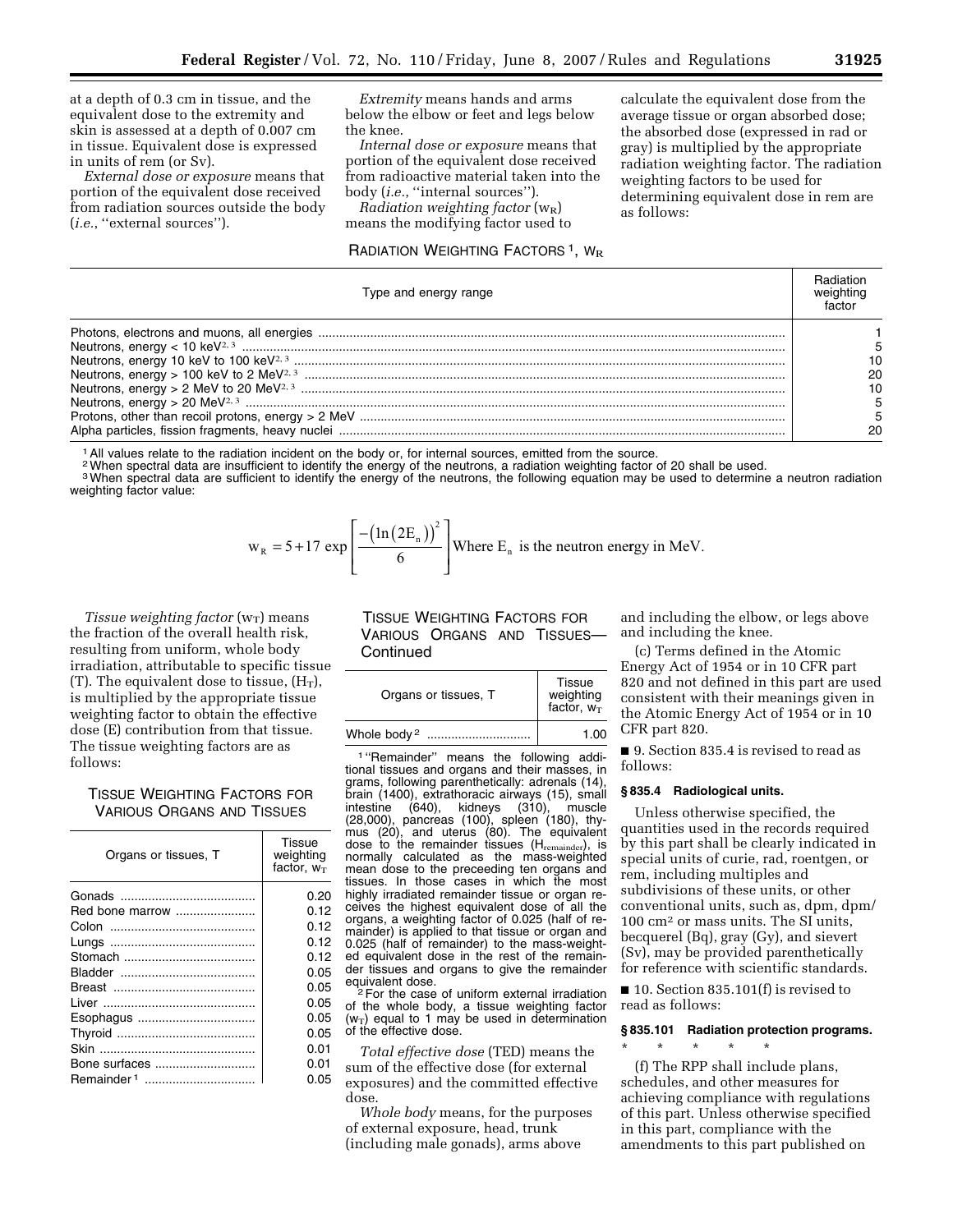at a depth of 0.3 cm in tissue, and the equivalent dose to the extremity and skin is assessed at a depth of 0.007 cm in tissue. Equivalent dose is expressed in units of rem (or Sv).

*External dose or exposure* means that portion of the equivalent dose received from radiation sources outside the body (*i.e.*, ''external sources'').

*Extremity* means hands and arms below the elbow or feet and legs below the knee.

*Internal dose or exposure* means that portion of the equivalent dose received from radioactive material taken into the body (*i.e.*, ''internal sources'').

*Radiation weighting factor* ($w_R$) means the modifying factor used to calculate the equivalent dose from the average tissue or organ absorbed dose; the absorbed dose (expressed in rad or gray) is multiplied by the appropriate radiation weighting factor. The radiation weighting factors to be used for determining equivalent dose in rem are as follows:

RADIATION WEIGHTING FACTORS [1], $W_R$

| Type and energy range | Radiation weighting factor |
|---|---|
| Photons, electrons and muons, all energies | 1 |
| Neutrons, energy < 10 keV[2, 3] | 5 |
| Neutrons, energy 10 keV to 100 keV[2, 3] | 10 |
| Neutrons, energy > 100 keV to 2 MeV[2, 3] | 20 |
| Neutrons, energy > 2 MeV to 20 MeV[2, 3] | 10 |
| Neutrons, energy > 20 MeV[2, 3] | 5 |
| Protons, other than recoil protons, energy > 2 MeV | 5 |
| Alpha particles, fission fragments, heavy nuclei | 20 |

[1] All values relate to the radiation incident on the body or, for internal sources, emitted from the source.

[2] When spectral data are insufficient to identify the energy of the neutrons, a radiation weighting factor of 20 shall be used.

[3] When spectral data are sufficient to identify the energy of the neutrons, the following equation may be used to determine a neutron radiation weighting factor value:

$$w_R = 5 + 17 \exp\left[\frac{-\left(\ln\left(2E_n\right)\right)^2}{6}\right] \text{Where } E_n \text{ is the neutron energy in MeV.}$$

*Tissue weighting factor* ($w_T$) means the fraction of the overall health risk, resulting from uniform, whole body irradiation, attributable to specific tissue (T). The equivalent dose to tissue, ($H_T$), is multiplied by the appropriate tissue weighting factor to obtain the effective dose (E) contribution from that tissue. The tissue weighting factors are as follows:

TISSUE WEIGHTING FACTORS FOR VARIOUS ORGANS AND TISSUES

| Organs or tissues, T | Tissue weighting factor, $w_T$ |
|---|---|
| Gonads | 0.20 |
| Red bone marrow | 0.12 |
| Colon | 0.12 |
| Lungs | 0.12 |
| Stomach | 0.12 |
| Bladder | 0.05 |
| Breast | 0.05 |
| Liver | 0.05 |
| Esophagus | 0.05 |
| Thyroid | 0.05 |
| Skin | 0.01 |
| Bone surfaces | 0.01 |
| Remainder [1] | 0.05 |
| Whole body [2] | 1.00 |

[1] ''Remainder'' means the following additional tissues and organs and their masses, in grams, following parenthetically: adrenals (14), brain (1400), extrathoracic airways (15), small intestine (640), kidneys (310), muscle (28,000), pancreas (100), spleen (180), thymus (20), and uterus (80). The equivalent dose to the remainder tissues ($H_{remainder}$), is normally calculated as the mass-weighted mean dose to the preceeding ten organs and tissues. In those cases in which the most highly irradiated remainder tissue or organ receives the highest equivalent dose of all the organs, a weighting factor of 0.025 (half of remainder) is applied to that tissue or organ and 0.025 (half of remainder) to the mass-weighted equivalent dose in the rest of the remainder tissues and organs to give the remainder equivalent dose.

[2] For the case of uniform external irradiation of the whole body, a tissue weighting factor ($w_T$) equal to 1 may be used in determination of the effective dose.

*Total effective dose* (TED) means the sum of the effective dose (for external exposures) and the committed effective dose.

*Whole body* means, for the purposes of external exposure, head, trunk (including male gonads), arms above and including the elbow, or legs above and including the knee.

(c) Terms defined in the Atomic Energy Act of 1954 or in 10 CFR part 820 and not defined in this part are used consistent with their meanings given in the Atomic Energy Act of 1954 or in 10 CFR part 820.

■ 9. Section 835.4 is revised to read as follows:

**§ 835.4 Radiological units.**

Unless otherwise specified, the quantities used in the records required by this part shall be clearly indicated in special units of curie, rad, roentgen, or rem, including multiples and subdivisions of these units, or other conventional units, such as, dpm, dpm/100 $cm^2$ or mass units. The SI units, becquerel (Bq), gray (Gy), and sievert (Sv), may be provided parenthetically for reference with scientific standards.

■ 10. Section 835.101(f) is revised to read as follows:

**§ 835.101 Radiation protection programs.**

\* \* \* \* \*

(f) The RPP shall include plans, schedules, and other measures for achieving compliance with regulations of this part. Unless otherwise specified in this part, compliance with the amendments to this part published on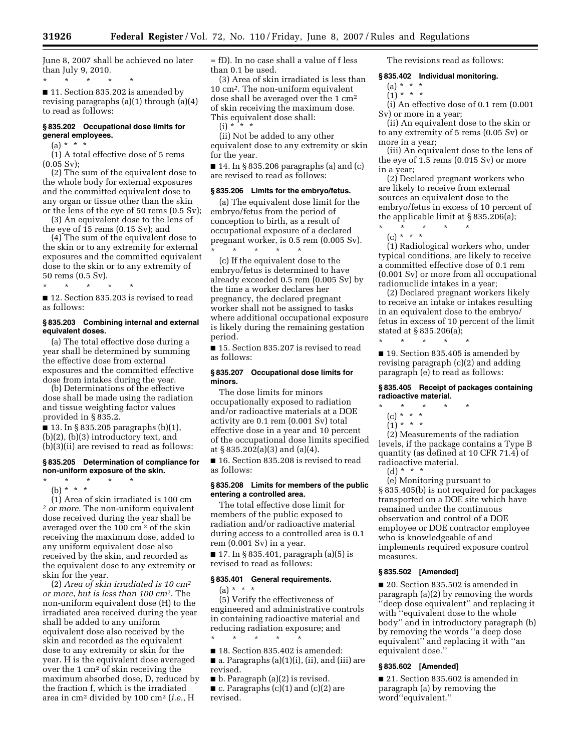June 8, 2007 shall be achieved no later than July 9, 2010.

\* \* \* \* \*

■ 11. Section 835.202 is amended by revising paragraphs (a)(1) through (a)(4) to read as follows:

### § 835.202 Occupational dose limits for general employees.

(a) \* \* \*

(1) A total effective dose of 5 rems (0.05 Sv);

(2) The sum of the equivalent dose to the whole body for external exposures and the committed equivalent dose to any organ or tissue other than the skin or the lens of the eye of 50 rems (0.5 Sv);

(3) An equivalent dose to the lens of the eye of 15 rems (0.15 Sv); and

(4) The sum of the equivalent dose to the skin or to any extremity for external exposures and the committed equivalent dose to the skin or to any extremity of 50 rems (0.5 Sv).

\* \* \* \* \*

■ 12. Section 835.203 is revised to read as follows:

### § 835.203 Combining internal and external equivalent doses.

(a) The total effective dose during a year shall be determined by summing the effective dose from external exposures and the committed effective dose from intakes during the year.

(b) Determinations of the effective dose shall be made using the radiation and tissue weighting factor values provided in § 835.2.

■ 13. In § 835.205 paragraphs (b)(1), (b)(2), (b)(3) introductory text, and (b)(3)(ii) are revised to read as follows:

### § 835.205 Determination of compliance for non-uniform exposure of the skin.

\* \* \* \* \*

(b) \* \* \*

(1) Area of skin irradiated is 100 cm*$^2$ or more*. The non-uniform equivalent dose received during the year shall be averaged over the 100 cm$^2$ of the skin receiving the maximum dose, added to any uniform equivalent dose also received by the skin, and recorded as the equivalent dose to any extremity or skin for the year.

(2) *Area of skin irradiated is 10 cm$^2$ or more, but is less than 100 cm$^2$*. The non-uniform equivalent dose (H) to the irradiated area received during the year shall be added to any uniform equivalent dose also received by the skin and recorded as the equivalent dose to any extremity or skin for the year. H is the equivalent dose averaged over the 1 cm$^2$ of skin receiving the maximum absorbed dose, D, reduced by the fraction f, which is the irradiated area in cm$^2$ divided by 100 cm$^2$ (*i.e.*, H = fD). In no case shall a value of f less than 0.1 be used.

(3) Area of skin irradiated is less than 10 cm$^2$. The non-uniform equivalent dose shall be averaged over the 1 cm$^2$ of skin receiving the maximum dose. This equivalent dose shall:

(i) \* \* \*

(ii) Not be added to any other equivalent dose to any extremity or skin for the year.

■ 14. In § 835.206 paragraphs (a) and (c) are revised to read as follows:

### § 835.206 Limits for the embryo/fetus.

(a) The equivalent dose limit for the embryo/fetus from the period of conception to birth, as a result of occupational exposure of a declared pregnant worker, is 0.5 rem (0.005 Sv).

\* \* \* \* \*

(c) If the equivalent dose to the embryo/fetus is determined to have already exceeded 0.5 rem (0.005 Sv) by the time a worker declares her pregnancy, the declared pregnant worker shall not be assigned to tasks where additional occupational exposure is likely during the remaining gestation period.

■ 15. Section 835.207 is revised to read as follows:

### § 835.207 Occupational dose limits for minors.

The dose limits for minors occupationally exposed to radiation and/or radioactive materials at a DOE activity are 0.1 rem (0.001 Sv) total effective dose in a year and 10 percent of the occupational dose limits specified at § 835.202(a)(3) and (a)(4).

■ 16. Section 835.208 is revised to read as follows:

### § 835.208 Limits for members of the public entering a controlled area.

The total effective dose limit for members of the public exposed to radiation and/or radioactive material during access to a controlled area is 0.1 rem (0.001 Sv) in a year.

■ 17. In § 835.401, paragraph (a)(5) is revised to read as follows:

### § 835.401 General requirements.

(a) \* \* \*

(5) Verify the effectiveness of engineered and administrative controls in containing radioactive material and reducing radiation exposure; and

\* \* \* \* \*

■ 18. Section 835.402 is amended:

■ a. Paragraphs (a)(1)(i), (ii), and (iii) are revised.

■ b. Paragraph (a)(2) is revised.

■ c. Paragraphs (c)(1) and (c)(2) are revised.

The revisions read as follows:

### § 835.402 Individual monitoring.

(a) \* \* \*

(1) \* \* \*

(i) An effective dose of 0.1 rem (0.001 Sv) or more in a year;

(ii) An equivalent dose to the skin or to any extremity of 5 rems (0.05 Sv) or more in a year;

(iii) An equivalent dose to the lens of the eye of 1.5 rems (0.015 Sv) or more in a year;

(2) Declared pregnant workers who are likely to receive from external sources an equivalent dose to the embryo/fetus in excess of 10 percent of the applicable limit at § 835.206(a);

\* \* \* \* \*

(c) \* \* \*

(1) Radiological workers who, under typical conditions, are likely to receive a committed effective dose of 0.1 rem (0.001 Sv) or more from all occupational radionuclide intakes in a year;

(2) Declared pregnant workers likely to receive an intake or intakes resulting in an equivalent dose to the embryo/fetus in excess of 10 percent of the limit stated at § 835.206(a);

\* \* \* \* \*

■ 19. Section 835.405 is amended by revising paragraph (c)(2) and adding paragraph (e) to read as follows:

### § 835.405 Receipt of packages containing radioactive material.

\* \* \* \* \*

(c) \* \* \*

(1) \* \* \*

(2) Measurements of the radiation levels, if the package contains a Type B quantity (as defined at 10 CFR 71.4) of radioactive material.

(d) \* \* \*

(e) Monitoring pursuant to § 835.405(b) is not required for packages transported on a DOE site which have remained under the continuous observation and control of a DOE employee or DOE contractor employee who is knowledgeable of and implements required exposure control measures.

### § 835.502 [Amended]

■ 20. Section 835.502 is amended in paragraph (a)(2) by removing the words ''deep dose equivalent'' and replacing it with ''equivalent dose to the whole body'' and in introductory paragraph (b) by removing the words ''a deep dose equivalent'' and replacing it with ''an equivalent dose.''

### § 835.602 [Amended]

■ 21. Section 835.602 is amended in paragraph (a) by removing the word''equivalent.''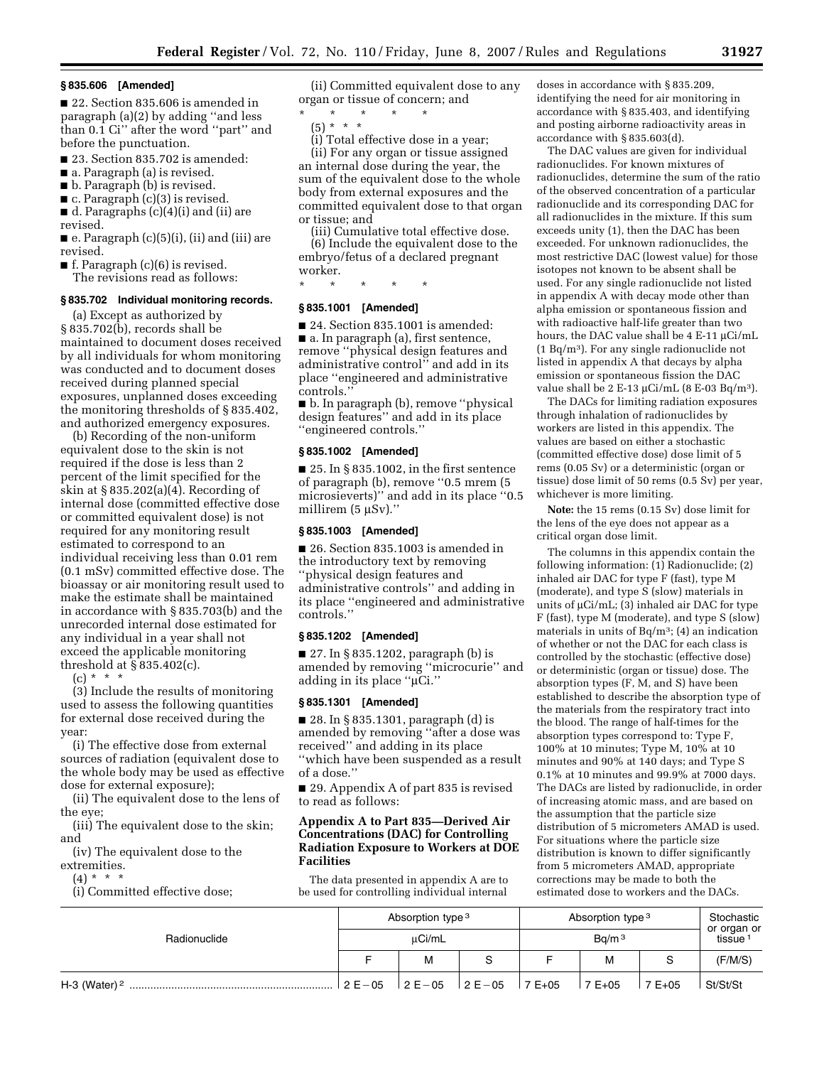### § 835.606 [Amended]

■ 22. Section 835.606 is amended in paragraph (a)(2) by adding ''and less than 0.1 Ci'' after the word ''part'' and before the punctuation.

■ 23. Section 835.702 is amended:

■ a. Paragraph (a) is revised.

■ b. Paragraph (b) is revised.

■ c. Paragraph (c)(3) is revised.

■ d. Paragraphs (c)(4)(i) and (ii) are revised.

■ e. Paragraph (c)(5)(i), (ii) and (iii) are revised.

■ f. Paragraph (c)(6) is revised.

The revisions read as follows:

### § 835.702 Individual monitoring records.

(a) Except as authorized by § 835.702(b), records shall be maintained to document doses received by all individuals for whom monitoring was conducted and to document doses received during planned special exposures, unplanned doses exceeding the monitoring thresholds of § 835.402, and authorized emergency exposures.

(b) Recording of the non-uniform equivalent dose to the skin is not required if the dose is less than 2 percent of the limit specified for the skin at § 835.202(a)(4). Recording of internal dose (committed effective dose or committed equivalent dose) is not required for any monitoring result estimated to correspond to an individual receiving less than 0.01 rem (0.1 mSv) committed effective dose. The bioassay or air monitoring result used to make the estimate shall be maintained in accordance with § 835.703(b) and the unrecorded internal dose estimated for any individual in a year shall not exceed the applicable monitoring threshold at § 835.402(c).

(c) * * *

(3) Include the results of monitoring used to assess the following quantities for external dose received during the year:

(i) The effective dose from external sources of radiation (equivalent dose to the whole body may be used as effective dose for external exposure);

(ii) The equivalent dose to the lens of the eye;

(iii) The equivalent dose to the skin; and

(iv) The equivalent dose to the extremities.

(4) * * *

(i) Committed effective dose;

(ii) Committed equivalent dose to any organ or tissue of concern; and

\* \* \* \* \*

(5) * * *

(i) Total effective dose in a year;

(ii) For any organ or tissue assigned an internal dose during the year, the sum of the equivalent dose to the whole body from external exposures and the committed equivalent dose to that organ or tissue; and

(iii) Cumulative total effective dose.

(6) Include the equivalent dose to the embryo/fetus of a declared pregnant worker.

\* \* \* \* \*

### § 835.1001 [Amended]

■ 24. Section 835.1001 is amended:

■ a. In paragraph (a), first sentence, remove ''physical design features and administrative control'' and add in its place ''engineered and administrative controls.''

■ b. In paragraph (b), remove ''physical design features'' and add in its place ''engineered controls.''

### § 835.1002 [Amended]

■ 25. In § 835.1002, in the first sentence of paragraph (b), remove ''0.5 mrem (5 microsieverts)'' and add in its place ''0.5 millirem (5 μSv).''

### § 835.1003 [Amended]

■ 26. Section 835.1003 is amended in the introductory text by removing ''physical design features and administrative controls'' and adding in its place ''engineered and administrative controls.''

### § 835.1202 [Amended]

■ 27. In § 835.1202, paragraph (b) is amended by removing ''microcurie'' and adding in its place ''μCi.''

### § 835.1301 [Amended]

■ 28. In § 835.1301, paragraph (d) is amended by removing ''after a dose was received'' and adding in its place ''which have been suspended as a result of a dose.''

■ 29. Appendix A of part 835 is revised to read as follows:

## Appendix A to Part 835—Derived Air Concentrations (DAC) for Controlling Radiation Exposure to Workers at DOE Facilities

The data presented in appendix A are to be used for controlling individual internal doses in accordance with § 835.209, identifying the need for air monitoring in accordance with § 835.403, and identifying and posting airborne radioactivity areas in accordance with § 835.603(d).

The DAC values are given for individual radionuclides. For known mixtures of radionuclides, determine the sum of the ratio of the observed concentration of a particular radionuclide and its corresponding DAC for all radionuclides in the mixture. If this sum exceeds unity (1), then the DAC has been exceeded. For unknown radionuclides, the most restrictive DAC (lowest value) for those isotopes not known to be absent shall be used. For any single radionuclide not listed in appendix A with decay mode other than alpha emission or spontaneous fission and with radioactive half-life greater than two hours, the DAC value shall be 4 E-11 μCi/mL (1 Bq/m³). For any single radionuclide not listed in appendix A that decays by alpha emission or spontaneous fission the DAC value shall be 2 E-13 μCi/mL (8 E-03 Bq/m³).

The DACs for limiting radiation exposures through inhalation of radionuclides by workers are listed in this appendix. The values are based on either a stochastic (committed effective dose) dose limit of 5 rems (0.05 Sv) or a deterministic (organ or tissue) dose limit of 50 rems (0.5 Sv) per year, whichever is more limiting.

**Note:** the 15 rems (0.15 Sv) dose limit for the lens of the eye does not appear as a critical organ dose limit.

The columns in this appendix contain the following information: (1) Radionuclide; (2) inhaled air DAC for type F (fast), type M (moderate), and type S (slow) materials in units of μCi/mL; (3) inhaled air DAC for type F (fast), type M (moderate), and type S (slow) materials in units of Bq/m³; (4) an indication of whether or not the DAC for each class is controlled by the stochastic (effective dose) or deterministic (organ or tissue) dose. The absorption types (F, M, and S) have been established to describe the absorption type of the materials from the respiratory tract into the blood. The range of half-times for the absorption types correspond to: Type F, 100% at 10 minutes; Type M, 10% at 10 minutes and 90% at 140 days; and Type S 0.1% at 10 minutes and 99.9% at 7000 days. The DACs are listed by radionuclide, in order of increasing atomic mass, and are based on the assumption that the particle size distribution of 5 micrometers AMAD is used. For situations where the particle size distribution is known to differ significantly from 5 micrometers AMAD, appropriate corrections may be made to both the estimated dose to workers and the DACs.

| Radionuclide | Absorption type [3] μCi/mL | | | Absorption type [3] Bq/m³ | | | Stochastic or organ or tissue [1] |
|---|---|---|---|---|---|---|---|
| | F | M | S | F | M | S | (F/M/S) |
| H-3 (Water) [2] | 2 E−05 | 2 E−05 | 2 E−05 | 7 E+05 | 7 E+05 | 7 E+05 | St/St/St |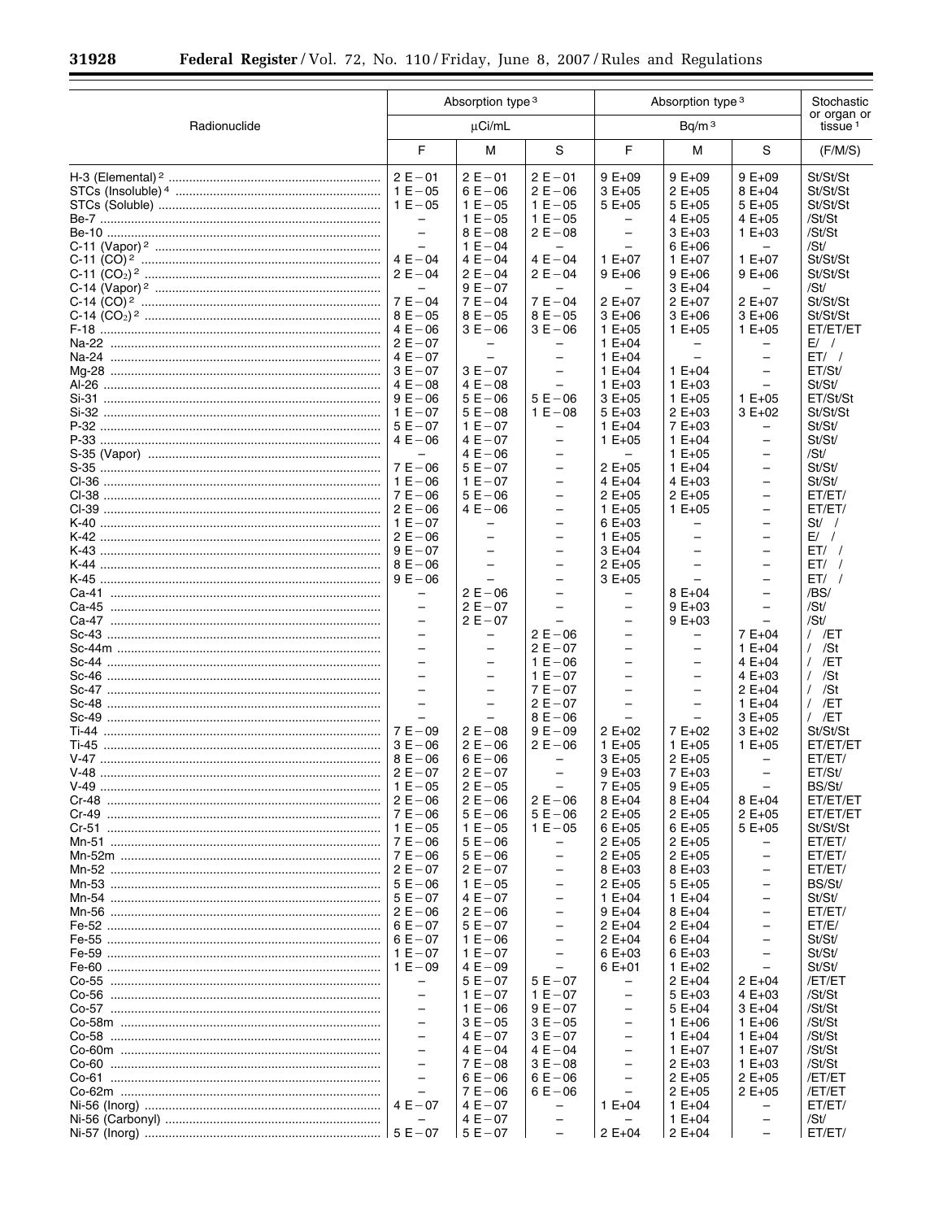| Radionuclide | Absorption type[3] μCi/mL | | | Absorption type[3] Bq/m[3] | | | Stochastic or organ or tissue[1] |
|---|---|---|---|---|---|---|---|
| | F | M | S | F | M | S | (F/M/S) |
| H-3 (Elemental)[2] | 2 E−01 | 2 E−01 | 2 E−01 | 9 E+09 | 9 E+09 | 9 E+09 | St/St/St |
| STCs (Insoluble)[4] | 1 E−05 | 6 E−06 | 2 E−06 | 3 E+05 | 2 E+05 | 8 E+04 | St/St/St |
| STCs (Soluble) | 1 E−05 | 1 E−05 | 1 E−05 | 5 E+05 | 5 E+05 | 5 E+05 | St/St/St |
| Be-7 | – | 1 E−05 | 1 E−05 | – | 4 E+05 | 4 E+05 | /St/St |
| Be-10 | – | 8 E−08 | 2 E−08 | – | 3 E+03 | 1 E+03 | /St/St |
| C-11 (Vapor)[2] | – | 1 E−04 | – | – | 6 E+06 | – | /St/ |
| C-11 (CO)[2] | 4 E−04 | 4 E−04 | 4 E−04 | 1 E+07 | 1 E+07 | 1 E+07 | St/St/St |
| C-11 ($CO_2$)[2] | 2 E−04 | 2 E−04 | 2 E−04 | 9 E+06 | 9 E+06 | 9 E+06 | St/St/St |
| C-14 (Vapor)[2] | – | 9 E−07 | – | – | 3 E+04 | – | /St/ |
| C-14 (CO)[2] | 7 E−04 | 7 E−04 | 7 E−04 | 2 E+07 | 2 E+07 | 2 E+07 | St/St/St |
| C-14 ($CO_2$)[2] | 8 E−05 | 8 E−05 | 8 E−05 | 3 E+06 | 3 E+06 | 3 E+06 | St/St/St |
| F-18 | 4 E−06 | 3 E−06 | 3 E−06 | 1 E+05 | 1 E+05 | 1 E+05 | ET/ET/ET |
| Na-22 | 2 E−07 | – | – | 1 E+04 | – | – | E/ / |
| Na-24 | 4 E−07 | – | – | 1 E+04 | – | – | ET/ / |
| Mg-28 | 3 E−07 | 3 E−07 | – | 1 E+04 | 1 E+04 | – | ET/St/ |
| Al-26 | 4 E−08 | 4 E−08 | – | 1 E+03 | 1 E+03 | – | St/St/ |
| Si-31 | 9 E−06 | 5 E−06 | 5 E−06 | 3 E+05 | 1 E+05 | 1 E+05 | ET/St/St |
| Si-32 | 1 E−07 | 5 E−08 | 1 E−08 | 5 E+03 | 2 E+03 | 3 E+02 | St/St/St |
| P-32 | 5 E−07 | 1 E−07 | – | 1 E+04 | 7 E+03 | – | St/St/ |
| P-33 | 4 E−06 | 4 E−07 | – | 1 E+05 | 1 E+04 | – | St/St/ |
| S-35 (Vapor) | – | 4 E−06 | – | – | 1 E+05 | – | /St/ |
| S-35 | 7 E−06 | 5 E−07 | – | 2 E+05 | 1 E+04 | – | St/St/ |
| Cl-36 | 1 E−06 | 1 E−07 | – | 4 E+04 | 4 E+03 | – | St/St/ |
| Cl-38 | 7 E−06 | 5 E−06 | – | 2 E+05 | 2 E+05 | – | ET/ET/ |
| Cl-39 | 2 E−06 | 4 E−06 | – | 1 E+05 | 1 E+05 | – | ET/ET/ |
| K-40 | 1 E−07 | – | – | 6 E+03 | – | – | St/ / |
| K-42 | 2 E−06 | – | – | 1 E+05 | – | – | E/ / |
| K-43 | 9 E−07 | – | – | 3 E+04 | – | – | ET/ / |
| K-44 | 8 E−06 | – | – | 2 E+05 | – | – | ET/ / |
| K-45 | 9 E−06 | – | – | 3 E+05 | – | – | ET/ / |
| Ca-41 | – | 2 E−06 | – | – | 8 E+04 | – | /BS/ |
| Ca-45 | – | 2 E−07 | – | – | 9 E+03 | – | /St/ |
| Ca-47 | – | 2 E−07 | – | – | 9 E+03 | – | /St/ |
| Sc-43 | – | – | 2 E−06 | – | – | 7 E+04 | / /ET |
| Sc-44m | – | – | 2 E−07 | – | – | 1 E+04 | / /St |
| Sc-44 | – | – | 1 E−06 | – | – | 4 E+04 | / /ET |
| Sc-46 | – | – | 1 E−07 | – | – | 4 E+03 | / /St |
| Sc-47 | – | – | 7 E−07 | – | – | 2 E+04 | / /St |
| Sc-48 | – | – | 2 E−07 | – | – | 1 E+04 | / /ET |
| Sc-49 | – | – | 8 E−06 | – | – | 3 E+05 | / /ET |
| Ti-44 | 7 E−09 | 2 E−08 | 9 E−09 | 2 E+02 | 7 E+02 | 3 E+02 | St/St/St |
| Ti-45 | 3 E−06 | 2 E−06 | 2 E−06 | 1 E+05 | 1 E+05 | 1 E+05 | ET/ET/ET |
| V-47 | 8 E−06 | 6 E−06 | – | 3 E+05 | 2 E+05 | – | ET/ET/ |
| V-48 | 2 E−07 | 2 E−07 | – | 9 E+03 | 7 E+03 | – | ET/St/ |
| V-49 | 1 E−05 | 2 E−05 | – | 7 E+05 | 9 E+05 | – | BS/St/ |
| Cr-48 | 2 E−06 | 2 E−06 | 2 E−06 | 8 E+04 | 8 E+04 | 8 E+04 | ET/ET/ET |
| Cr-49 | 7 E−06 | 5 E−06 | 5 E−06 | 2 E+05 | 2 E+05 | 2 E+05 | ET/ET/ET |
| Cr-51 | 1 E−05 | 1 E−05 | 1 E−05 | 6 E+05 | 6 E+05 | 5 E+05 | St/St/St |
| Mn-51 | 7 E−06 | 5 E−06 | – | 2 E+05 | 2 E+05 | – | ET/ET/ |
| Mn-52m | 7 E−06 | 5 E−06 | – | 2 E+05 | 2 E+05 | – | ET/ET/ |
| Mn-52 | 2 E−07 | 2 E−07 | – | 8 E+03 | 8 E+03 | – | ET/ET/ |
| Mn-53 | 5 E−06 | 1 E−05 | – | 2 E+05 | 5 E+05 | – | BS/St/ |
| Mn-54 | 5 E−07 | 4 E−07 | – | 1 E+04 | 1 E+04 | – | St/St/ |
| Mn-56 | 2 E−06 | 2 E−06 | – | 9 E+04 | 8 E+04 | – | ET/ET/ |
| Fe-52 | 6 E−07 | 5 E−07 | – | 2 E+04 | 2 E+04 | – | ET/E/ |
| Fe-55 | 6 E−07 | 1 E−06 | – | 2 E+04 | 6 E+04 | – | St/St/ |
| Fe-59 | 1 E−07 | 1 E−07 | – | 6 E+03 | 6 E+03 | – | St/St/ |
| Fe-60 | 1 E−09 | 4 E−09 | – | 6 E+01 | 1 E+02 | – | St/St/ |
| Co-55 | – | 5 E−07 | 5 E−07 | – | 2 E+04 | 2 E+04 | /ET/ET |
| Co-56 | – | 1 E−07 | 1 E−07 | – | 5 E+03 | 4 E+03 | /St/St |
| Co-57 | – | 1 E−06 | 9 E−07 | – | 5 E+04 | 3 E+04 | /St/St |
| Co-58m | – | 3 E−05 | 3 E−05 | – | 1 E+06 | 1 E+06 | /St/St |
| Co-58 | – | 4 E−07 | 3 E−07 | – | 1 E+04 | 1 E+04 | /St/St |
| Co-60m | – | 4 E−04 | 4 E−04 | – | 1 E+07 | 1 E+07 | /St/St |
| Co-60 | – | 7 E−08 | 3 E−08 | – | 2 E+03 | 1 E+03 | /St/St |
| Co-61 | – | 6 E−06 | 6 E−06 | – | 2 E+05 | 2 E+05 | /ET/ET |
| Co-62m | – | 7 E−06 | 6 E−06 | – | 2 E+05 | 2 E+05 | /ET/ET |
| Ni-56 (Inorg) | 4 E−07 | 4 E−07 | – | 1 E+04 | 1 E+04 | – | ET/ET/ |
| Ni-56 (Carbonyl) | – | 4 E−07 | – | – | 1 E+04 | – | /St/ |
| Ni-57 (Inorg) | 5 E−07 | 5 E−07 | – | 2 E+04 | 2 E+04 | – | ET/ET/ |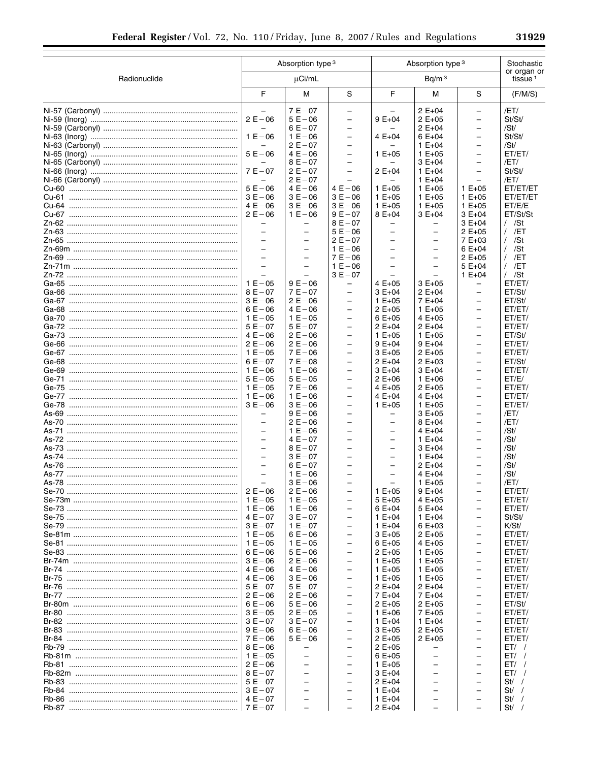| Radionuclide | Absorption type [3] | | | Absorption type [3] | | | Stochastic or organ or tissue [1] |
|---|---|---|---|---|---|---|---|
| | µCi/mL | | | Bq/m [3] | | | |
| | F | M | S | F | M | S | (F/M/S) |
| Ni-57 (Carbonyl) | – | 7 E–07 | – | – | 2 E+04 | – | /ET/ |
| Ni-59 (Inorg) | 2 E–06 | 5 E–06 | – | 9 E+04 | 2 E+05 | – | St/St/ |
| Ni-59 (Carbonyl) | – | 6 E–07 | – | – | 2 E+04 | – | /St/ |
| Ni-63 (Inorg) | 1 E–06 | 1 E–06 | – | 4 E+04 | 6 E+04 | – | St/St/ |
| Ni-63 (Carbonyl) | – | 2 E–07 | – | – | 1 E+04 | – | /St/ |
| Ni-65 (Inorg) | 5 E–06 | 4 E–06 | – | 1 E+05 | 1 E+05 | – | ET/ET/ |
| Ni-65 (Carbonyl) | – | 8 E–07 | – | – | 3 E+04 | – | /ET/ |
| Ni-66 (Inorg) | 7 E–07 | 2 E–07 | – | 2 E+04 | 1 E+04 | – | St/St/ |
| Ni-66 (Carbonyl) | – | 2 E–07 | – | – | 1 E+04 | – | /ET/ |
| Cu-60 | 5 E–06 | 4 E–06 | 4 E–06 | 1 E+05 | 1 E+05 | 1 E+05 | ET/ET/ET |
| Cu-61 | 3 E–06 | 3 E–06 | 3 E–06 | 1 E+05 | 1 E+05 | 1 E+05 | ET/ET/ET |
| Cu-64 | 4 E–06 | 3 E–06 | 3 E–06 | 1 E+05 | 1 E+05 | 1 E+05 | ET/E/E |
| Cu-67 | 2 E–06 | 1 E–06 | 9 E–07 | 8 E+04 | 3 E+04 | 3 E+04 | ET/St/St |
| Zn-62 | – | – | 8 E–07 | – | – | 3 E+04 | / /St |
| Zn-63 | – | – | 5 E–06 | – | – | 2 E+05 | / /ET |
| Zn-65 | – | – | 2 E–07 | – | – | 7 E+03 | / /St |
| Zn-69m | – | – | 1 E–06 | – | – | 6 E+04 | / /St |
| Zn-69 | – | – | 7 E–06 | – | – | 2 E+05 | / /ET |
| Zn-71m | – | – | 1 E–06 | – | – | 5 E+04 | / /ET |
| Zn-72 | – | – | 3 E–07 | – | – | 1 E+04 | / /St |
| Ga-65 | 1 E–05 | 9 E–06 | – | 4 E+05 | 3 E+05 | – | ET/ET/ |
| Ga-66 | 8 E–07 | 7 E–07 | – | 3 E+04 | 2 E+04 | – | ET/St/ |
| Ga-67 | 3 E–06 | 2 E–06 | – | 1 E+05 | 7 E+04 | – | ET/St/ |
| Ga-68 | 6 E–06 | 4 E–06 | – | 2 E+05 | 1 E+05 | – | ET/ET/ |
| Ga-70 | 1 E–05 | 1 E–05 | – | 6 E+05 | 4 E+05 | – | ET/ET/ |
| Ga-72 | 5 E–07 | 5 E–07 | – | 2 E+04 | 2 E+04 | – | ET/ET/ |
| Ga-73 | 4 E–06 | 2 E–06 | – | 1 E+05 | 1 E+05 | – | ET/St/ |
| Ge-66 | 2 E–06 | 2 E–06 | – | 9 E+04 | 9 E+04 | – | ET/ET/ |
| Ge-67 | 1 E–05 | 7 E–06 | – | 3 E+05 | 2 E+05 | – | ET/ET/ |
| Ge-68 | 6 E–07 | 7 E–08 | – | 2 E+04 | 2 E+03 | – | ET/St/ |
| Ge-69 | 1 E–06 | 1 E–06 | – | 3 E+04 | 3 E+04 | – | ET/ET/ |
| Ge-71 | 5 E–05 | 5 E–05 | – | 2 E+06 | 1 E+06 | – | ET/E/ |
| Ge-75 | 1 E–05 | 7 E–06 | – | 4 E+05 | 2 E+05 | – | ET/ET/ |
| Ge-77 | 1 E–06 | 1 E–06 | – | 4 E+04 | 4 E+04 | – | ET/ET/ |
| Ge-78 | 3 E–06 | 3 E–06 | – | 1 E+05 | 1 E+05 | – | ET/ET/ |
| As-69 | – | 9 E–06 | – | – | 3 E+05 | – | /ET/ |
| As-70 | – | 2 E–06 | – | – | 8 E+04 | – | /ET/ |
| As-71 | – | 1 E–06 | – | – | 4 E+04 | – | /St/ |
| As-72 | – | 4 E–07 | – | – | 1 E+04 | – | /St/ |
| As-73 | – | 8 E–07 | – | – | 3 E+04 | – | /St/ |
| As-74 | – | 3 E–07 | – | – | 1 E+04 | – | /St/ |
| As-76 | – | 6 E–07 | – | – | 2 E+04 | – | /St/ |
| As-77 | – | 1 E–06 | – | – | 4 E+04 | – | /St/ |
| As-78 | – | 3 E–06 | – | – | 1 E+05 | – | /ET/ |
| Se-70 | 2 E–06 | 2 E–06 | – | 1 E+05 | 9 E+04 | – | ET/ET/ |
| Se-73m | 1 E–05 | 1 E–05 | – | 5 E+05 | 4 E+05 | – | ET/ET/ |
| Se-73 | 1 E–06 | 1 E–06 | – | 6 E+04 | 5 E+04 | – | ET/ET/ |
| Se-75 | 4 E–07 | 3 E–07 | – | 1 E+04 | 1 E+04 | – | St/St/ |
| Se-79 | 3 E–07 | 1 E–07 | – | 1 E+04 | 6 E+03 | – | K/St/ |
| Se-81m | 1 E–05 | 6 E–06 | – | 3 E+05 | 2 E+05 | – | ET/ET/ |
| Se-81 | 1 E–05 | 1 E–05 | – | 6 E+05 | 4 E+05 | – | ET/ET/ |
| Se-83 | 6 E–06 | 5 E–06 | – | 2 E+05 | 1 E+05 | – | ET/ET/ |
| Br-74m | 3 E–06 | 2 E–06 | – | 1 E+05 | 1 E+05 | – | ET/ET/ |
| Br-74 | 4 E–06 | 4 E–06 | – | 1 E+05 | 1 E+05 | – | ET/ET/ |
| Br-75 | 4 E–06 | 3 E–06 | – | 1 E+05 | 1 E+05 | – | ET/ET/ |
| Br-76 | 5 E–07 | 5 E–07 | – | 2 E+04 | 2 E+04 | – | ET/ET/ |
| Br-77 | 2 E–06 | 2 E–06 | – | 7 E+04 | 7 E+04 | – | ET/ET/ |
| Br-80m | 6 E–06 | 5 E–06 | – | 2 E+05 | 2 E+05 | – | ET/St/ |
| Br-80 | 3 E–05 | 2 E–05 | – | 1 E+06 | 7 E+05 | – | ET/ET/ |
| Br-82 | 3 E–07 | 3 E–07 | – | 1 E+04 | 1 E+04 | – | ET/ET/ |
| Br-83 | 9 E–06 | 6 E–06 | – | 3 E+05 | 2 E+05 | – | ET/ET/ |
| Br-84 | 7 E–06 | 5 E–06 | – | 2 E+05 | 2 E+05 | – | ET/ET/ |
| Rb-79 | 8 E–06 | – | – | 2 E+05 | – | – | ET/ / |
| Rb-81m | 1 E–05 | – | – | 6 E+05 | – | – | ET/ / |
| Rb-81 | 2 E–06 | – | – | 1 E+05 | – | – | ET/ / |
| Rb-82m | 8 E–07 | – | – | 3 E+04 | – | – | ET/ / |
| Rb-83 | 5 E–07 | – | – | 2 E+04 | – | – | St/ / |
| Rb-84 | 3 E–07 | – | – | 1 E+04 | – | – | St/ / |
| Rb-86 | 4 E–07 | – | – | 1 E+04 | – | – | St/ / |
| Rb-87 | 7 E–07 | – | – | 2 E+04 | – | – | St/ / |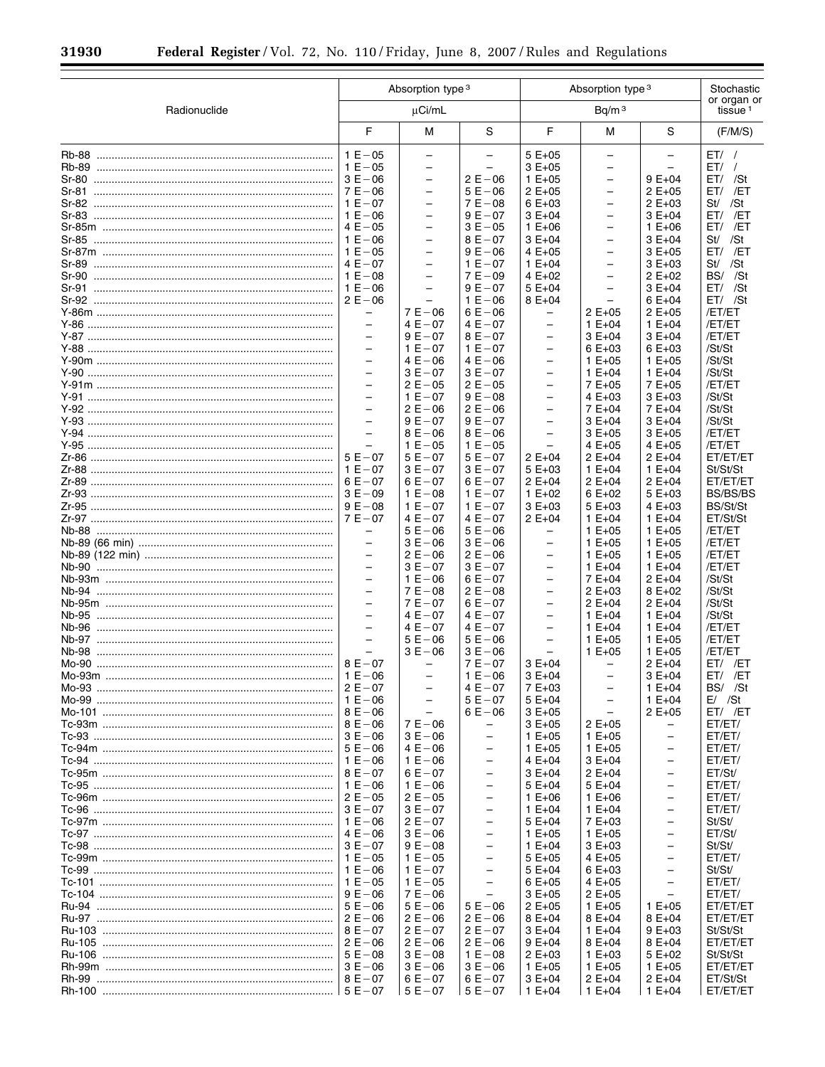| Radionuclide | Absorption type [3] | | | Absorption type [3] | | | Stochastic or organ or tissue [1] |
|---|---|---|---|---|---|---|---|
| | μCi/mL | | | Bq/m [3] | | | |
| | F | M | S | F | M | S | (F/M/S) |
| Rb-88 | 1 E−05 | – | – | 5 E+05 | – | – | ET/ / |
| Rb-89 | 1 E−05 | – | – | 3 E+05 | – | – | ET/ / |
| Sr-80 | 3 E−06 | – | 2 E−06 | 1 E+05 | – | 9 E+04 | ET/ /St |
| Sr-81 | 7 E−06 | – | 5 E−06 | 2 E+05 | – | 2 E+05 | ET/ /ET |
| Sr-82 | 1 E−07 | – | 7 E−08 | 6 E+03 | – | 2 E+03 | St/ /St |
| Sr-83 | 1 E−06 | – | 9 E−07 | 3 E+04 | – | 3 E+04 | ET/ /ET |
| Sr-85m | 4 E−05 | – | 3 E−05 | 1 E+06 | – | 1 E+06 | ET/ /ET |
| Sr-85 | 1 E−06 | – | 8 E−07 | 3 E+04 | – | 3 E+04 | St/ /St |
| Sr-87m | 1 E−05 | – | 9 E−06 | 4 E+05 | – | 3 E+05 | ET/ /ET |
| Sr-89 | 4 E−07 | – | 1 E−07 | 1 E+04 | – | 3 E+03 | St/ /St |
| Sr-90 | 1 E−08 | – | 7 E−09 | 4 E+02 | – | 2 E+02 | BS/ /St |
| Sr-91 | 1 E−06 | – | 9 E−07 | 5 E+04 | – | 3 E+04 | ET/ /St |
| Sr-92 | 2 E−06 | – | 1 E−06 | 8 E+04 | – | 6 E+04 | ET/ /St |
| Y-86m | – | 7 E−06 | 6 E−06 | – | 2 E+05 | 2 E+05 | /ET/ET |
| Y-86 | – | 4 E−07 | 4 E−07 | – | 1 E+04 | 1 E+04 | /ET/ET |
| Y-87 | – | 9 E−07 | 8 E−07 | – | 3 E+04 | 3 E+04 | /ET/ET |
| Y-88 | – | 1 E−07 | 1 E−07 | – | 6 E+03 | 6 E+03 | /St/St |
| Y-90m | – | 4 E−06 | 4 E−06 | – | 1 E+05 | 1 E+05 | /St/St |
| Y-90 | – | 3 E−07 | 3 E−07 | – | 1 E+04 | 1 E+04 | /St/St |
| Y-91m | – | 2 E−05 | 2 E−05 | – | 7 E+05 | 7 E+05 | /ET/ET |
| Y-91 | – | 1 E−07 | 9 E−08 | – | 4 E+03 | 3 E+03 | /St/St |
| Y-92 | – | 2 E−06 | 2 E−06 | – | 7 E+04 | 7 E+04 | /St/St |
| Y-93 | – | 9 E−07 | 9 E−07 | – | 3 E+04 | 3 E+04 | /St/St |
| Y-94 | – | 8 E−06 | 8 E−06 | – | 3 E+05 | 3 E+05 | /ET/ET |
| Y-95 | – | 1 E−05 | 1 E−05 | – | 4 E+05 | 4 E+05 | /ET/ET |
| Zr-86 | 5 E−07 | 5 E−07 | 5 E−07 | 2 E+04 | 2 E+04 | 2 E+04 | ET/ET/ET |
| Zr-88 | 1 E−07 | 3 E−07 | 3 E−07 | 5 E+03 | 1 E+04 | 1 E+04 | St/St/St |
| Zr-89 | 6 E−07 | 6 E−07 | 6 E−07 | 2 E+04 | 2 E+04 | 2 E+04 | ET/ET/ET |
| Zr-93 | 3 E−09 | 1 E−08 | 1 E−07 | 1 E+02 | 6 E+02 | 5 E+03 | BS/BS/BS |
| Zr-95 | 9 E−08 | 1 E−07 | 1 E−07 | 3 E+03 | 5 E+03 | 4 E+03 | BS/St/St |
| Zr-97 | 7 E−07 | 4 E−07 | 4 E−07 | 2 E+04 | 1 E+04 | 1 E+04 | ET/St/St |
| Nb-88 | – | 5 E−06 | 5 E−06 | – | 1 E+05 | 1 E+05 | /ET/ET |
| Nb-89 (66 min) | – | 3 E−06 | 3 E−06 | – | 1 E+05 | 1 E+05 | /ET/ET |
| Nb-89 (122 min) | – | 2 E−06 | 2 E−06 | – | 1 E+05 | 1 E+05 | /ET/ET |
| Nb-90 | – | 3 E−07 | 3 E−07 | – | 1 E+04 | 1 E+04 | /ET/ET |
| Nb-93m | – | 1 E−06 | 6 E−07 | – | 7 E+04 | 2 E+04 | /St/St |
| Nb-94 | – | 7 E−08 | 2 E−08 | – | 2 E+03 | 8 E+02 | /St/St |
| Nb-95m | – | 7 E−07 | 6 E−07 | – | 2 E+04 | 2 E+04 | /St/St |
| Nb-95 | – | 4 E−07 | 4 E−07 | – | 1 E+04 | 1 E+04 | /St/St |
| Nb-96 | – | 4 E−07 | 4 E−07 | – | 1 E+04 | 1 E+04 | /ET/ET |
| Nb-97 | – | 5 E−06 | 5 E−06 | – | 1 E+05 | 1 E+05 | /ET/ET |
| Nb-98 | – | 3 E−06 | 3 E−06 | – | 1 E+05 | 1 E+05 | /ET/ET |
| Mo-90 | 8 E−07 | – | 7 E−07 | 3 E+04 | – | 2 E+04 | ET/ /ET |
| Mo-93m | 1 E−06 | – | 1 E−06 | 3 E+04 | – | 3 E+04 | ET/ /ET |
| Mo-93 | 2 E−07 | – | 4 E−07 | 7 E+03 | – | 1 E+04 | BS/ /St |
| Mo-99 | 1 E−06 | – | 5 E−07 | 5 E+04 | – | 1 E+04 | E/ /St |
| Mo-101 | 8 E−06 | – | 6 E−06 | 3 E+05 | – | 2 E+05 | ET/ /ET |
| Tc-93m | 8 E−06 | 7 E−06 | – | 3 E+05 | 2 E+05 | – | ET/ET/ |
| Tc-93 | 3 E−06 | 3 E−06 | – | 1 E+05 | 1 E+05 | – | ET/ET/ |
| Tc-94m | 5 E−06 | 4 E−06 | – | 1 E+05 | 1 E+05 | – | ET/ET/ |
| Tc-94 | 1 E−06 | 1 E−06 | – | 4 E+04 | 3 E+04 | – | ET/ET/ |
| Tc-95m | 8 E−07 | 6 E−07 | – | 3 E+04 | 2 E+04 | – | ET/St/ |
| Tc-95 | 1 E−06 | 1 E−06 | – | 5 E+04 | 5 E+04 | – | ET/ET/ |
| Tc-96m | 2 E−05 | 2 E−05 | – | 1 E+06 | 1 E+06 | – | ET/ET/ |
| Tc-96 | 3 E−07 | 3 E−07 | – | 1 E+04 | 1 E+04 | – | ET/ET/ |
| Tc-97m | 1 E−06 | 2 E−07 | – | 5 E+04 | 7 E+03 | – | St/St/ |
| Tc-97 | 4 E−06 | 3 E−06 | – | 1 E+05 | 1 E+05 | – | ET/St/ |
| Tc-98 | 3 E−07 | 9 E−08 | – | 1 E+04 | 3 E+03 | – | St/St/ |
| Tc-99m | 1 E−05 | 1 E−05 | – | 5 E+05 | 4 E+05 | – | ET/ET/ |
| Tc-99 | 1 E−06 | 1 E−07 | – | 5 E+04 | 6 E+03 | – | St/St/ |
| Tc-101 | 1 E−05 | 1 E−05 | – | 6 E+05 | 4 E+05 | – | ET/ET/ |
| Tc-104 | 9 E−06 | 7 E−06 | – | 3 E+05 | 2 E+05 | – | ET/ET/ |
| Ru-94 | 5 E−06 | 5 E−06 | 5 E−06 | 2 E+05 | 1 E+05 | 1 E+05 | ET/ET/ET |
| Ru-97 | 2 E−06 | 2 E−06 | 2 E−06 | 8 E+04 | 8 E+04 | 8 E+04 | ET/ET/ET |
| Ru-103 | 8 E−07 | 2 E−07 | 2 E−07 | 3 E+04 | 1 E+04 | 9 E+03 | St/St/St |
| Ru-105 | 2 E−06 | 2 E−06 | 2 E−06 | 9 E+04 | 8 E+04 | 8 E+04 | ET/ET/ET |
| Ru-106 | 5 E−08 | 3 E−08 | 1 E−08 | 2 E+03 | 1 E+03 | 5 E+02 | St/St/St |
| Rh-99m | 3 E−06 | 3 E−06 | 3 E−06 | 1 E+05 | 1 E+05 | 1 E+05 | ET/ET/ET |
| Rh-99 | 8 E−07 | 6 E−07 | 6 E−07 | 3 E+04 | 2 E+04 | 2 E+04 | ET/St/St |
| Rh-100 | 5 E−07 | 5 E−07 | 5 E−07 | 1 E+04 | 1 E+04 | 1 E+04 | ET/ET/ET |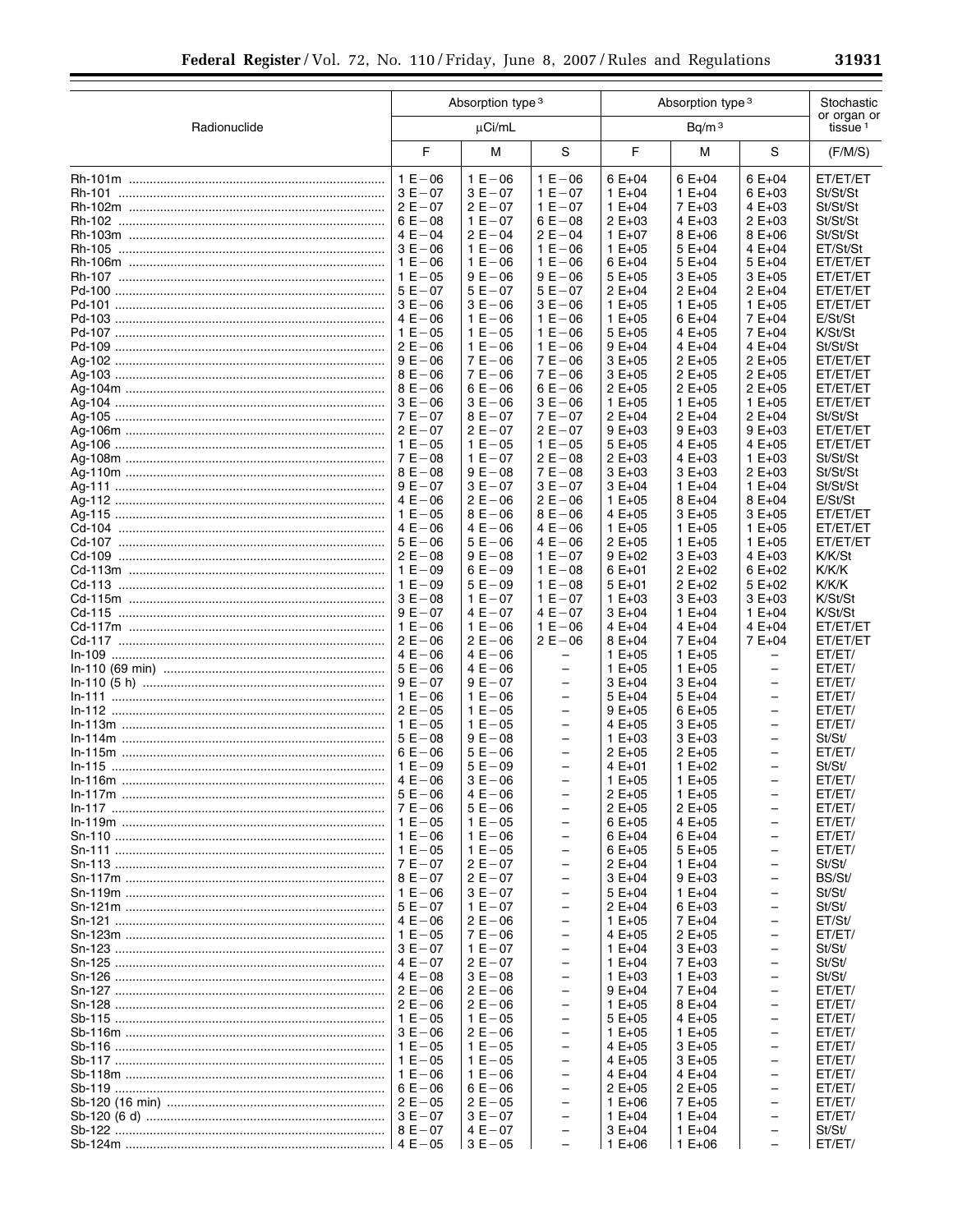| Radionuclide | Absorption type[3] μCi/mL | | | Absorption type[3] Bq/m[3] | | | Stochastic or organ or tissue[1] |
|---|---|---|---|---|---|---|---|
| | F | M | S | F | M | S | (F/M/S) |
| Rh-101m | 1 E−06 | 1 E−06 | 1 E−06 | 6 E+04 | 6 E+04 | 6 E+04 | ET/ET/ET |
| Rh-101 | 3 E−07 | 3 E−07 | 1 E−07 | 1 E+04 | 1 E+04 | 6 E+03 | St/St/St |
| Rh-102m | 2 E−07 | 2 E−07 | 1 E−07 | 1 E+04 | 7 E+03 | 4 E+03 | St/St/St |
| Rh-102 | 6 E−08 | 1 E−07 | 6 E−08 | 2 E+03 | 4 E+03 | 2 E+03 | St/St/St |
| Rh-103m | 4 E−04 | 2 E−04 | 2 E−04 | 1 E+07 | 8 E+06 | 8 E+06 | St/St/St |
| Rh-105 | 3 E−06 | 1 E−06 | 1 E−06 | 1 E+05 | 5 E+04 | 4 E+04 | ET/St/St |
| Rh-106m | 1 E−06 | 1 E−06 | 1 E−06 | 6 E+04 | 5 E+04 | 5 E+04 | ET/ET/ET |
| Rh-107 | 1 E−05 | 9 E−06 | 9 E−06 | 5 E+05 | 3 E+05 | 3 E+05 | ET/ET/ET |
| Pd-100 | 5 E−07 | 5 E−07 | 5 E−07 | 2 E+04 | 2 E+04 | 2 E+04 | ET/ET/ET |
| Pd-101 | 3 E−06 | 3 E−06 | 3 E−06 | 1 E+05 | 1 E+05 | 1 E+05 | ET/ET/ET |
| Pd-103 | 4 E−06 | 1 E−06 | 1 E−06 | 1 E+05 | 6 E+04 | 7 E+04 | E/St/St |
| Pd-107 | 1 E−05 | 1 E−05 | 1 E−06 | 5 E+05 | 4 E+05 | 7 E+04 | K/St/St |
| Pd-109 | 2 E−06 | 1 E−06 | 1 E−06 | 9 E+04 | 4 E+04 | 4 E+04 | St/St/St |
| Ag-102 | 9 E−06 | 7 E−06 | 7 E−06 | 3 E+05 | 2 E+05 | 2 E+05 | ET/ET/ET |
| Ag-103 | 8 E−06 | 7 E−06 | 7 E−06 | 3 E+05 | 2 E+05 | 2 E+05 | ET/ET/ET |
| Ag-104m | 8 E−06 | 6 E−06 | 6 E−06 | 2 E+05 | 2 E+05 | 2 E+05 | ET/ET/ET |
| Ag-104 | 3 E−06 | 3 E−06 | 3 E−06 | 1 E+05 | 1 E+05 | 1 E+05 | ET/ET/ET |
| Ag-105 | 7 E−07 | 8 E−07 | 7 E−07 | 2 E+04 | 2 E+04 | 2 E+04 | St/St/St |
| Ag-106m | 2 E−07 | 2 E−07 | 2 E−07 | 9 E+03 | 9 E+03 | 9 E+03 | ET/ET/ET |
| Ag-106 | 1 E−05 | 1 E−05 | 1 E−05 | 5 E+05 | 4 E+05 | 4 E+05 | ET/ET/ET |
| Ag-108m | 7 E−08 | 1 E−07 | 2 E−08 | 2 E+03 | 4 E+03 | 1 E+03 | St/St/St |
| Ag-110m | 8 E−08 | 9 E−08 | 7 E−08 | 3 E+03 | 3 E+03 | 2 E+03 | St/St/St |
| Ag-111 | 9 E−07 | 3 E−07 | 3 E−07 | 3 E+04 | 1 E+04 | 1 E+04 | St/St/St |
| Ag-112 | 4 E−06 | 2 E−06 | 2 E−06 | 1 E+05 | 8 E+04 | 8 E+04 | E/St/St |
| Ag-115 | 1 E−05 | 8 E−06 | 8 E−06 | 4 E+05 | 3 E+05 | 3 E+05 | ET/ET/ET |
| Cd-104 | 4 E−06 | 4 E−06 | 4 E−06 | 1 E+05 | 1 E+05 | 1 E+05 | ET/ET/ET |
| Cd-107 | 5 E−06 | 5 E−06 | 4 E−06 | 2 E+05 | 1 E+05 | 1 E+05 | ET/ET/ET |
| Cd-109 | 2 E−08 | 9 E−08 | 1 E−07 | 9 E+02 | 3 E+03 | 4 E+03 | K/K/St |
| Cd-113m | 1 E−09 | 6 E−09 | 1 E−08 | 6 E+01 | 2 E+02 | 6 E+02 | K/K/K |
| Cd-113 | 1 E−09 | 5 E−09 | 1 E−08 | 5 E+01 | 2 E+02 | 5 E+02 | K/K/K |
| Cd-115m | 3 E−08 | 1 E−07 | 1 E−07 | 1 E+03 | 3 E+03 | 3 E+03 | K/St/St |
| Cd-115 | 9 E−07 | 4 E−07 | 4 E−07 | 3 E+04 | 1 E+04 | 1 E+04 | K/St/St |
| Cd-117m | 1 E−06 | 1 E−06 | 1 E−06 | 4 E+04 | 4 E+04 | 4 E+04 | ET/ET/ET |
| Cd-117 | 2 E−06 | 2 E−06 | 2 E−06 | 8 E+04 | 7 E+04 | 7 E+04 | ET/ET/ET |
| In-109 | 4 E−06 | 4 E−06 | – | 1 E+05 | 1 E+05 | – | ET/ET/ |
| In-110 (69 min) | 5 E−06 | 4 E−06 | – | 1 E+05 | 1 E+05 | – | ET/ET/ |
| In-110 (5 h) | 9 E−07 | 9 E−07 | – | 3 E+04 | 3 E+04 | – | ET/ET/ |
| In-111 | 1 E−06 | 1 E−06 | – | 5 E+04 | 5 E+04 | – | ET/ET/ |
| In-112 | 2 E−05 | 1 E−05 | – | 9 E+05 | 6 E+05 | – | ET/ET/ |
| In-113m | 1 E−05 | 1 E−05 | – | 4 E+05 | 3 E+05 | – | ET/ET/ |
| In-114m | 5 E−08 | 9 E−08 | – | 1 E+03 | 3 E+03 | – | St/St/ |
| In-115m | 6 E−06 | 5 E−06 | – | 2 E+05 | 2 E+05 | – | ET/ET/ |
| In-115 | 1 E−09 | 5 E−09 | – | 4 E+01 | 1 E+02 | – | St/St/ |
| In-116m | 4 E−06 | 3 E−06 | – | 1 E+05 | 1 E+05 | – | ET/ET/ |
| In-117m | 5 E−06 | 4 E−06 | – | 2 E+05 | 1 E+05 | – | ET/ET/ |
| In-117 | 7 E−06 | 5 E−06 | – | 2 E+05 | 2 E+05 | – | ET/ET/ |
| In-119m | 1 E−05 | 1 E−05 | – | 6 E+05 | 4 E+05 | – | ET/ET/ |
| Sn-110 | 1 E−06 | 1 E−06 | – | 6 E+04 | 6 E+04 | – | ET/ET/ |
| Sn-111 | 1 E−05 | 1 E−05 | – | 6 E+05 | 5 E+05 | – | ET/ET/ |
| Sn-113 | 7 E−07 | 2 E−07 | – | 2 E+04 | 1 E+04 | – | St/St/ |
| Sn-117m | 8 E−07 | 2 E−07 | – | 3 E+04 | 9 E+03 | – | BS/St/ |
| Sn-119m | 1 E−06 | 3 E−07 | – | 5 E+04 | 1 E+04 | – | St/St/ |
| Sn-121m | 5 E−07 | 1 E−07 | – | 2 E+04 | 6 E+03 | – | St/St/ |
| Sn-121 | 4 E−06 | 2 E−06 | – | 1 E+05 | 7 E+04 | – | ET/St/ |
| Sn-123m | 1 E−05 | 7 E−06 | – | 4 E+05 | 2 E+05 | – | ET/ET/ |
| Sn-123 | 3 E−07 | 1 E−07 | – | 1 E+04 | 3 E+03 | – | St/St/ |
| Sn-125 | 4 E−07 | 2 E−07 | – | 1 E+04 | 7 E+03 | – | St/St/ |
| Sn-126 | 4 E−08 | 3 E−08 | – | 1 E+03 | 1 E+03 | – | St/St/ |
| Sn-127 | 2 E−06 | 2 E−06 | – | 9 E+04 | 7 E+04 | – | ET/ET/ |
| Sn-128 | 2 E−06 | 2 E−06 | – | 1 E+05 | 8 E+04 | – | ET/ET/ |
| Sb-115 | 1 E−05 | 1 E−05 | – | 5 E+05 | 4 E+05 | – | ET/ET/ |
| Sb-116m | 3 E−06 | 2 E−06 | – | 1 E+05 | 1 E+05 | – | ET/ET/ |
| Sb-116 | 1 E−05 | 1 E−05 | – | 4 E+05 | 3 E+05 | – | ET/ET/ |
| Sb-117 | 1 E−05 | 1 E−05 | – | 4 E+05 | 3 E+05 | – | ET/ET/ |
| Sb-118m | 1 E−06 | 1 E−06 | – | 4 E+04 | 4 E+04 | – | ET/ET/ |
| Sb-119 | 6 E−06 | 6 E−06 | – | 2 E+05 | 2 E+05 | – | ET/ET/ |
| Sb-120 (16 min) | 2 E−05 | 2 E−05 | – | 1 E+06 | 7 E+05 | – | ET/ET/ |
| Sb-120 (6 d) | 3 E−07 | 3 E−07 | – | 1 E+04 | 1 E+04 | – | ET/ET/ |
| Sb-122 | 8 E−07 | 4 E−07 | – | 3 E+04 | 1 E+04 | – | St/St/ |
| Sb-124m | 4 E−05 | 3 E−05 | – | 1 E+06 | 1 E+06 | – | ET/ET/ |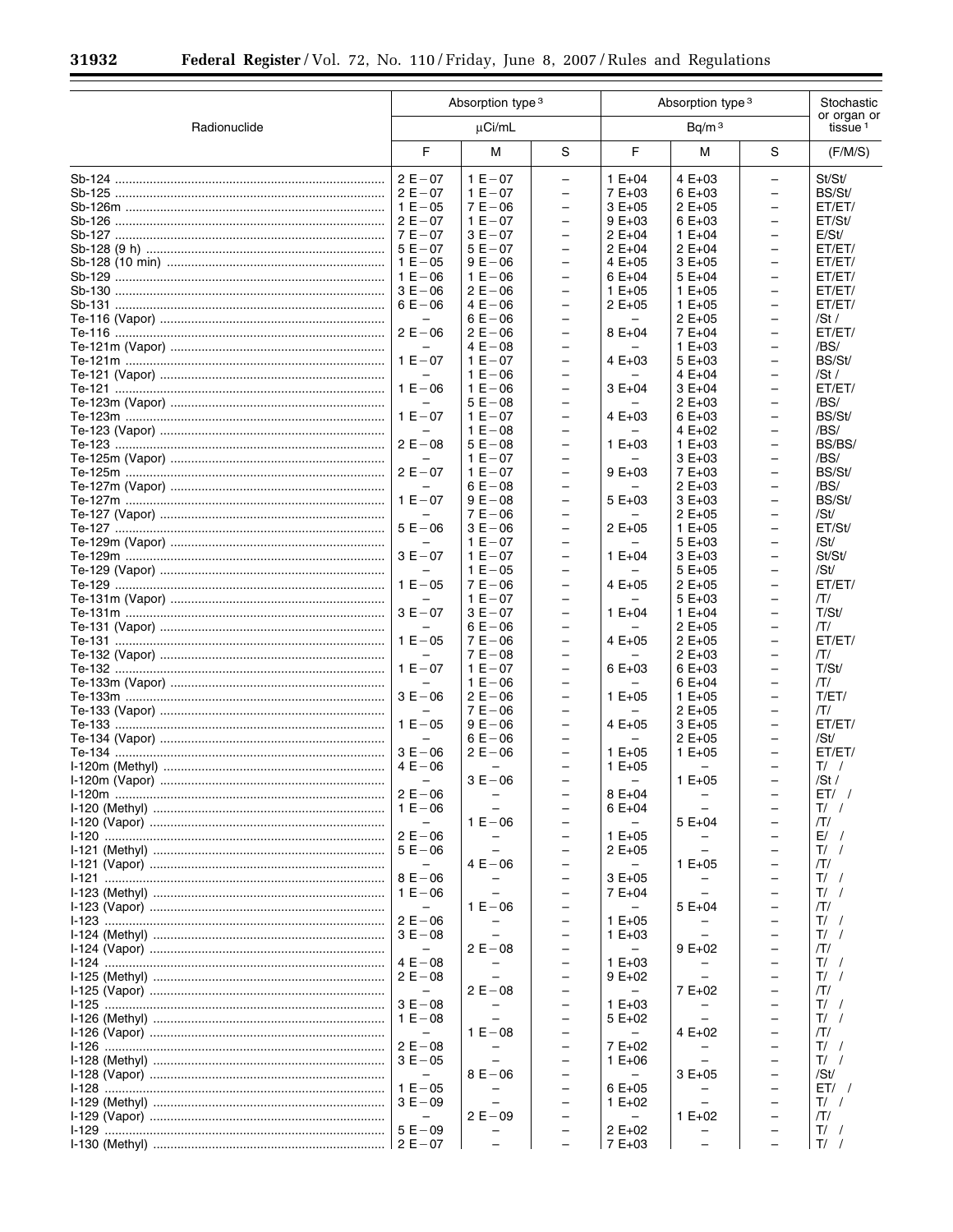| Radionuclide | Absorption type[3] | | | Absorption type[3] | | | Stochastic or organ or tissue[1] |
|---|---|---|---|---|---|---|---|
| | µCi/mL | | | Bq/m[3] | | | |
| | F | M | S | F | M | S | (F/M/S) |
| Sb-124 | 2 E−07 | 1 E−07 | – | 1 E+04 | 4 E+03 | – | St/St/ |
| Sb-125 | 2 E−07 | 1 E−07 | – | 7 E+03 | 6 E+03 | – | BS/St/ |
| Sb-126m | 1 E−05 | 7 E−06 | – | 3 E+05 | 2 E+05 | – | ET/ET/ |
| Sb-126 | 2 E−07 | 1 E−07 | – | 9 E+03 | 6 E+03 | – | ET/St/ |
| Sb-127 | 7 E−07 | 3 E−07 | – | 2 E+04 | 1 E+04 | – | E/St/ |
| Sb-128 (9 h) | 5 E−07 | 5 E−07 | – | 2 E+04 | 2 E+04 | – | ET/ET/ |
| Sb-128 (10 min) | 1 E−05 | 9 E−06 | – | 4 E+05 | 3 E+05 | – | ET/ET/ |
| Sb-129 | 1 E−06 | 1 E−06 | – | 6 E+04 | 5 E+04 | – | ET/ET/ |
| Sb-130 | 3 E−06 | 2 E−06 | – | 1 E+05 | 1 E+05 | – | ET/ET/ |
| Sb-131 | 6 E−06 | 4 E−06 | – | 2 E+05 | 1 E+05 | – | ET/ET/ |
| Te-116 (Vapor) | – | 6 E−06 | – | – | 2 E+05 | – | /St / |
| Te-116 | 2 E−06 | 2 E−06 | – | 8 E+04 | 7 E+04 | – | ET/ET/ |
| Te-121m (Vapor) | – | 4 E−08 | – | – | 1 E+03 | – | /BS/ |
| Te-121m | 1 E−07 | 1 E−07 | – | 4 E+03 | 5 E+03 | – | BS/St/ |
| Te-121 (Vapor) | – | 1 E−06 | – | – | 4 E+04 | – | /St / |
| Te-121 | 1 E−06 | 1 E−06 | – | 3 E+04 | 3 E+04 | – | ET/ET/ |
| Te-123m (Vapor) | – | 5 E−08 | – | – | 2 E+03 | – | /BS/ |
| Te-123m | 1 E−07 | 1 E−07 | – | 4 E+03 | 6 E+03 | – | BS/St/ |
| Te-123 (Vapor) | – | 1 E−08 | – | – | 4 E+02 | – | /BS/ |
| Te-123 | 2 E−08 | 5 E−08 | – | 1 E+03 | 1 E+03 | – | BS/BS/ |
| Te-125m (Vapor) | – | 1 E−07 | – | – | 3 E+03 | – | /BS/ |
| Te-125m | 2 E−07 | 1 E−07 | – | 9 E+03 | 7 E+03 | – | BS/St/ |
| Te-127m (Vapor) | – | 6 E−08 | – | – | 2 E+03 | – | /BS/ |
| Te-127m | 1 E−07 | 9 E−08 | – | 5 E+03 | 3 E+03 | – | BS/St/ |
| Te-127 (Vapor) | – | 7 E−06 | – | – | 2 E+05 | – | /St/ |
| Te-127 | 5 E−06 | 3 E−06 | – | 2 E+05 | 1 E+05 | – | ET/St/ |
| Te-129m (Vapor) | – | 1 E−07 | – | – | 5 E+03 | – | /St/ |
| Te-129m | 3 E−07 | 1 E−07 | – | 1 E+04 | 3 E+03 | – | St/St/ |
| Te-129 (Vapor) | – | 1 E−05 | – | – | 5 E+05 | – | /St/ |
| Te-129 | 1 E−05 | 7 E−06 | – | 4 E+05 | 2 E+05 | – | ET/ET/ |
| Te-131m (Vapor) | – | 1 E−07 | – | – | 5 E+03 | – | /T/ |
| Te-131m | 3 E−07 | 3 E−07 | – | 1 E+04 | 1 E+04 | – | T/St/ |
| Te-131 (Vapor) | – | 6 E−06 | – | – | 2 E+05 | – | /T/ |
| Te-131 | 1 E−05 | 7 E−06 | – | 4 E+05 | 2 E+05 | – | ET/ET/ |
| Te-132 (Vapor) | – | 7 E−08 | – | – | 2 E+03 | – | /T/ |
| Te-132 | 1 E−07 | 1 E−07 | – | 6 E+03 | 6 E+03 | – | T/St/ |
| Te-133m (Vapor) | – | 1 E−06 | – | – | 6 E+04 | – | /T/ |
| Te-133m | 3 E−06 | 2 E−06 | – | 1 E+05 | 1 E+05 | – | T/ET/ |
| Te-133 (Vapor) | – | 7 E−06 | – | – | 2 E+05 | – | /T/ |
| Te-133 | 1 E−05 | 9 E−06 | – | 4 E+05 | 3 E+05 | – | ET/ET/ |
| Te-134 (Vapor) | – | 6 E−06 | – | – | 2 E+05 | – | /St/ |
| Te-134 | 3 E−06 | 2 E−06 | – | 1 E+05 | 1 E+05 | – | ET/ET/ |
| I-120m (Methyl) | 4 E−06 | – | – | 1 E+05 | – | – | T/ / |
| I-120m (Vapor) | – | 3 E−06 | – | – | 1 E+05 | – | /St / |
| I-120m | 2 E−06 | – | – | 8 E+04 | – | – | ET/ / |
| I-120 (Methyl) | 1 E−06 | – | – | 6 E+04 | – | – | T/ / |
| I-120 (Vapor) | – | 1 E−06 | – | – | 5 E+04 | – | /T/ |
| I-120 | 2 E−06 | – | – | 1 E+05 | – | – | E/ / |
| I-121 (Methyl) | 5 E−06 | – | – | 2 E+05 | – | – | T/ / |
| I-121 (Vapor) | – | 4 E−06 | – | – | 1 E+05 | – | /T/ |
| I-121 | 8 E−06 | – | – | 3 E+05 | – | – | T/ / |
| I-123 (Methyl) | 1 E−06 | – | – | 7 E+04 | – | – | T/ / |
| I-123 (Vapor) | – | 1 E−06 | – | – | 5 E+04 | – | /T/ |
| I-123 | 2 E−06 | – | – | 1 E+05 | – | – | T/ / |
| I-124 (Methyl) | 3 E−08 | – | – | 1 E+03 | – | – | T/ / |
| I-124 (Vapor) | – | 2 E−08 | – | – | 9 E+02 | – | /T/ |
| I-124 | 4 E−08 | – | – | 1 E+03 | – | – | T/ / |
| I-125 (Methyl) | 2 E−08 | – | – | 9 E+02 | – | – | T/ / |
| I-125 (Vapor) | – | 2 E−08 | – | – | 7 E+02 | – | /T/ |
| I-125 | 3 E−08 | – | – | 1 E+03 | – | – | T/ / |
| I-126 (Methyl) | 1 E−08 | – | – | 5 E+02 | – | – | T/ / |
| I-126 (Vapor) | – | 1 E−08 | – | – | 4 E+02 | – | /T/ |
| I-126 | 2 E−08 | – | – | 7 E+02 | – | – | T/ / |
| I-128 (Methyl) | 3 E−05 | – | – | 1 E+06 | – | – | T/ / |
| I-128 (Vapor) | – | 8 E−06 | – | – | 3 E+05 | – | /St/ |
| I-128 | 1 E−05 | – | – | 6 E+05 | – | – | ET/ / |
| I-129 (Methyl) | 3 E−09 | – | – | 1 E+02 | – | – | T/ / |
| I-129 (Vapor) | – | 2 E−09 | – | – | 1 E+02 | – | /T/ |
| I-129 | 5 E−09 | – | – | 2 E+02 | – | – | T/ / |
| I-130 (Methyl) | 2 E−07 | – | – | 7 E+03 | – | – | T/ / |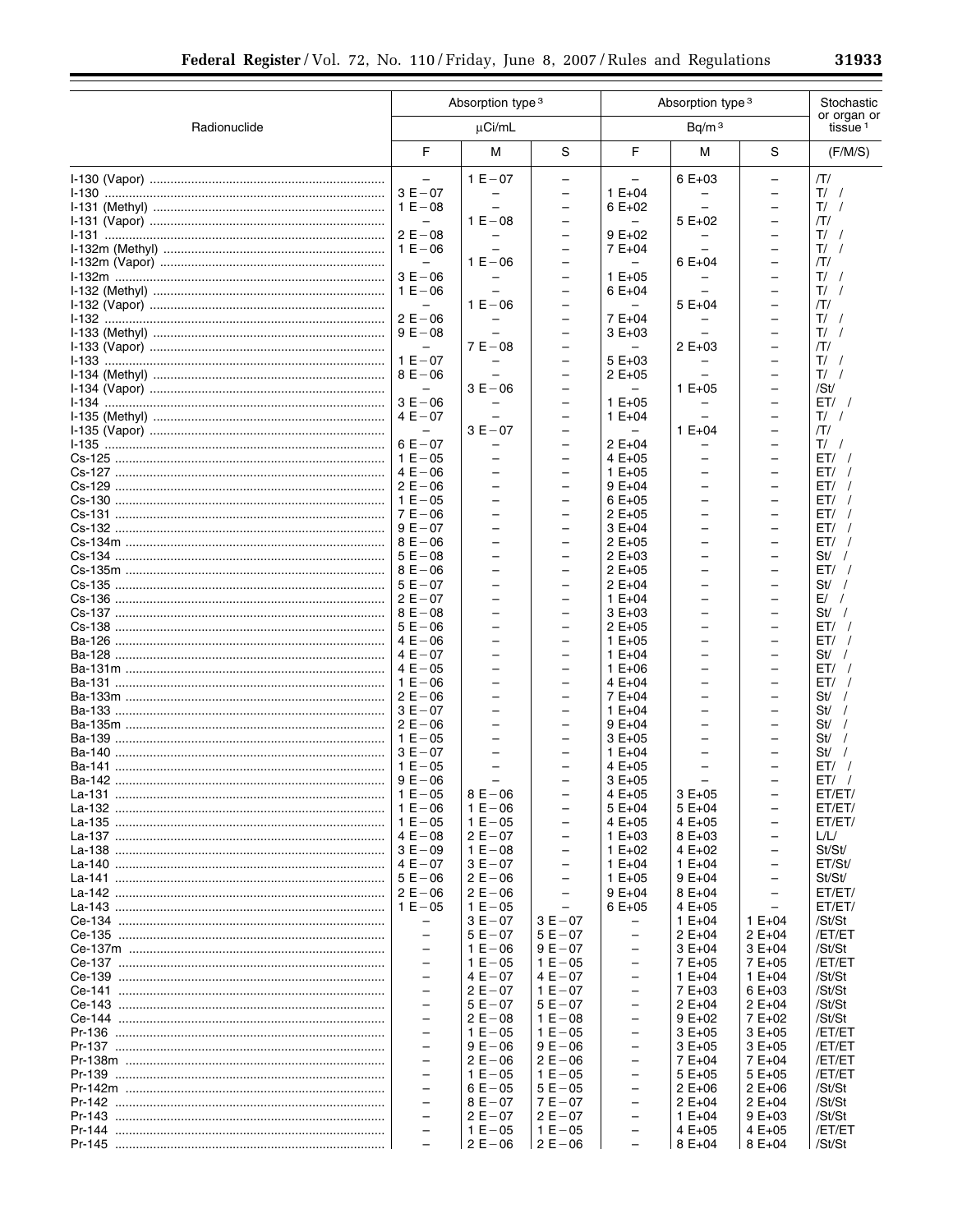| Radionuclide | Absorption type [3] | | | Absorption type [3] | | | Stochastic or organ or tissue [1] |
|---|---|---|---|---|---|---|---|
| | μCi/mL | | | Bq/m [3] | | | |
| | F | M | S | F | M | S | (F/M/S) |
| I-130 (Vapor) | – | 1 E−07 | – | – | 6 E+03 | – | /T/ |
| I-130 | 3 E−07 | – | – | 1 E+04 | – | – | T/ / |
| I-131 (Methyl) | 1 E−08 | – | – | 6 E+02 | – | – | T/ / |
| I-131 (Vapor) | – | 1 E−08 | – | – | 5 E+02 | – | /T/ |
| I-131 | 2 E−08 | – | – | 9 E+02 | – | – | T/ / |
| I-132m (Methyl) | 1 E−06 | – | – | 7 E+04 | – | – | T/ / |
| I-132m (Vapor) | – | 1 E−06 | – | – | 6 E+04 | – | /T/ |
| I-132m | 3 E−06 | – | – | 1 E+05 | – | – | T/ / |
| I-132 (Methyl) | 1 E−06 | – | – | 6 E+04 | – | – | T/ / |
| I-132 (Vapor) | – | 1 E−06 | – | – | 5 E+04 | – | /T/ |
| I-132 | 2 E−06 | – | – | 7 E+04 | – | – | T/ / |
| I-133 (Methyl) | 9 E−08 | – | – | 3 E+03 | – | – | T/ / |
| I-133 (Vapor) | – | 7 E−08 | – | – | 2 E+03 | – | /T/ |
| I-133 | 1 E−07 | – | – | 5 E+03 | – | – | T/ / |
| I-134 (Methyl) | 8 E−06 | – | – | 2 E+05 | – | – | T/ / |
| I-134 (Vapor) | – | 3 E−06 | – | – | 1 E+05 | – | /St/ |
| I-134 | 3 E−06 | – | – | 1 E+05 | – | – | ET/ / |
| I-135 (Methyl) | 4 E−07 | – | – | 1 E+04 | – | – | T/ / |
| I-135 (Vapor) | – | 3 E−07 | – | – | 1 E+04 | – | /T/ |
| I-135 | 6 E−07 | – | – | 2 E+04 | – | – | T/ / |
| Cs-125 | 1 E−05 | – | – | 4 E+05 | – | – | ET/ / |
| Cs-127 | 4 E−06 | – | – | 1 E+05 | – | – | ET/ / |
| Cs-129 | 2 E−06 | – | – | 9 E+04 | – | – | ET/ / |
| Cs-130 | 1 E−05 | – | – | 6 E+05 | – | – | ET/ / |
| Cs-131 | 7 E−06 | – | – | 2 E+05 | – | – | ET/ / |
| Cs-132 | 9 E−07 | – | – | 3 E+04 | – | – | ET/ / |
| Cs-134m | 8 E−06 | – | – | 2 E+05 | – | – | ET/ / |
| Cs-134 | 5 E−08 | – | – | 2 E+03 | – | – | St/ / |
| Cs-135m | 8 E−06 | – | – | 2 E+05 | – | – | ET/ / |
| Cs-135 | 5 E−07 | – | – | 2 E+04 | – | – | St/ / |
| Cs-136 | 2 E−07 | – | – | 1 E+04 | – | – | E/ / |
| Cs-137 | 8 E−08 | – | – | 3 E+03 | – | – | St/ / |
| Cs-138 | 5 E−06 | – | – | 2 E+05 | – | – | ET/ / |
| Ba-126 | 4 E−06 | – | – | 1 E+05 | – | – | ET/ / |
| Ba-128 | 4 E−07 | – | – | 1 E+04 | – | – | St/ / |
| Ba-131m | 4 E−05 | – | – | 1 E+06 | – | – | ET/ / |
| Ba-131 | 1 E−06 | – | – | 4 E+04 | – | – | ET/ / |
| Ba-133m | 2 E−06 | – | – | 7 E+04 | – | – | St/ / |
| Ba-133 | 3 E−07 | – | – | 1 E+04 | – | – | St/ / |
| Ba-135m | 2 E−06 | – | – | 9 E+04 | – | – | St/ / |
| Ba-139 | 1 E−05 | – | – | 3 E+05 | – | – | St/ / |
| Ba-140 | 3 E−07 | – | – | 1 E+04 | – | – | St/ / |
| Ba-141 | 1 E−05 | – | – | 4 E+05 | – | – | ET/ / |
| Ba-142 | 9 E−06 | – | – | 3 E+05 | – | – | ET/ / |
| La-131 | 1 E−05 | 8 E−06 | – | 4 E+05 | 3 E+05 | – | ET/ET/ |
| La-132 | 1 E−06 | 1 E−06 | – | 5 E+04 | 5 E+04 | – | ET/ET/ |
| La-135 | 1 E−05 | 1 E−05 | – | 4 E+05 | 4 E+05 | – | ET/ET/ |
| La-137 | 4 E−08 | 2 E−07 | – | 1 E+03 | 8 E+03 | – | L/L/ |
| La-138 | 3 E−09 | 1 E−08 | – | 1 E+02 | 4 E+02 | – | St/St/ |
| La-140 | 4 E−07 | 3 E−07 | – | 1 E+04 | 1 E+04 | – | ET/St/ |
| La-141 | 5 E−06 | 2 E−06 | – | 1 E+05 | 9 E+04 | – | St/St/ |
| La-142 | 2 E−06 | 2 E−06 | – | 9 E+04 | 8 E+04 | – | ET/ET/ |
| La-143 | 1 E−05 | 1 E−05 | – | 6 E+05 | 4 E+05 | – | ET/ET/ |
| Ce-134 | – | 3 E−07 | 3 E−07 | – | 1 E+04 | 1 E+04 | /St/St |
| Ce-135 | – | 5 E−07 | 5 E−07 | – | 2 E+04 | 2 E+04 | /ET/ET |
| Ce-137m | – | 1 E−06 | 9 E−07 | – | 3 E+04 | 3 E+04 | /St/St |
| Ce-137 | – | 1 E−05 | 1 E−05 | – | 7 E+05 | 7 E+05 | /ET/ET |
| Ce-139 | – | 4 E−07 | 4 E−07 | – | 1 E+04 | 1 E+04 | /St/St |
| Ce-141 | – | 2 E−07 | 1 E−07 | – | 7 E+03 | 6 E+03 | /St/St |
| Ce-143 | – | 5 E−07 | 5 E−07 | – | 2 E+04 | 2 E+04 | /St/St |
| Ce-144 | – | 2 E−08 | 1 E−08 | – | 9 E+02 | 7 E+02 | /St/St |
| Pr-136 | – | 1 E−05 | 1 E−05 | – | 3 E+05 | 3 E+05 | /ET/ET |
| Pr-137 | – | 9 E−06 | 9 E−06 | – | 3 E+05 | 3 E+05 | /ET/ET |
| Pr-138m | – | 2 E−06 | 2 E−06 | – | 7 E+04 | 7 E+04 | /ET/ET |
| Pr-139 | – | 1 E−05 | 1 E−05 | – | 5 E+05 | 5 E+05 | /ET/ET |
| Pr-142m | – | 6 E−05 | 5 E−05 | – | 2 E+06 | 2 E+06 | /St/St |
| Pr-142 | – | 8 E−07 | 7 E−07 | – | 2 E+04 | 2 E+04 | /St/St |
| Pr-143 | – | 2 E−07 | 2 E−07 | – | 1 E+04 | 9 E+03 | /St/St |
| Pr-144 | – | 1 E−05 | 1 E−05 | – | 4 E+05 | 4 E+05 | /ET/ET |
| Pr-145 | – | 2 E−06 | 2 E−06 | – | 8 E+04 | 8 E+04 | /St/St |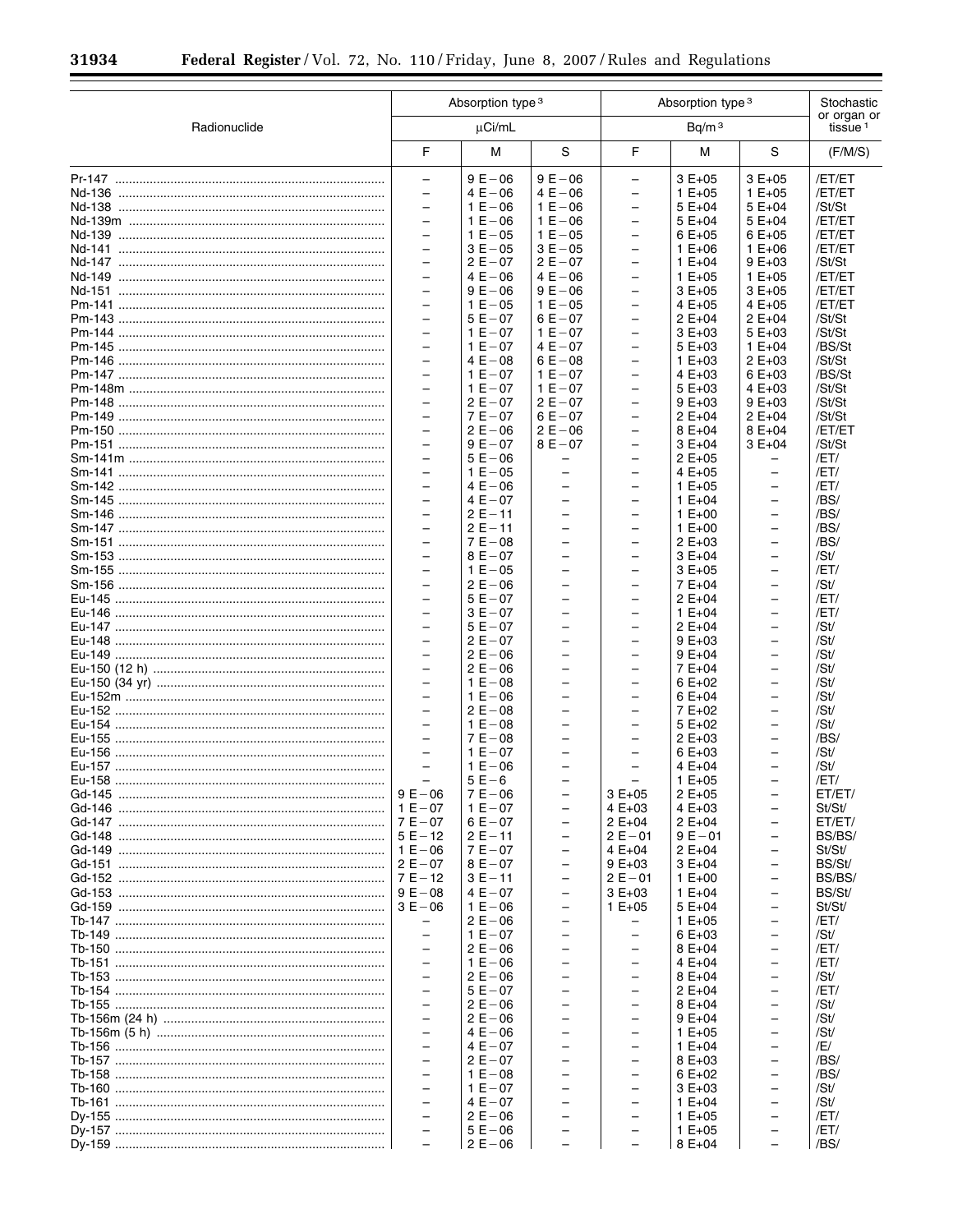| Radionuclide | Absorption type[3] | | | Absorption type[3] | | | Stochastic or organ or tissue[1] |
|---|---|---|---|---|---|---|---|
| | μCi/mL | | | Bq/m[3] | | | |
| | F | M | S | F | M | S | (F/M/S) |
| Pr-147 | – | 9 E−06 | 9 E−06 | – | 3 E+05 | 3 E+05 | /ET/ET |
| Nd-136 | – | 4 E−06 | 4 E−06 | – | 1 E+05 | 1 E+05 | /ET/ET |
| Nd-138 | – | 1 E−06 | 1 E−06 | – | 5 E+04 | 5 E+04 | /St/St |
| Nd-139m | – | 1 E−06 | 1 E−06 | – | 5 E+04 | 5 E+04 | /ET/ET |
| Nd-139 | – | 1 E−05 | 1 E−05 | – | 6 E+05 | 6 E+05 | /ET/ET |
| Nd-141 | – | 3 E−05 | 3 E−05 | – | 1 E+06 | 1 E+06 | /ET/ET |
| Nd-147 | – | 2 E−07 | 2 E−07 | – | 1 E+04 | 9 E+03 | /St/St |
| Nd-149 | – | 4 E−06 | 4 E−06 | – | 1 E+05 | 1 E+05 | /ET/ET |
| Nd-151 | – | 9 E−06 | 9 E−06 | – | 3 E+05 | 3 E+05 | /ET/ET |
| Pm-141 | – | 1 E−05 | 1 E−05 | – | 4 E+05 | 4 E+05 | /ET/ET |
| Pm-143 | – | 5 E−07 | 6 E−07 | – | 2 E+04 | 2 E+04 | /St/St |
| Pm-144 | – | 1 E−07 | 1 E−07 | – | 3 E+03 | 5 E+03 | /St/St |
| Pm-145 | – | 1 E−07 | 4 E−07 | – | 5 E+03 | 1 E+04 | /BS/St |
| Pm-146 | – | 4 E−08 | 6 E−08 | – | 1 E+03 | 2 E+03 | /St/St |
| Pm-147 | – | 1 E−07 | 1 E−07 | – | 4 E+03 | 6 E+03 | /BS/St |
| Pm-148m | – | 1 E−07 | 1 E−07 | – | 5 E+03 | 4 E+03 | /St/St |
| Pm-148 | – | 2 E−07 | 2 E−07 | – | 9 E+03 | 9 E+03 | /St/St |
| Pm-149 | – | 7 E−07 | 6 E−07 | – | 2 E+04 | 2 E+04 | /St/St |
| Pm-150 | – | 2 E−06 | 2 E−06 | – | 8 E+04 | 8 E+04 | /ET/ET |
| Pm-151 | – | 9 E−07 | 8 E−07 | – | 3 E+04 | 3 E+04 | /St/St |
| Sm-141m | – | 5 E−06 | – | – | 2 E+05 | – | /ET/ |
| Sm-141 | – | 1 E−05 | – | – | 4 E+05 | – | /ET/ |
| Sm-142 | – | 4 E−06 | – | – | 1 E+05 | – | /ET/ |
| Sm-145 | – | 4 E−07 | – | – | 1 E+04 | – | /BS/ |
| Sm-146 | – | 2 E−11 | – | – | 1 E+00 | – | /BS/ |
| Sm-147 | – | 2 E−11 | – | – | 1 E+00 | – | /BS/ |
| Sm-151 | – | 7 E−08 | – | – | 2 E+03 | – | /BS/ |
| Sm-153 | – | 8 E−07 | – | – | 3 E+04 | – | /St/ |
| Sm-155 | – | 1 E−05 | – | – | 3 E+05 | – | /ET/ |
| Sm-156 | – | 2 E−06 | – | – | 7 E+04 | – | /St/ |
| Eu-145 | – | 5 E−07 | – | – | 2 E+04 | – | /ET/ |
| Eu-146 | – | 3 E−07 | – | – | 1 E+04 | – | /ET/ |
| Eu-147 | – | 5 E−07 | – | – | 2 E+04 | – | /St/ |
| Eu-148 | – | 2 E−07 | – | – | 9 E+03 | – | /St/ |
| Eu-149 | – | 2 E−06 | – | – | 9 E+04 | – | /St/ |
| Eu-150 (12 h) | – | 2 E−06 | – | – | 7 E+04 | – | /St/ |
| Eu-150 (34 yr) | – | 1 E−08 | – | – | 6 E+02 | – | /St/ |
| Eu-152m | – | 1 E−06 | – | – | 6 E+04 | – | /St/ |
| Eu-152 | – | 2 E−08 | – | – | 7 E+02 | – | /St/ |
| Eu-154 | – | 1 E−08 | – | – | 5 E+02 | – | /St/ |
| Eu-155 | – | 7 E−08 | – | – | 2 E+03 | – | /BS/ |
| Eu-156 | – | 1 E−07 | – | – | 6 E+03 | – | /St/ |
| Eu-157 | – | 1 E−06 | – | – | 4 E+04 | – | /St/ |
| Eu-158 | – | 5 E−6 | – | – | 1 E+05 | – | /ET/ |
| Gd-145 | 9 E−06 | 7 E−06 | – | 3 E+05 | 2 E+05 | – | ET/ET/ |
| Gd-146 | 1 E−07 | 1 E−07 | – | 4 E+03 | 4 E+03 | – | St/St/ |
| Gd-147 | 7 E−07 | 6 E−07 | – | 2 E+04 | 2 E+04 | – | ET/ET/ |
| Gd-148 | 5 E−12 | 2 E−11 | – | 2 E−01 | 9 E−01 | – | BS/BS/ |
| Gd-149 | 1 E−06 | 7 E−07 | – | 4 E+04 | 2 E+04 | – | St/St/ |
| Gd-151 | 2 E−07 | 8 E−07 | – | 9 E+03 | 3 E+04 | – | BS/St/ |
| Gd-152 | 7 E−12 | 3 E−11 | – | 2 E−01 | 1 E+00 | – | BS/BS/ |
| Gd-153 | 9 E−08 | 4 E−07 | – | 3 E+03 | 1 E+04 | – | BS/St/ |
| Gd-159 | 3 E−06 | 1 E−06 | – | 1 E+05 | 5 E+04 | – | St/St/ |
| Tb-147 | – | 2 E−06 | – | – | 1 E+05 | – | /ET/ |
| Tb-149 | – | 1 E−07 | – | – | 6 E+03 | – | /St/ |
| Tb-150 | – | 2 E−06 | – | – | 8 E+04 | – | /ET/ |
| Tb-151 | – | 1 E−06 | – | – | 4 E+04 | – | /ET/ |
| Tb-153 | – | 2 E−06 | – | – | 8 E+04 | – | /St/ |
| Tb-154 | – | 5 E−07 | – | – | 2 E+04 | – | /ET/ |
| Tb-155 | – | 2 E−06 | – | – | 8 E+04 | – | /St/ |
| Tb-156m (24 h) | – | 2 E−06 | – | – | 9 E+04 | – | /St/ |
| Tb-156m (5 h) | – | 4 E−06 | – | – | 1 E+05 | – | /St/ |
| Tb-156 | – | 4 E−07 | – | – | 1 E+04 | – | /E/ |
| Tb-157 | – | 2 E−07 | – | – | 8 E+03 | – | /BS/ |
| Tb-158 | – | 1 E−08 | – | – | 6 E+02 | – | /BS/ |
| Tb-160 | – | 1 E−07 | – | – | 3 E+03 | – | /St/ |
| Tb-161 | – | 4 E−07 | – | – | 1 E+04 | – | /St/ |
| Dy-155 | – | 2 E−06 | – | – | 1 E+05 | – | /ET/ |
| Dy-157 | – | 5 E−06 | – | – | 1 E+05 | – | /ET/ |
| Dy-159 | – | 2 E−06 | – | – | 8 E+04 | – | /BS/ |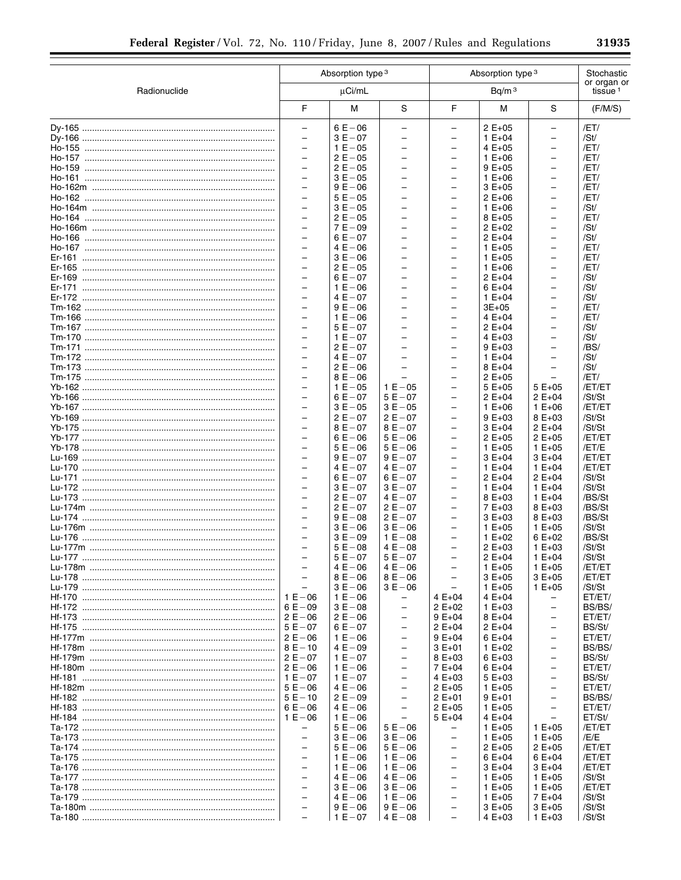| Radionuclide | Absorption type[3] | | | Absorption type[3] | | | Stochastic or organ or tissue[1] |
|---|---|---|---|---|---|---|---|
| | μCi/mL | | | Bq/m[3] | | | |
| | F | M | S | F | M | S | (F/M/S) |
| Dy-165 | – | 6 E−06 | – | – | 2 E+05 | – | /ET/ |
| Dy-166 | – | 3 E−07 | – | – | 1 E+04 | – | /St/ |
| Ho-155 | – | 1 E−05 | – | – | 4 E+05 | – | /ET/ |
| Ho-157 | – | 2 E−05 | – | – | 1 E+06 | – | /ET/ |
| Ho-159 | – | 2 E−05 | – | – | 9 E+05 | – | /ET/ |
| Ho-161 | – | 3 E−05 | – | – | 1 E+06 | – | /ET/ |
| Ho-162m | – | 9 E−06 | – | – | 3 E+05 | – | /ET/ |
| Ho-162 | – | 5 E−05 | – | – | 2 E+06 | – | /ET/ |
| Ho-164m | – | 3 E−05 | – | – | 1 E+06 | – | /St/ |
| Ho-164 | – | 2 E−05 | – | – | 8 E+05 | – | /ET/ |
| Ho-166m | – | 7 E−09 | – | – | 2 E+02 | – | /St/ |
| Ho-166 | – | 6 E−07 | – | – | 2 E+04 | – | /St/ |
| Ho-167 | – | 4 E−06 | – | – | 1 E+05 | – | /ET/ |
| Er-161 | – | 3 E−06 | – | – | 1 E+05 | – | /ET/ |
| Er-165 | – | 2 E−05 | – | – | 1 E+06 | – | /ET/ |
| Er-169 | – | 6 E−07 | – | – | 2 E+04 | – | /St/ |
| Er-171 | – | 1 E−06 | – | – | 6 E+04 | – | /St/ |
| Er-172 | – | 4 E−07 | – | – | 1 E+04 | – | /St/ |
| Tm-162 | – | 9 E−06 | – | – | 3E+05 | – | /ET/ |
| Tm-166 | – | 1 E−06 | – | – | 4 E+04 | – | /ET/ |
| Tm-167 | – | 5 E−07 | – | – | 2 E+04 | – | /St/ |
| Tm-170 | – | 1 E−07 | – | – | 4 E+03 | – | /St/ |
| Tm-171 | – | 2 E−07 | – | – | 9 E+03 | – | /BS/ |
| Tm-172 | – | 4 E−07 | – | – | 1 E+04 | – | /St/ |
| Tm-173 | – | 2 E−06 | – | – | 8 E+04 | – | /St/ |
| Tm-175 | – | 8 E−06 | – | – | 2 E+05 | – | /ET/ |
| Yb-162 | – | 1 E−05 | 1 E−05 | – | 5 E+05 | 5 E+05 | /ET/ET |
| Yb-166 | – | 6 E−07 | 5 E−07 | – | 2 E+04 | 2 E+04 | /St/St |
| Yb-167 | – | 3 E−05 | 3 E−05 | – | 1 E+06 | 1 E+06 | /ET/ET |
| Yb-169 | – | 2 E−07 | 2 E−07 | – | 9 E+03 | 8 E+03 | /St/St |
| Yb-175 | – | 8 E−07 | 8 E−07 | – | 3 E+04 | 2 E+04 | /St/St |
| Yb-177 | – | 6 E−06 | 5 E−06 | – | 2 E+05 | 2 E+05 | /ET/ET |
| Yb-178 | – | 5 E−06 | 5 E−06 | – | 1 E+05 | 1 E+05 | /ET/E |
| Lu-169 | – | 9 E−07 | 9 E−07 | – | 3 E+04 | 3 E+04 | /ET/ET |
| Lu-170 | – | 4 E−07 | 4 E−07 | – | 1 E+04 | 1 E+04 | /ET/ET |
| Lu-171 | – | 6 E−07 | 6 E−07 | – | 2 E+04 | 2 E+04 | /St/St |
| Lu-172 | – | 3 E−07 | 3 E−07 | – | 1 E+04 | 1 E+04 | /St/St |
| Lu-173 | – | 2 E−07 | 4 E−07 | – | 8 E+03 | 1 E+04 | /BS/St |
| Lu-174m | – | 2 E−07 | 2 E−07 | – | 7 E+03 | 8 E+03 | /BS/St |
| Lu-174 | – | 9 E−08 | 2 E−07 | – | 3 E+03 | 8 E+03 | /BS/St |
| Lu-176m | – | 3 E−06 | 3 E−06 | – | 1 E+05 | 1 E+05 | /St/St |
| Lu-176 | – | 3 E−09 | 1 E−08 | – | 1 E+02 | 6 E+02 | /BS/St |
| Lu-177m | – | 5 E−08 | 4 E−08 | – | 2 E+03 | 1 E+03 | /St/St |
| Lu-177 | – | 5 E−07 | 5 E−07 | – | 2 E+04 | 1 E+04 | /St/St |
| Lu-178m | – | 4 E−06 | 4 E−06 | – | 1 E+05 | 1 E+05 | /ET/ET |
| Lu-178 | – | 8 E−06 | 8 E−06 | – | 3 E+05 | 3 E+05 | /ET/ET |
| Lu-179 | – | 3 E−06 | 3 E−06 | – | 1 E+05 | 1 E+05 | /St/St |
| Hf-170 | 1 E−06 | 1 E−06 | – | 4 E+04 | 4 E+04 | – | ET/ET/ |
| Hf-172 | 6 E−09 | 3 E−08 | – | 2 E+02 | 1 E+03 | – | BS/BS/ |
| Hf-173 | 2 E−06 | 2 E−06 | – | 9 E+04 | 8 E+04 | – | ET/ET/ |
| Hf-175 | 5 E−07 | 6 E−07 | – | 2 E+04 | 2 E+04 | – | BS/St/ |
| Hf-177m | 2 E−06 | 1 E−06 | – | 9 E+04 | 6 E+04 | – | ET/ET/ |
| Hf-178m | 8 E−10 | 4 E−09 | – | 3 E+01 | 1 E+02 | – | BS/BS/ |
| Hf-179m | 2 E−07 | 1 E−07 | – | 8 E+03 | 6 E+03 | – | BS/St/ |
| Hf-180m | 2 E−06 | 1 E−06 | – | 7 E+04 | 6 E+04 | – | ET/ET/ |
| Hf-181 | 1 E−07 | 1 E−07 | – | 4 E+03 | 5 E+03 | – | BS/St/ |
| Hf-182m | 5 E−06 | 4 E−06 | – | 2 E+05 | 1 E+05 | – | ET/ET/ |
| Hf-182 | 5 E−10 | 2 E−09 | – | 2 E+01 | 9 E+01 | – | BS/BS/ |
| Hf-183 | 6 E−06 | 4 E−06 | – | 2 E+05 | 1 E+05 | – | ET/ET/ |
| Hf-184 | 1 E−06 | 1 E−06 | – | 5 E+04 | 4 E+04 | – | ET/St/ |
| Ta-172 | – | 5 E−06 | 5 E−06 | – | 1 E+05 | 1 E+05 | /ET/ET |
| Ta-173 | – | 3 E−06 | 3 E−06 | – | 1 E+05 | 1 E+05 | /E/E |
| Ta-174 | – | 5 E−06 | 5 E−06 | – | 2 E+05 | 2 E+05 | /ET/ET |
| Ta-175 | – | 1 E−06 | 1 E−06 | – | 6 E+04 | 6 E+04 | /ET/ET |
| Ta-176 | – | 1 E−06 | 1 E−06 | – | 3 E+04 | 3 E+04 | /ET/ET |
| Ta-177 | – | 4 E−06 | 4 E−06 | – | 1 E+05 | 1 E+05 | /St/St |
| Ta-178 | – | 3 E−06 | 3 E−06 | – | 1 E+05 | 1 E+05 | /ET/ET |
| Ta-179 | – | 4 E−06 | 1 E−06 | – | 1 E+05 | 7 E+04 | /St/St |
| Ta-180m | – | 9 E−06 | 9 E−06 | – | 3 E+05 | 3 E+05 | /St/St |
| Ta-180 | – | 1 E−07 | 4 E−08 | – | 4 E+03 | 1 E+03 | /St/St |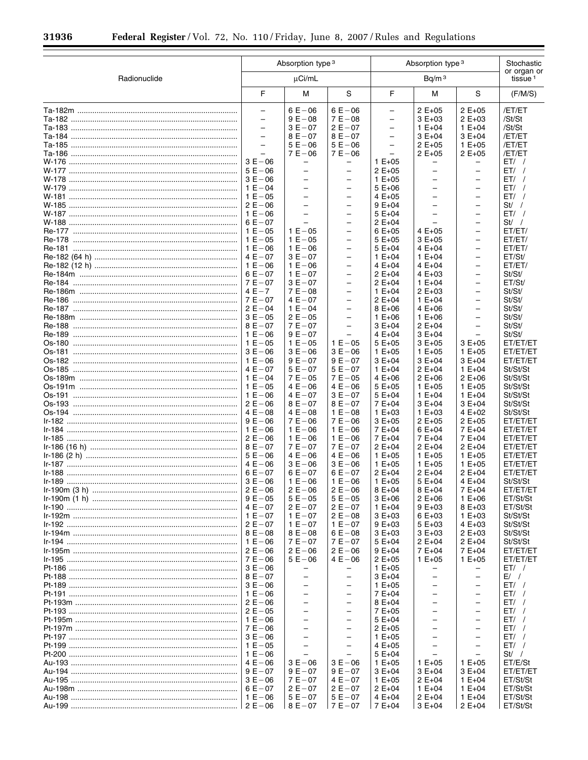| Radionuclide | Absorption type[3] μCi/mL | | | Absorption type[3] Bq/m[3] | | | Stochastic or organ or tissue[1] |
|---|---|---|---|---|---|---|---|
| | F | M | S | F | M | S | (F/M/S) |
| Ta-182m | – | 6 E−06 | 6 E−06 | – | 2 E+05 | 2 E+05 | /ET/ET |
| Ta-182 | – | 9 E−08 | 7 E−08 | – | 3 E+03 | 2 E+03 | /St/St |
| Ta-183 | – | 3 E−07 | 2 E−07 | – | 1 E+04 | 1 E+04 | /St/St |
| Ta-184 | – | 8 E−07 | 8 E−07 | – | 3 E+04 | 3 E+04 | /ET/ET |
| Ta-185 | – | 5 E−06 | 5 E−06 | – | 2 E+05 | 1 E+05 | /ET/ET |
| Ta-186 | – | 7 E−06 | 7 E−06 | – | 2 E+05 | 2 E+05 | /ET/ET |
| W-176 | 3 E−06 | – | – | 1 E+05 | – | – | ET/ / |
| W-177 | 5 E−06 | – | – | 2 E+05 | – | – | ET/ / |
| W-178 | 3 E−06 | – | – | 1 E+05 | – | – | ET/ / |
| W-179 | 1 E−04 | – | – | 5 E+06 | – | – | ET/ / |
| W-181 | 1 E−05 | – | – | 4 E+05 | – | – | ET/ / |
| W-185 | 2 E−06 | – | – | 9 E+04 | – | – | St/ / |
| W-187 | 1 E−06 | – | – | 5 E+04 | – | – | ET/ / |
| W-188 | 6 E−07 | – | – | 2 E+04 | – | – | St/ / |
| Re-177 | 1 E−05 | 1 E−05 | – | 6 E+05 | 4 E+05 | – | ET/ET/ |
| Re-178 | 1 E−05 | 1 E−05 | – | 5 E+05 | 3 E+05 | – | ET/ET/ |
| Re-181 | 1 E−06 | 1 E−06 | – | 5 E+04 | 4 E+04 | – | ET/ET/ |
| Re-182 (64 h) | 4 E−07 | 3 E−07 | – | 1 E+04 | 1 E+04 | – | ET/St/ |
| Re-182 (12 h) | 1 E−06 | 1 E−06 | – | 4 E+04 | 4 E+04 | – | ET/ET/ |
| Re-184m | 6 E−07 | 1 E−07 | – | 2 E+04 | 4 E+03 | – | St/St/ |
| Re-184 | 7 E−07 | 3 E−07 | – | 2 E+04 | 1 E+04 | – | ET/St/ |
| Re-186m | 4 E−7 | 7 E−08 | – | 1 E+04 | 2 E+03 | – | St/St/ |
| Re-186 | 7 E−07 | 4 E−07 | – | 2 E+04 | 1 E+04 | – | St/St/ |
| Re-187 | 2 E−04 | 1 E−04 | – | 8 E+06 | 4 E+06 | – | St/St/ |
| Re-188m | 3 E−05 | 2 E−05 | – | 1 E+06 | 1 E+06 | – | St/St/ |
| Re-188 | 8 E−07 | 7 E−07 | – | 3 E+04 | 2 E+04 | – | St/St/ |
| Re-189 | 1 E−06 | 9 E−07 | – | 4 E+04 | 3 E+04 | – | St/St/ |
| Os-180 | 1 E−05 | 1 E−05 | 1 E−05 | 5 E+05 | 3 E+05 | 3 E+05 | ET/ET/ET |
| Os-181 | 3 E−06 | 3 E−06 | 3 E−06 | 1 E+05 | 1 E+05 | 1 E+05 | ET/ET/ET |
| Os-182 | 1 E−06 | 9 E−07 | 9 E−07 | 3 E+04 | 3 E+04 | 3 E+04 | ET/ET/ET |
| Os-185 | 4 E−07 | 5 E−07 | 5 E−07 | 1 E+04 | 2 E+04 | 1 E+04 | St/St/St |
| Os-189m | 1 E−04 | 7 E−05 | 7 E−05 | 4 E+06 | 2 E+06 | 2 E+06 | St/St/St |
| Os-191m | 1 E−05 | 4 E−06 | 4 E−06 | 5 E+05 | 1 E+05 | 1 E+05 | St/St/St |
| Os-191 | 1 E−06 | 4 E−07 | 3 E−07 | 5 E+04 | 1 E+04 | 1 E+04 | St/St/St |
| Os-193 | 2 E−06 | 8 E−07 | 8 E−07 | 7 E+04 | 3 E+04 | 3 E+04 | St/St/St |
| Os-194 | 4 E−08 | 4 E−08 | 1 E−08 | 1 E+03 | 1 E+03 | 4 E+02 | St/St/St |
| Ir-182 | 9 E−06 | 7 E−06 | 7 E−06 | 3 E+05 | 2 E+05 | 2 E+05 | ET/ET/ET |
| Ir-184 | 1 E−06 | 1 E−06 | 1 E−06 | 7 E+04 | 6 E+04 | 7 E+04 | ET/ET/ET |
| Ir-185 | 2 E−06 | 1 E−06 | 1 E−06 | 7 E+04 | 7 E+04 | 7 E+04 | ET/ET/ET |
| Ir-186 (16 h) | 8 E−07 | 7 E−07 | 7 E−07 | 2 E+04 | 2 E+04 | 2 E+04 | ET/ET/ET |
| Ir-186 (2 h) | 5 E−06 | 4 E−06 | 4 E−06 | 1 E+05 | 1 E+05 | 1 E+05 | ET/ET/ET |
| Ir-187 | 4 E−06 | 3 E−06 | 3 E−06 | 1 E+05 | 1 E+05 | 1 E+05 | ET/ET/ET |
| Ir-188 | 6 E−07 | 6 E−07 | 6 E−07 | 2 E+04 | 2 E+04 | 2 E+04 | ET/ET/ET |
| Ir-189 | 3 E−06 | 1 E−06 | 1 E−06 | 1 E+05 | 5 E+04 | 4 E+04 | St/St/St |
| Ir-190m (3 h) | 2 E−06 | 2 E−06 | 2 E−06 | 8 E+04 | 8 E+04 | 7 E+04 | ET/ET/ET |
| Ir-190m (1 h) | 9 E−05 | 5 E−05 | 5 E−05 | 3 E+06 | 2 E+06 | 1 E+06 | ET/St/St |
| Ir-190 | 4 E−07 | 2 E−07 | 2 E−07 | 1 E+04 | 9 E+03 | 8 E+03 | ET/St/St |
| Ir-192m | 1 E−07 | 1 E−07 | 2 E−08 | 3 E+03 | 6 E+03 | 1 E+03 | St/St/St |
| Ir-192 | 2 E−07 | 1 E−07 | 1 E−07 | 9 E+03 | 5 E+03 | 4 E+03 | St/St/St |
| Ir-194m | 8 E−08 | 8 E−08 | 6 E−08 | 3 E+03 | 3 E+03 | 2 E+03 | St/St/St |
| Ir-194 | 1 E−06 | 7 E−07 | 7 E−07 | 5 E+04 | 2 E+04 | 2 E+04 | St/St/St |
| Ir-195m | 2 E−06 | 2 E−06 | 2 E−06 | 9 E+04 | 7 E+04 | 7 E+04 | ET/ET/ET |
| Ir-195 | 7 E−06 | 5 E−06 | 4 E−06 | 2 E+05 | 1 E+05 | 1 E+05 | ET/ET/ET |
| Pt-186 | 3 E−06 | – | – | 1 E+05 | – | – | ET/ / |
| Pt-188 | 8 E−07 | – | – | 3 E+04 | – | – | E/ / |
| Pt-189 | 3 E−06 | – | – | 1 E+05 | – | – | ET/ / |
| Pt-191 | 1 E−06 | – | – | 7 E+04 | – | – | ET/ / |
| Pt-193m | 2 E−06 | – | – | 8 E+04 | – | – | ET/ / |
| Pt-193 | 2 E−05 | – | – | 7 E+05 | – | – | ET/ / |
| Pt-195m | 1 E−06 | – | – | 5 E+04 | – | – | ET/ / |
| Pt-197m | 7 E−06 | – | – | 2 E+05 | – | – | ET/ / |
| Pt-197 | 3 E−06 | – | – | 1 E+05 | – | – | ET/ / |
| Pt-199 | 1 E−05 | – | – | 4 E+05 | – | – | ET/ / |
| Pt-200 | 1 E−06 | – | – | 5 E+04 | – | – | St/ / |
| Au-193 | 4 E−06 | 3 E−06 | 3 E−06 | 1 E+05 | 1 E+05 | 1 E+05 | ET/E/St |
| Au-194 | 9 E−07 | 9 E−07 | 9 E−07 | 3 E+04 | 3 E+04 | 3 E+04 | ET/ET/ET |
| Au-195 | 3 E−06 | 7 E−07 | 4 E−07 | 1 E+05 | 2 E+04 | 1 E+04 | ET/St/St |
| Au-198m | 6 E−07 | 2 E−07 | 2 E−07 | 2 E+04 | 1 E+04 | 1 E+04 | ET/St/St |
| Au-198 | 1 E−06 | 5 E−07 | 5 E−07 | 4 E+04 | 2 E+04 | 1 E+04 | ET/St/St |
| Au-199 | 2 E−06 | 8 E−07 | 7 E−07 | 7 E+04 | 3 E+04 | 2 E+04 | ET/St/St |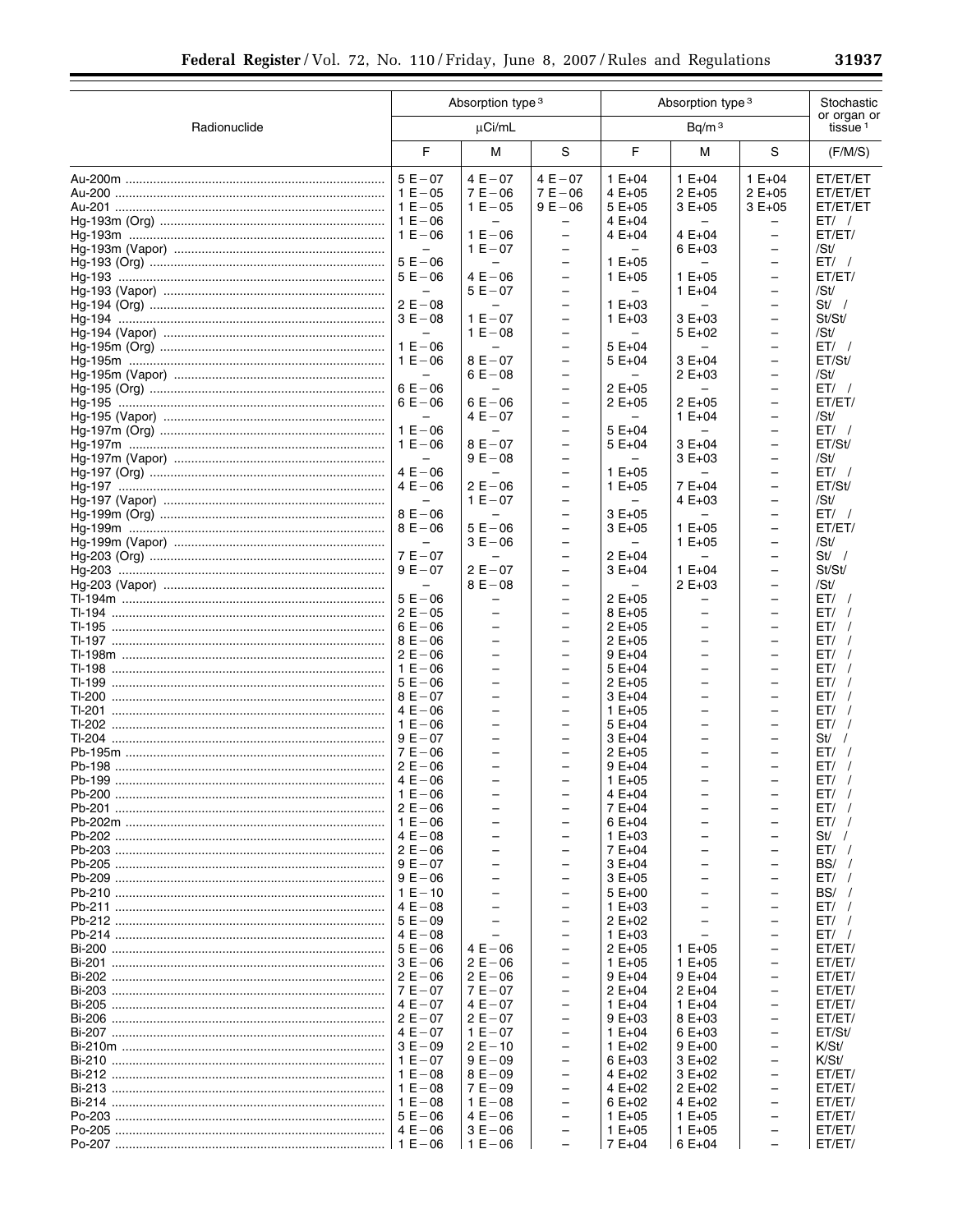| Radionuclide | Absorption type [3] | | | Absorption type [3] | | | Stochastic or organ or tissue [1] |
|---|---|---|---|---|---|---|---|
| | μCi/mL | | | Bq/m [3] | | | |
| | F | M | S | F | M | S | (F/M/S) |
| Au-200m | 5 E−07 | 4 E−07 | 4 E−07 | 1 E+04 | 1 E+04 | 1 E+04 | ET/ET/ET |
| Au-200 | 1 E−05 | 7 E−06 | 7 E−06 | 4 E+05 | 2 E+05 | 2 E+05 | ET/ET/ET |
| Au-201 | 1 E−05 | 1 E−05 | 9 E−06 | 5 E+05 | 3 E+05 | 3 E+05 | ET/ET/ET |
| Hg-193m (Org) | 1 E−06 | – | – | 4 E+04 | – | – | ET/ / |
| Hg-193m | 1 E−06 | 1 E−06 | – | 4 E+04 | 4 E+04 | – | ET/ET/ |
| Hg-193m (Vapor) | – | 1 E−07 | – | – | 6 E+03 | – | /St/ |
| Hg-193 (Org) | 5 E−06 | – | – | 1 E+05 | – | – | ET/ / |
| Hg-193 | 5 E−06 | 4 E−06 | – | 1 E+05 | 1 E+05 | – | ET/ET/ |
| Hg-193 (Vapor) | – | 5 E−07 | – | – | 1 E+04 | – | /St/ |
| Hg-194 (Org) | 2 E−08 | – | – | 1 E+03 | – | – | St/ / |
| Hg-194 | 3 E−08 | 1 E−07 | – | 1 E+03 | 3 E+03 | – | St/St/ |
| Hg-194 (Vapor) | – | 1 E−08 | – | – | 5 E+02 | – | /St/ |
| Hg-195m (Org) | 1 E−06 | – | – | 5 E+04 | – | – | ET/ / |
| Hg-195m | 1 E−06 | 8 E−07 | – | 5 E+04 | 3 E+04 | – | ET/St/ |
| Hg-195m (Vapor) | – | 6 E−08 | – | – | 2 E+03 | – | /St/ |
| Hg-195 (Org) | 6 E−06 | – | – | 2 E+05 | – | – | ET/ / |
| Hg-195 | 6 E−06 | 6 E−06 | – | 2 E+05 | 2 E+05 | – | ET/ET/ |
| Hg-195 (Vapor) | – | 4 E−07 | – | – | 1 E+04 | – | /St/ |
| Hg-197m (Org) | 1 E−06 | – | – | 5 E+04 | – | – | ET/ / |
| Hg-197m | 1 E−06 | 8 E−07 | – | 5 E+04 | 3 E+04 | – | ET/St/ |
| Hg-197m (Vapor) | – | 9 E−08 | – | – | 3 E+03 | – | /St/ |
| Hg-197 (Org) | 4 E−06 | – | – | 1 E+05 | – | – | ET/ / |
| Hg-197 | 4 E−06 | 2 E−06 | – | 1 E+05 | 7 E+04 | – | ET/St/ |
| Hg-197 (Vapor) | – | 1 E−07 | – | – | 4 E+03 | – | /St/ |
| Hg-199m (Org) | 8 E−06 | – | – | 3 E+05 | – | – | ET/ / |
| Hg-199m | 8 E−06 | 5 E−06 | – | 3 E+05 | 1 E+05 | – | ET/ET/ |
| Hg-199m (Vapor) | – | 3 E−06 | – | – | 1 E+05 | – | /St/ |
| Hg-203 (Org) | 7 E−07 | – | – | 2 E+04 | – | – | St/ / |
| Hg-203 | 9 E−07 | 2 E−07 | – | 3 E+04 | 1 E+04 | – | St/St/ |
| Hg-203 (Vapor) | – | 8 E−08 | – | – | 2 E+03 | – | /St/ |
| Tl-194m | 5 E−06 | – | – | 2 E+05 | – | – | ET/ / |
| Tl-194 | 2 E−05 | – | – | 8 E+05 | – | – | ET/ / |
| Tl-195 | 6 E−06 | – | – | 2 E+05 | – | – | ET/ / |
| Tl-197 | 8 E−06 | – | – | 2 E+05 | – | – | ET/ / |
| Tl-198m | 2 E−06 | – | – | 9 E+04 | – | – | ET/ / |
| Tl-198 | 1 E−06 | – | – | 5 E+04 | – | – | ET/ / |
| Tl-199 | 5 E−06 | – | – | 2 E+05 | – | – | ET/ / |
| Tl-200 | 8 E−07 | – | – | 3 E+04 | – | – | ET/ / |
| Tl-201 | 4 E−06 | – | – | 1 E+05 | – | – | ET/ / |
| Tl-202 | 1 E−06 | – | – | 5 E+04 | – | – | ET/ / |
| Tl-204 | 9 E−07 | – | – | 3 E+04 | – | – | St/ / |
| Pb-195m | 7 E−06 | – | – | 2 E+05 | – | – | ET/ / |
| Pb-198 | 2 E−06 | – | – | 9 E+04 | – | – | ET/ / |
| Pb-199 | 4 E−06 | – | – | 1 E+05 | – | – | ET/ / |
| Pb-200 | 1 E−06 | – | – | 4 E+04 | – | – | ET/ / |
| Pb-201 | 2 E−06 | – | – | 7 E+04 | – | – | ET/ / |
| Pb-202m | 1 E−06 | – | – | 6 E+04 | – | – | ET/ / |
| Pb-202 | 4 E−08 | – | – | 1 E+03 | – | – | St/ / |
| Pb-203 | 2 E−06 | – | – | 7 E+04 | – | – | ET/ / |
| Pb-205 | 9 E−07 | – | – | 3 E+04 | – | – | BS/ / |
| Pb-209 | 9 E−06 | – | – | 3 E+05 | – | – | ET/ / |
| Pb-210 | 1 E−10 | – | – | 5 E+00 | – | – | BS/ / |
| Pb-211 | 4 E−08 | – | – | 1 E+03 | – | – | ET/ / |
| Pb-212 | 5 E−09 | – | – | 2 E+02 | – | – | ET/ / |
| Pb-214 | 4 E−08 | – | – | 1 E+03 | – | – | ET/ / |
| Bi-200 | 5 E−06 | 4 E−06 | – | 2 E+05 | 1 E+05 | – | ET/ET/ |
| Bi-201 | 3 E−06 | 2 E−06 | – | 1 E+05 | 1 E+05 | – | ET/ET/ |
| Bi-202 | 2 E−06 | 2 E−06 | – | 9 E+04 | 9 E+04 | – | ET/ET/ |
| Bi-203 | 7 E−07 | 7 E−07 | – | 2 E+04 | 2 E+04 | – | ET/ET/ |
| Bi-205 | 4 E−07 | 4 E−07 | – | 1 E+04 | 1 E+04 | – | ET/ET/ |
| Bi-206 | 2 E−07 | 2 E−07 | – | 9 E+03 | 8 E+03 | – | ET/ET/ |
| Bi-207 | 4 E−07 | 1 E−07 | – | 1 E+04 | 6 E+03 | – | ET/St/ |
| Bi-210m | 3 E−09 | 2 E−10 | – | 1 E+02 | 9 E+00 | – | K/St/ |
| Bi-210 | 1 E−07 | 9 E−09 | – | 6 E+03 | 3 E+02 | – | K/St/ |
| Bi-212 | 1 E−08 | 8 E−09 | – | 4 E+02 | 3 E+02 | – | ET/ET/ |
| Bi-213 | 1 E−08 | 7 E−09 | – | 4 E+02 | 2 E+02 | – | ET/ET/ |
| Bi-214 | 1 E−08 | 1 E−08 | – | 6 E+02 | 4 E+02 | – | ET/ET/ |
| Po-203 | 5 E−06 | 4 E−06 | – | 1 E+05 | 1 E+05 | – | ET/ET/ |
| Po-205 | 4 E−06 | 3 E−06 | – | 1 E+05 | 1 E+05 | – | ET/ET/ |
| Po-207 | 1 E−06 | 1 E−06 | – | 7 E+04 | 6 E+04 | – | ET/ET/ |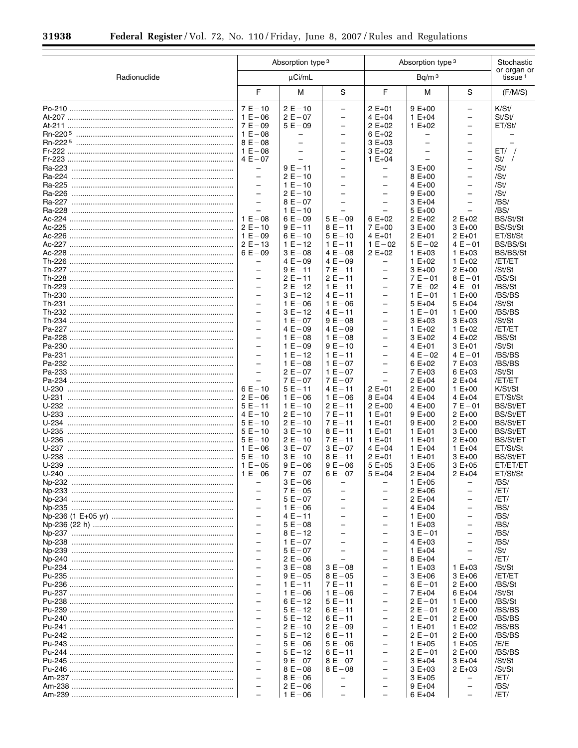| Radionuclide | Absorption type[3] | | | Absorption type[3] | | | Stochastic or organ or tissue[1] |
|---|---|---|---|---|---|---|---|
| | μCi/mL | | | Bq/m[3] | | | |
| | F | M | S | F | M | S | (F/M/S) |
| Po-210 | 7 E−10 | 2 E−10 | – | 2 E+01 | 9 E+00 | – | K/St/ |
| At-207 | 1 E−06 | 2 E−07 | – | 4 E+04 | 1 E+04 | – | St/St/ |
| At-211 | 7 E−09 | 5 E−09 | – | 2 E+02 | 1 E+02 | – | ET/St/ |
| Rn-220[5] | 1 E−08 | – | – | 6 E+02 | – | – | – |
| Rn-222[5] | 8 E−08 | – | – | 3 E+03 | – | – | – |
| Fr-222 | 1 E−08 | – | – | 3 E+02 | – | – | ET/ / |
| Fr-223 | 4 E−07 | – | – | 1 E+04 | – | – | St/ / |
| Ra-223 | – | 9 E−11 | – | – | 3 E+00 | – | /St/ |
| Ra-224 | – | 2 E−10 | – | – | 8 E+00 | – | /St/ |
| Ra-225 | – | 1 E−10 | – | – | 4 E+00 | – | /St/ |
| Ra-226 | – | 2 E−10 | – | – | 9 E+00 | – | /St/ |
| Ra-227 | – | 8 E−07 | – | – | 3 E+04 | – | /BS/ |
| Ra-228 | – | 1 E−10 | – | – | 5 E+00 | – | /BS/ |
| Ac-224 | 1 E−08 | 6 E−09 | 5 E−09 | 6 E+02 | 2 E+02 | 2 E+02 | BS/St/St |
| Ac-225 | 2 E−10 | 9 E−11 | 8 E−11 | 7 E+00 | 3 E+00 | 3 E+00 | BS/St/St |
| Ac-226 | 1 E−09 | 6 E−10 | 5 E−10 | 4 E+01 | 2 E+01 | 2 E+01 | ET/St/St |
| Ac-227 | 2 E−13 | 1 E−12 | 1 E−11 | 1 E−02 | 5 E−02 | 4 E−01 | BS/BS/St |
| Ac-228 | 6 E−09 | 3 E−08 | 4 E−08 | 2 E+02 | 1 E+03 | 1 E+03 | BS/BS/St |
| Th-226 | – | 4 E−09 | 4 E−09 | – | 1 E+02 | 1 E+02 | /ET/ET |
| Th-227 | – | 9 E−11 | 7 E−11 | – | 3 E+00 | 2 E+00 | /St/St |
| Th-228 | – | 2 E−11 | 2 E−11 | – | 7 E−01 | 8 E−01 | /BS/St |
| Th-229 | – | 2 E−12 | 1 E−11 | – | 7 E−02 | 4 E−01 | /BS/St |
| Th-230 | – | 3 E−12 | 4 E−11 | – | 1 E−01 | 1 E+00 | /BS/BS |
| Th-231 | – | 1 E−06 | 1 E−06 | – | 5 E+04 | 5 E+04 | /St/St |
| Th-232 | – | 3 E−12 | 4 E−11 | – | 1 E−01 | 1 E+00 | /BS/BS |
| Th-234 | – | 1 E−07 | 9 E−08 | – | 3 E+03 | 3 E+03 | /St/St |
| Pa-227 | – | 4 E−09 | 4 E−09 | – | 1 E+02 | 1 E+02 | /ET/ET |
| Pa-228 | – | 1 E−08 | 1 E−08 | – | 3 E+02 | 4 E+02 | /BS/St |
| Pa-230 | – | 1 E−09 | 9 E−10 | – | 4 E+01 | 3 E+01 | /St/St |
| Pa-231 | – | 1 E−12 | 1 E−11 | – | 4 E−02 | 4 E−01 | /BS/BS |
| Pa-232 | – | 1 E−08 | 1 E−07 | – | 6 E+02 | 7 E+03 | /BS/BS |
| Pa-233 | – | 2 E−07 | 1 E−07 | – | 7 E+03 | 6 E+03 | /St/St |
| Pa-234 | – | 7 E−07 | 7 E−07 | – | 2 E+04 | 2 E+04 | /ET/ET |
| U-230 | 6 E−10 | 5 E−11 | 4 E−11 | 2 E+01 | 2 E+00 | 1 E+00 | K/St/St |
| U-231 | 2 E−06 | 1 E−06 | 1 E−06 | 8 E+04 | 4 E+04 | 4 E+04 | ET/St/St |
| U-232 | 5 E−11 | 1 E−10 | 2 E−11 | 2 E+00 | 4 E+00 | 7 E−01 | BS/St/ET |
| U-233 | 4 E−10 | 2 E−10 | 7 E−11 | 1 E+01 | 9 E+00 | 2 E+00 | BS/St/ET |
| U-234 | 5 E−10 | 2 E−10 | 7 E−11 | 1 E+01 | 9 E+00 | 2 E+00 | BS/St/ET |
| U-235 | 5 E−10 | 3 E−10 | 8 E−11 | 1 E+01 | 1 E+01 | 3 E+00 | BS/St/ET |
| U-236 | 5 E−10 | 2 E−10 | 7 E−11 | 1 E+01 | 1 E+01 | 2 E+00 | BS/St/ET |
| U-237 | 1 E−06 | 3 E−07 | 3 E−07 | 4 E+04 | 1 E+04 | 1 E+04 | ET/St/St |
| U-238 | 5 E−10 | 3 E−10 | 8 E−11 | 2 E+01 | 1 E+01 | 3 E+00 | BS/St/ET |
| U-239 | 1 E−05 | 9 E−06 | 9 E−06 | 5 E+05 | 3 E+05 | 3 E+05 | ET/ET/ET |
| U-240 | 1 E−06 | 7 E−07 | 6 E−07 | 5 E+04 | 2 E+04 | 2 E+04 | ET/St/St |
| Np-232 | – | 3 E−06 | – | – | 1 E+05 | – | /BS/ |
| Np-233 | – | 7 E−05 | – | – | 2 E+06 | – | /ET/ |
| Np-234 | – | 5 E−07 | – | – | 2 E+04 | – | /ET/ |
| Np-235 | – | 1 E−06 | – | – | 4 E+04 | – | /BS/ |
| Np-236 (1 E+05 yr) | – | 4 E−11 | – | – | 1 E+00 | – | /BS/ |
| Np-236 (22 h) | – | 5 E−08 | – | – | 1 E+03 | – | /BS/ |
| Np-237 | – | 8 E−12 | – | – | 3 E−01 | – | /BS/ |
| Np-238 | – | 1 E−07 | – | – | 4 E+03 | – | /BS/ |
| Np-239 | – | 5 E−07 | – | – | 1 E+04 | – | /St/ |
| Np-240 | – | 2 E−06 | – | – | 8 E+04 | – | /ET/ |
| Pu-234 | – | 3 E−08 | 3 E−08 | – | 1 E+03 | 1 E+03 | /St/St |
| Pu-235 | – | 9 E−05 | 8 E−05 | – | 3 E+06 | 3 E+06 | /ET/ET |
| Pu-236 | – | 1 E−11 | 7 E−11 | – | 6 E−01 | 2 E+00 | /BS/St |
| Pu-237 | – | 1 E−06 | 1 E−06 | – | 7 E+04 | 6 E+04 | /St/St |
| Pu-238 | – | 6 E−12 | 5 E−11 | – | 2 E−01 | 1 E+00 | /BS/St |
| Pu-239 | – | 5 E−12 | 6 E−11 | – | 2 E−01 | 2 E+00 | /BS/BS |
| Pu-240 | – | 5 E−12 | 6 E−11 | – | 2 E−01 | 2 E+00 | /BS/BS |
| Pu-241 | – | 2 E−10 | 2 E−09 | – | 1 E+01 | 1 E+02 | /BS/BS |
| Pu-242 | – | 5 E−12 | 6 E−11 | – | 2 E−01 | 2 E+00 | /BS/BS |
| Pu-243 | – | 5 E−06 | 5 E−06 | – | 1 E+05 | 1 E+05 | /E/E |
| Pu-244 | – | 5 E−12 | 6 E−11 | – | 2 E−01 | 2 E+00 | /BS/BS |
| Pu-245 | – | 9 E−07 | 8 E−07 | – | 3 E+04 | 3 E+04 | /St/St |
| Pu-246 | – | 8 E−08 | 8 E−08 | – | 3 E+03 | 2 E+03 | /St/St |
| Am-237 | – | 8 E−06 | – | – | 3 E+05 | – | /ET/ |
| Am-238 | – | 2 E−06 | – | – | 9 E+04 | – | /BS/ |
| Am-239 | – | 1 E−06 | – | – | 6 E+04 | – | /ET/ |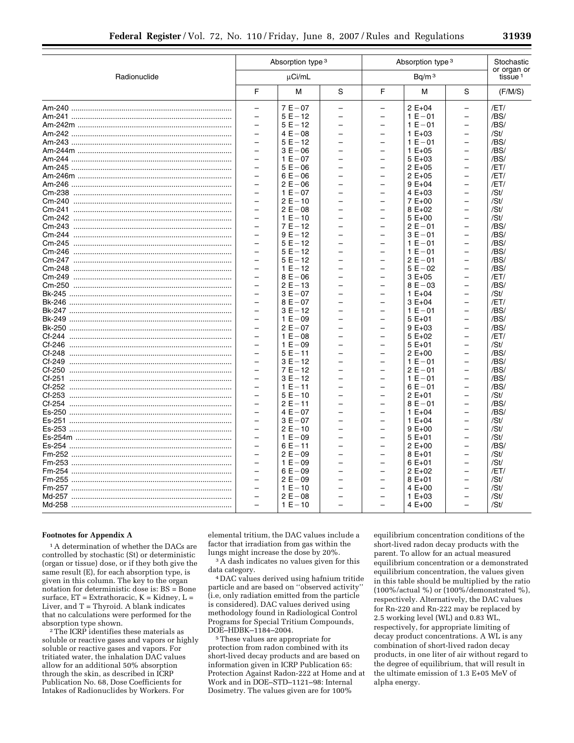| Radionuclide | Absorption type[3] | | | Absorption type[3] | | | Stochastic or organ or tissue[1] |
|---|---|---|---|---|---|---|---|
| | µCi/mL | | | Bq/m[3] | | | |
| | F | M | S | F | M | S | (F/M/S) |
| Am-240 | – | 7 E−07 | – | – | 2 E+04 | – | /ET/ |
| Am-241 | – | 5 E−12 | – | – | 1 E−01 | – | /BS/ |
| Am-242m | – | 5 E−12 | – | – | 1 E−01 | – | /BS/ |
| Am-242 | – | 4 E−08 | – | – | 1 E+03 | – | /St/ |
| Am-243 | – | 5 E−12 | – | – | 1 E−01 | – | /BS/ |
| Am-244m | – | 3 E−06 | – | – | 1 E+05 | – | /BS/ |
| Am-244 | – | 1 E−07 | – | – | 5 E+03 | – | /BS/ |
| Am-245 | – | 5 E−06 | – | – | 2 E+05 | – | /ET/ |
| Am-246m | – | 6 E−06 | – | – | 2 E+05 | – | /ET/ |
| Am-246 | – | 2 E−06 | – | – | 9 E+04 | – | /ET/ |
| Cm-238 | – | 1 E−07 | – | – | 4 E+03 | – | /St/ |
| Cm-240 | – | 2 E−10 | – | – | 7 E+00 | – | /St/ |
| Cm-241 | – | 2 E−08 | – | – | 8 E+02 | – | /St/ |
| Cm-242 | – | 1 E−10 | – | – | 5 E+00 | – | /St/ |
| Cm-243 | – | 7 E−12 | – | – | 2 E−01 | – | /BS/ |
| Cm-244 | – | 9 E−12 | – | – | 3 E−01 | – | /BS/ |
| Cm-245 | – | 5 E−12 | – | – | 1 E−01 | – | /BS/ |
| Cm-246 | – | 5 E−12 | – | – | 1 E−01 | – | /BS/ |
| Cm-247 | – | 5 E−12 | – | – | 2 E−01 | – | /BS/ |
| Cm-248 | – | 1 E−12 | – | – | 5 E−02 | – | /BS/ |
| Cm-249 | – | 8 E−06 | – | – | 3 E+05 | – | /ET/ |
| Cm-250 | – | 2 E−13 | – | – | 8 E−03 | – | /BS/ |
| Bk-245 | – | 3 E−07 | – | – | 1 E+04 | – | /St/ |
| Bk-246 | – | 8 E−07 | – | – | 3 E+04 | – | /ET/ |
| Bk-247 | – | 3 E−12 | – | – | 1 E−01 | – | /BS/ |
| Bk-249 | – | 1 E−09 | – | – | 5 E+01 | – | /BS/ |
| Bk-250 | – | 2 E−07 | – | – | 9 E+03 | – | /BS/ |
| Cf-244 | – | 1 E−08 | – | – | 5 E+02 | – | /ET/ |
| Cf-246 | – | 1 E−09 | – | – | 5 E+01 | – | /St/ |
| Cf-248 | – | 5 E−11 | – | – | 2 E+00 | – | /BS/ |
| Cf-249 | – | 3 E−12 | – | – | 1 E−01 | – | /BS/ |
| Cf-250 | – | 7 E−12 | – | – | 2 E−01 | – | /BS/ |
| Cf-251 | – | 3 E−12 | – | – | 1 E−01 | – | /BS/ |
| Cf-252 | – | 1 E−11 | – | – | 6 E−01 | – | /BS/ |
| Cf-253 | – | 5 E−10 | – | – | 2 E+01 | – | /St/ |
| Cf-254 | – | 2 E−11 | – | – | 8 E−01 | – | /BS/ |
| Es-250 | – | 4 E−07 | – | – | 1 E+04 | – | /BS/ |
| Es-251 | – | 3 E−07 | – | – | 1 E+04 | – | /St/ |
| Es-253 | – | 2 E−10 | – | – | 9 E+00 | – | /St/ |
| Es-254m | – | 1 E−09 | – | – | 5 E+01 | – | /St/ |
| Es-254 | – | 6 E−11 | – | – | 2 E+00 | – | /BS/ |
| Fm-252 | – | 2 E−09 | – | – | 8 E+01 | – | /St/ |
| Fm-253 | – | 1 E−09 | – | – | 6 E+01 | – | /St/ |
| Fm-254 | – | 6 E−09 | – | – | 2 E+02 | – | /ET/ |
| Fm-255 | – | 2 E−09 | – | – | 8 E+01 | – | /St/ |
| Fm-257 | – | 1 E−10 | – | – | 4 E+00 | – | /St/ |
| Md-257 | – | 2 E−08 | – | – | 1 E+03 | – | /St/ |
| Md-258 | – | 1 E−10 | – | – | 4 E+00 | – | /St/ |

**Footnotes for Appendix A**

[1] A determination of whether the DACs are controlled by stochastic (St) or deterministic (organ or tissue) dose, or if they both give the same result (E), for each absorption type, is given in this column. The key to the organ notation for deterministic dose is: BS = Bone surface, ET = Extrathoracic, K = Kidney, L = Liver, and T = Thyroid. A blank indicates that no calculations were performed for the absorption type shown.

[2] The ICRP identifies these materials as soluble or reactive gases and vapors or highly soluble or reactive gases and vapors. For tritiated water, the inhalation DAC values allow for an additional 50% absorption through the skin, as described in ICRP Publication No. 68, Dose Coefficients for Intakes of Radionuclides by Workers. For elemental tritium, the DAC values include a factor that irradiation from gas within the lungs might increase the dose by 20%.

[3] A dash indicates no values given for this data category.

[4] DAC values derived using hafnium tritide particle and are based on ''observed activity'' (i.e, only radiation emitted from the particle is considered). DAC values derived using methodology found in Radiological Control Programs for Special Tritium Compounds, DOE–HDBK–1184–2004.

[5] These values are appropriate for protection from radon combined with its short-lived decay products and are based on information given in ICRP Publication 65: Protection Against Radon-222 at Home and at Work and in DOE–STD–1121–98: Internal Dosimetry. The values given are for 100% equilibrium concentration conditions of the short-lived radon decay products with the parent. To allow for an actual measured equilibrium concentration or a demonstrated equilibrium concentration, the values given in this table should be multiplied by the ratio (100%/actual %) or (100%/demonstrated %), respectively. Alternatively, the DAC values for Rn-220 and Rn-222 may be replaced by 2.5 working level (WL) and 0.83 WL, respectively, for appropriate limiting of decay product concentrations. A WL is any combination of short-lived radon decay products, in one liter of air without regard to the degree of equilibrium, that will result in the ultimate emission of 1.3 E+05 MeV of alpha energy.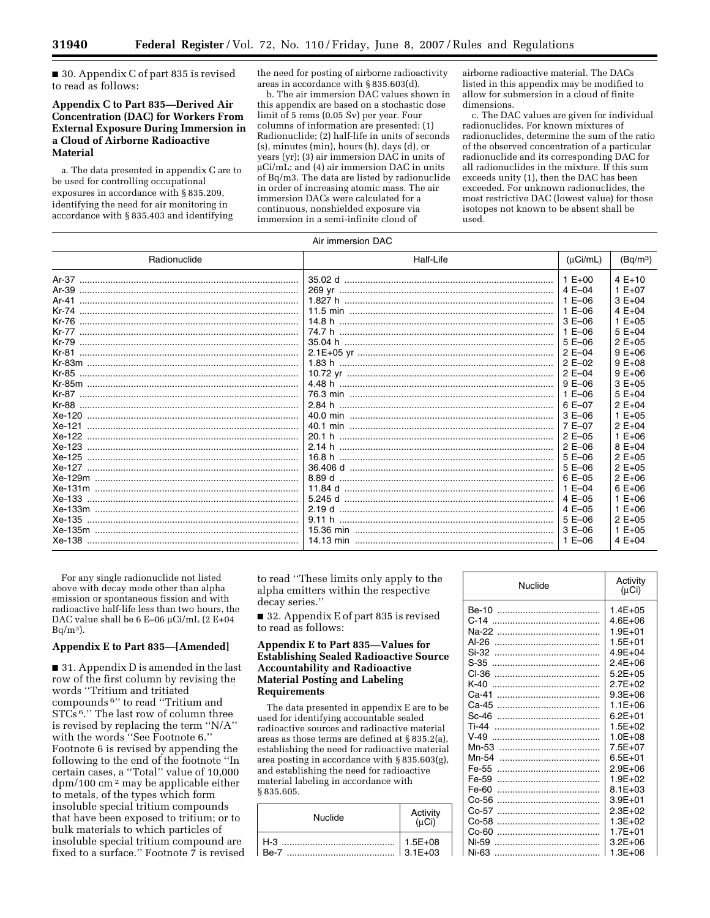■ 30. Appendix C of part 835 is revised to read as follows:

## Appendix C to Part 835—Derived Air Concentration (DAC) for Workers From External Exposure During Immersion in a Cloud of Airborne Radioactive Material

a. The data presented in appendix C are to be used for controlling occupational exposures in accordance with § 835.209, identifying the need for air monitoring in accordance with § 835.403 and identifying the need for posting of airborne radioactivity areas in accordance with § 835.603(d).

b. The air immersion DAC values shown in this appendix are based on a stochastic dose limit of 5 rems (0.05 Sv) per year. Four columns of information are presented: (1) Radionuclide; (2) half-life in units of seconds (s), minutes (min), hours (h), days (d), or years (yr); (3) air immersion DAC in units of µCi/mL; and (4) air immersion DAC in units of Bq/m3. The data are listed by radionuclide in order of increasing atomic mass. The air immersion DACs were calculated for a continuous, nonshielded exposure via immersion in a semi-infinite cloud of airborne radioactive material. The DACs listed in this appendix may be modified to allow for submersion in a cloud of finite dimensions.

c. The DAC values are given for individual radionuclides. For known mixtures of radionuclides, determine the sum of the ratio of the observed concentration of a particular radionuclide and its corresponding DAC for all radionuclides in the mixture. If this sum exceeds unity (1), then the DAC has been exceeded. For unknown radionuclides, the most restrictive DAC (lowest value) for those isotopes not known to be absent shall be used.

| Radionuclide | Half-Life | Air immersion DAC (µCi/mL) | (Bq/m³) |
|---|---|---|---|
| Ar-37 | 35.02 d | 1 E+00 | 4 E+10 |
| Ar-39 | 269 yr | 4 E–04 | 1 E+07 |
| Ar-41 | 1.827 h | 1 E–06 | 3 E+04 |
| Kr-74 | 11.5 min | 1 E–06 | 4 E+04 |
| Kr-76 | 14.8 h | 3 E–06 | 1 E+05 |
| Kr-77 | 74.7 h | 1 E–06 | 5 E+04 |
| Kr-79 | 35.04 h | 5 E–06 | 2 E+05 |
| Kr-81 | 2.1E+05 yr | 2 E–04 | 9 E+06 |
| Kr-83m | 1.83 h | 2 E–02 | 9 E+08 |
| Kr-85 | 10.72 yr | 2 E–04 | 9 E+06 |
| Kr-85m | 4.48 h | 9 E–06 | 3 E+05 |
| Kr-87 | 76.3 min | 1 E–06 | 5 E+04 |
| Kr-88 | 2.84 h | 6 E–07 | 2 E+04 |
| Xe-120 | 40.0 min | 3 E–06 | 1 E+05 |
| Xe-121 | 40.1 min | 7 E–07 | 2 E+04 |
| Xe-122 | 20.1 h | 2 E–05 | 1 E+06 |
| Xe-123 | 2.14 h | 2 E–06 | 8 E+04 |
| Xe-125 | 16.8 h | 5 E–06 | 2 E+05 |
| Xe-127 | 36.406 d | 5 E–06 | 2 E+05 |
| Xe-129m | 8.89 d | 6 E–05 | 2 E+06 |
| Xe-131m | 11.84 d | 1 E–04 | 6 E+06 |
| Xe-133 | 5.245 d | 4 E–05 | 1 E+06 |
| Xe-133m | 2.19 d | 4 E–05 | 1 E+06 |
| Xe-135 | 9.11 h | 5 E–06 | 2 E+05 |
| Xe-135m | 15.36 min | 3 E–06 | 1 E+05 |
| Xe-138 | 14.13 min | 1 E–06 | 4 E+04 |

For any single radionuclide not listed above with decay mode other than alpha emission or spontaneous fission and with radioactive half-life less than two hours, the DAC value shall be 6 E–06 µCi/mL (2 E+04 Bq/m³).

### Appendix E to Part 835—[Amended]

■ 31. Appendix D is amended in the last row of the first column by revising the words "Tritium and tritiated compounds [6]" to read "Tritium and STCs [6]." The last row of column three is revised by replacing the term "N/A" with the words "See Footnote 6." Footnote 6 is revised by appending the following to the end of the footnote "In certain cases, a "Total" value of 10,000 dpm/100 cm² may be applicable either to metals, of the types which form insoluble special tritium compounds that have been exposed to tritium; or to bulk materials to which particles of insoluble special tritium compound are fixed to a surface." Footnote 7 is revised to read "These limits only apply to the alpha emitters within the respective decay series."

■ 32. Appendix E of part 835 is revised to read as follows:

### Appendix E to Part 835—Values for Establishing Sealed Radioactive Source Accountability and Radioactive Material Posting and Labeling Requirements

The data presented in appendix E are to be used for identifying accountable sealed radioactive sources and radioactive material areas as those terms are defined at § 835.2(a), establishing the need for radioactive material area posting in accordance with § 835.603(g), and establishing the need for radioactive material labeling in accordance with § 835.605.

| Nuclide | Activity (µCi) |
|---|---|
| H-3 | 1.5E+08 |
| Be-7 | 3.1E+03 |
| Be-10 | 1.4E+05 |
| C-14 | 4.6E+06 |
| Na-22 | 1.9E+01 |
| Al-26 | 1.5E+01 |
| Si-32 | 4.9E+04 |
| S-35 | 2.4E+06 |
| Cl-36 | 5.2E+05 |
| K-40 | 2.7E+02 |
| Ca-41 | 9.3E+06 |
| Ca-45 | 1.1E+06 |
| Sc-46 | 6.2E+01 |
| Ti-44 | 1.5E+02 |
| V-49 | 1.0E+08 |
| Mn-53 | 7.5E+07 |
| Mn-54 | 6.5E+01 |
| Fe-55 | 2.9E+06 |
| Fe-59 | 1.9E+02 |
| Fe-60 | 8.1E+03 |
| Co-56 | 3.9E+01 |
| Co-57 | 2.3E+02 |
| Co-58 | 1.3E+02 |
| Co-60 | 1.7E+01 |
| Ni-59 | 3.2E+06 |
| Ni-63 | 1.3E+06 |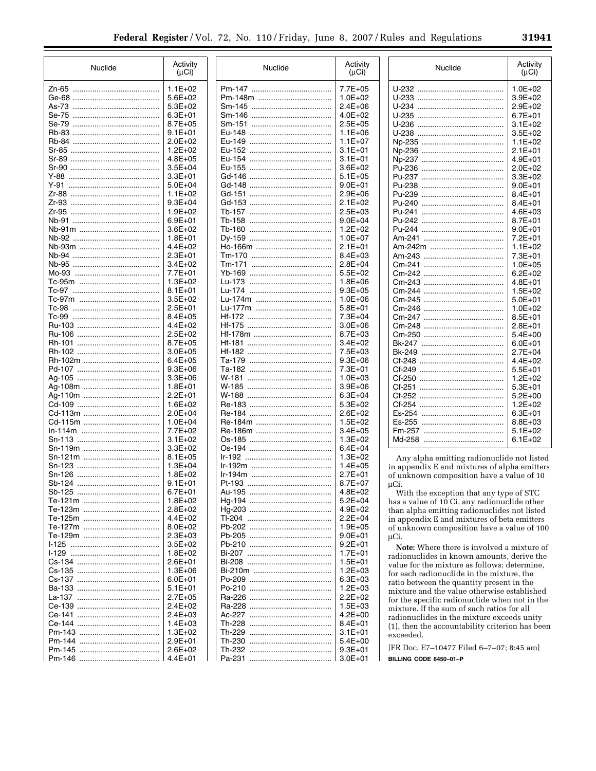| Nuclide | Activity (μCi) |
|---|---|
| Zn-65 | 1.1E+02 |
| Ge-68 | 5.6E+02 |
| As-73 | 5.3E+02 |
| Se-75 | 6.3E+01 |
| Se-79 | 8.7E+05 |
| Rb-83 | 9.1E+01 |
| Rb-84 | 2.0E+02 |
| Sr-85 | 1.2E+02 |
| Sr-89 | 4.8E+05 |
| Sr-90 | 3.5E+04 |
| Y-88 | 3.3E+01 |
| Y-91 | 5.0E+04 |
| Zr-88 | 1.1E+02 |
| Zr-93 | 9.3E+04 |
| Zr-95 | 1.9E+02 |
| Nb-91 | 6.9E+01 |
| Nb-91m | 3.6E+02 |
| Nb-92 | 1.8E+01 |
| Nb-93m | 4.4E+02 |
| Nb-94 | 2.3E+01 |
| Nb-95 | 3.4E+02 |
| Mo-93 | 7.7E+01 |
| Tc-95m | 1.3E+02 |
| Tc-97 | 8.1E+01 |
| Tc-97m | 3.5E+02 |
| Tc-98 | 2.5E+01 |
| Tc-99 | 8.4E+05 |
| Ru-103 | 4.4E+02 |
| Ru-106 | 2.5E+02 |
| Rh-101 | 8.7E+05 |
| Rh-102 | 3.0E+05 |
| Rh-102m | 6.4E+05 |
| Pd-107 | 9.3E+06 |
| Ag-105 | 3.3E+06 |
| Ag-108m | 1.8E+01 |
| Ag-110m | 2.2E+01 |
| Cd-109 | 1.6E+02 |
| Cd-113m | 2.0E+04 |
| Cd-115m | 1.0E+04 |
| In-114m | 7.7E+02 |
| Sn-113 | 3.1E+02 |
| Sn-119m | 3.3E+02 |
| Sn-121m | 8.1E+05 |
| Sn-123 | 1.3E+04 |
| Sn-126 | 1.8E+02 |
| Sb-124 | 9.1E+01 |
| Sb-125 | 6.7E+01 |
| Te-121m | 1.8E+02 |
| Te-123m | 2.8E+02 |
| Te-125m | 4.4E+02 |
| Te-127m | 8.0E+02 |
| Te-129m | 2.3E+03 |
| I-125 | 3.5E+02 |
| I-129 | 1.8E+02 |
| Cs-134 | 2.6E+01 |
| Cs-135 | 1.3E+06 |
| Cs-137 | 6.0E+01 |
| Ba-133 | 5.1E+01 |
| La-137 | 2.7E+05 |
| Ce-139 | 2.4E+02 |
| Ce-141 | 2.4E+03 |
| Ce-144 | 1.4E+03 |
| Pm-143 | 1.3E+02 |
| Pm-144 | 2.9E+01 |
| Pm-145 | 2.6E+02 |
| Pm-146 | 4.4E+01 |
| Pm-147 | 7.7E+05 |
| Pm-148m | 1.0E+02 |
| Sm-145 | 2.4E+06 |
| Sm-146 | 4.0E+02 |
| Sm-151 | 2.5E+05 |
| Eu-148 | 1.1E+06 |
| Eu-149 | 1.1E+07 |
| Eu-152 | 3.1E+01 |
| Eu-154 | 3.1E+01 |
| Eu-155 | 3.6E+02 |
| Gd-146 | 5.1E+05 |
| Gd-148 | 9.0E+01 |
| Gd-151 | 2.9E+06 |
| Gd-153 | 2.1E+02 |
| Tb-157 | 2.5E+03 |
| Tb-158 | 9.0E+04 |
| Tb-160 | 1.2E+02 |
| Dy-159 | 1.0E+07 |
| Ho-166m | 2.1E+01 |
| Tm-170 | 8.4E+03 |
| Tm-171 | 2.8E+04 |
| Yb-169 | 5.5E+02 |
| Lu-173 | 1.8E+06 |
| Lu-174 | 9.3E+05 |
| Lu-174m | 1.0E+06 |
| Lu-177m | 5.8E+01 |
| Hf-172 | 7.3E+04 |
| Hf-175 | 3.0E+06 |
| Hf-178m | 8.7E+03 |
| Hf-181 | 3.4E+02 |
| Hf-182 | 7.5E+03 |
| Ta-179 | 9.3E+06 |
| Ta-182 | 7.3E+01 |
| W-181 | 1.0E+03 |
| W-185 | 3.9E+06 |
| W-188 | 6.3E+04 |
| Re-183 | 5.3E+02 |
| Re-184 | 2.6E+02 |
| Re-184m | 1.5E+02 |
| Re-186m | 3.4E+05 |
| Os-185 | 1.3E+02 |
| Os-194 | 6.4E+04 |
| Ir-192 | 1.3E+02 |
| Ir-192m | 1.4E+05 |
| Ir-194m | 2.7E+01 |
| Pt-193 | 8.7E+07 |
| Au-195 | 4.8E+02 |
| Hg-194 | 5.2E+04 |
| Hg-203 | 4.9E+02 |
| Tl-204 | 2.2E+04 |
| Pb-202 | 1.9E+05 |
| Pb-205 | 9.0E+01 |
| Pb-210 | 9.2E+01 |
| Bi-207 | 1.7E+01 |
| Bi-208 | 1.5E+01 |
| Bi-210m | 1.2E+03 |
| Po-209 | 6.3E+03 |
| Po-210 | 1.2E+03 |
| Ra-226 | 2.2E+02 |
| Ra-228 | 1.5E+03 |
| Ac-227 | 4.2E+00 |
| Th-228 | 8.4E+01 |
| Th-229 | 3.1E+01 |
| Th-230 | 5.4E+00 |
| Th-232 | 9.3E+01 |
| Pa-231 | 3.0E+01 |
| U-232 | 1.0E+02 |
| U-233 | 3.9E+02 |
| U-234 | 2.9E+02 |
| U-235 | 6.7E+01 |
| U-236 | 3.1E+02 |
| U-238 | 3.5E+02 |
| Np-235 | 1.1E+02 |
| Np-236 | 2.1E+01 |
| Np-237 | 4.9E+01 |
| Pu-236 | 2.0E+02 |
| Pu-237 | 3.3E+02 |
| Pu-238 | 9.0E+01 |
| Pu-239 | 8.4E+01 |
| Pu-240 | 8.4E+01 |
| Pu-241 | 4.6E+03 |
| Pu-242 | 8.7E+01 |
| Pu-244 | 9.0E+01 |
| Am-241 | 7.2E+01 |
| Am-242m | 1.1E+02 |
| Am-243 | 7.3E+01 |
| Cm-241 | 1.0E+05 |
| Cm-242 | 6.2E+02 |
| Cm-243 | 4.8E+01 |
| Cm-244 | 1.5E+02 |
| Cm-245 | 5.0E+01 |
| Cm-246 | 1.0E+02 |
| Cm-247 | 8.5E+01 |
| Cm-248 | 2.8E+01 |
| Cm-250 | 5.4E+00 |
| Bk-247 | 6.0E+01 |
| Bk-249 | 2.7E+04 |
| Cf-248 | 4.4E+02 |
| Cf-249 | 5.5E+01 |
| Cf-250 | 1.2E+02 |
| Cf-251 | 5.3E+01 |
| Cf-252 | 5.2E+00 |
| Cf-254 | 1.2E+02 |
| Es-254 | 6.3E+01 |
| Es-255 | 8.8E+03 |
| Fm-257 | 5.1E+02 |
| Md-258 | 6.1E+02 |

Any alpha emitting radionuclide not listed in appendix E and mixtures of alpha emitters of unknown composition have a value of 10 μCi.

With the exception that any type of STC has a value of 10 Ci, any radionuclide other than alpha emitting radionuclides not listed in appendix E and mixtures of beta emitters of unknown composition have a value of 100 μCi.

**Note:** Where there is involved a mixture of radionuclides in known amounts, derive the value for the mixture as follows: determine, for each radionuclide in the mixture, the ratio between the quantity present in the mixture and the value otherwise established for the specific radionuclide when not in the mixture. If the sum of such ratios for all radionuclides in the mixture exceeds unity (1), then the accountability criterion has been exceeded.

[FR Doc. E7–10477 Filed 6–7–07; 8:45 am]

**BILLING CODE 6450–01–P**